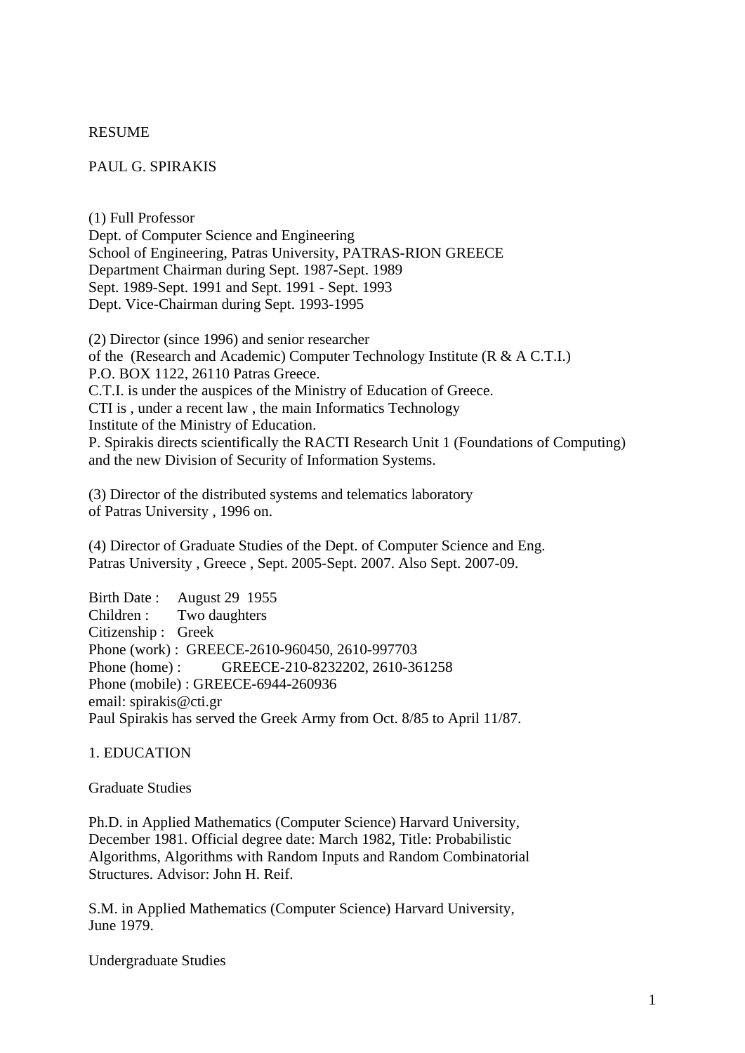# RESUME

## PAUL G. SPIRAKIS

(1) Full Professor
Dept. of Computer Science and Engineering
School of Engineering, Patras University, PATRAS-RION GREECE
Department Chairman during Sept. 1987-Sept. 1989
Sept. 1989-Sept. 1991 and Sept. 1991 - Sept. 1993
Dept. Vice-Chairman during Sept. 1993-1995

(2) Director (since 1996) and senior researcher
of the (Research and Academic) Computer Technology Institute (R & A C.T.I.)
P.O. BOX 1122, 26110 Patras Greece.
C.T.I. is under the auspices of the Ministry of Education of Greece.
CTI is , under a recent law , the main Informatics Technology
Institute of the Ministry of Education.
P. Spirakis directs scientifically the RACTI Research Unit 1 (Foundations of Computing)
and the new Division of Security of Information Systems.

(3) Director of the distributed systems and telematics laboratory
of Patras University , 1996 on.

(4) Director of Graduate Studies of the Dept. of Computer Science and Eng.
Patras University , Greece , Sept. 2005-Sept. 2007. Also Sept. 2007-09.

Birth Date : August 29 1955
Children : Two daughters
Citizenship : Greek
Phone (work) : GREECE-2610-960450, 2610-997703
Phone (home) : GREECE-210-8232202, 2610-361258
Phone (mobile) : GREECE-6944-260936
email: spirakis@cti.gr
Paul Spirakis has served the Greek Army from Oct. 8/85 to April 11/87.

## 1. EDUCATION

### Graduate Studies

Ph.D. in Applied Mathematics (Computer Science) Harvard University,
December 1981. Official degree date: March 1982, Title: Probabilistic
Algorithms, Algorithms with Random Inputs and Random Combinatorial
Structures. Advisor: John H. Reif.

S.M. in Applied Mathematics (Computer Science) Harvard University,
June 1979.

### Undergraduate Studies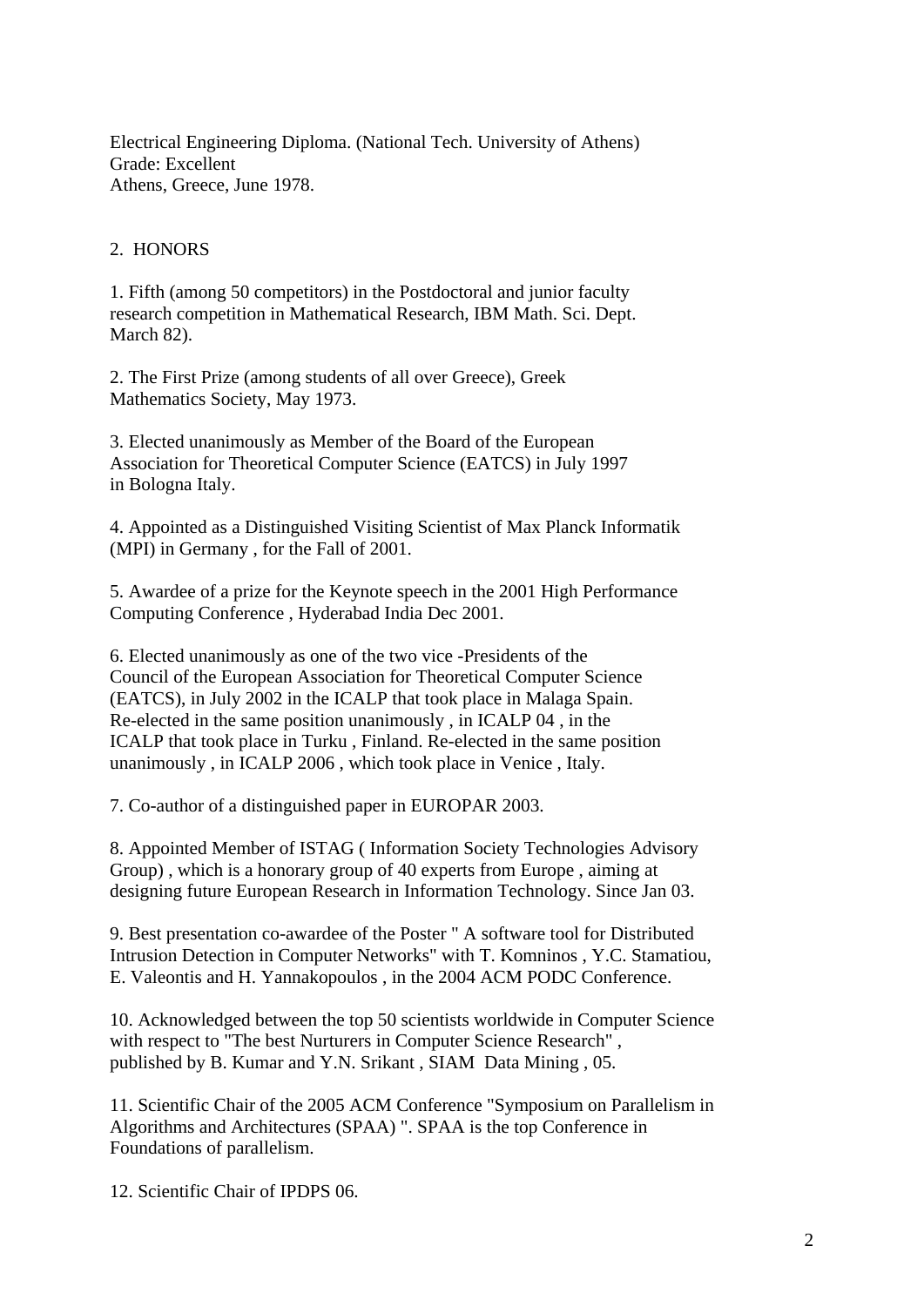Electrical Engineering Diploma. (National Tech. University of Athens)
Grade: Excellent
Athens, Greece, June 1978.

## 2. HONORS

1. Fifth (among 50 competitors) in the Postdoctoral and junior faculty research competition in Mathematical Research, IBM Math. Sci. Dept. March 82).

2. The First Prize (among students of all over Greece), Greek Mathematics Society, May 1973.

3. Elected unanimously as Member of the Board of the European Association for Theoretical Computer Science (EATCS) in July 1997 in Bologna Italy.

4. Appointed as a Distinguished Visiting Scientist of Max Planck Informatik (MPI) in Germany , for the Fall of 2001.

5. Awardee of a prize for the Keynote speech in the 2001 High Performance Computing Conference , Hyderabad India Dec 2001.

6. Elected unanimously as one of the two vice -Presidents of the Council of the European Association for Theoretical Computer Science (EATCS), in July 2002 in the ICALP that took place in Malaga Spain. Re-elected in the same position unanimously , in ICALP 04 , in the ICALP that took place in Turku , Finland. Re-elected in the same position unanimously , in ICALP 2006 , which took place in Venice , Italy.

7. Co-author of a distinguished paper in EUROPAR 2003.

8. Appointed Member of ISTAG ( Information Society Technologies Advisory Group) , which is a honorary group of 40 experts from Europe , aiming at designing future European Research in Information Technology. Since Jan 03.

9. Best presentation co-awardee of the Poster " A software tool for Distributed Intrusion Detection in Computer Networks" with T. Komninos , Y.C. Stamatiou, E. Valeontis and H. Yannakopoulos , in the 2004 ACM PODC Conference.

10. Acknowledged between the top 50 scientists worldwide in Computer Science with respect to "The best Nurturers in Computer Science Research" , published by B. Kumar and Y.N. Srikant , SIAM Data Mining , 05.

11. Scientific Chair of the 2005 ACM Conference "Symposium on Parallelism in Algorithms and Architectures (SPAA) ". SPAA is the top Conference in Foundations of parallelism.

12. Scientific Chair of IPDPS 06.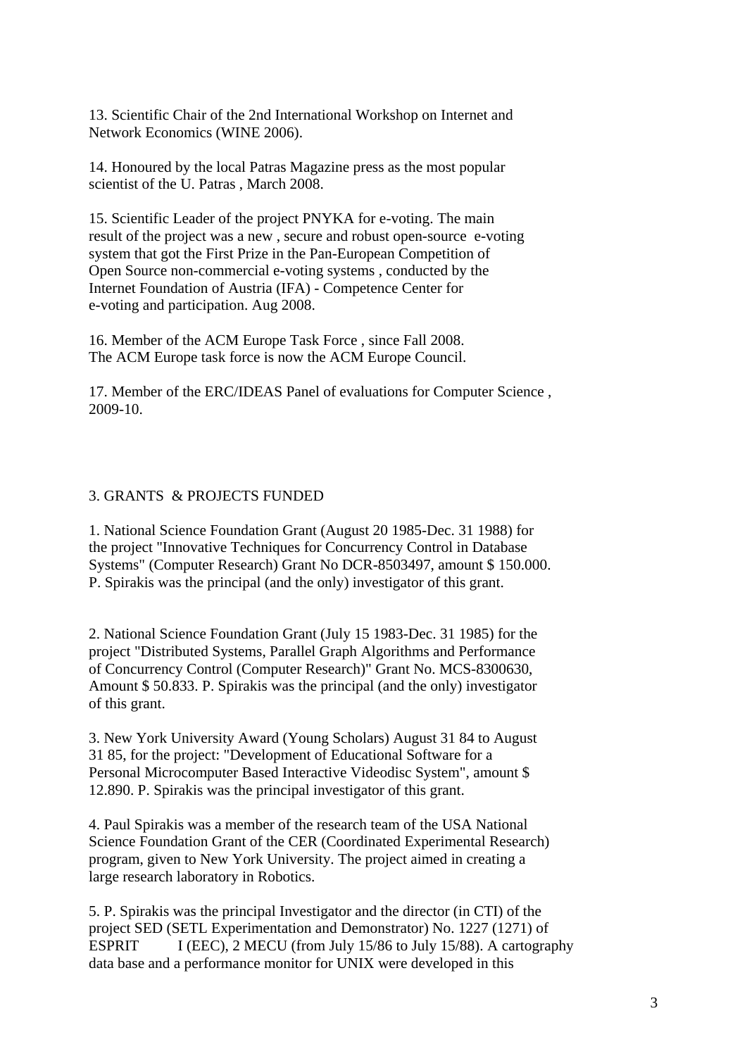13. Scientific Chair of the 2nd International Workshop on Internet and Network Economics (WINE 2006).

14. Honoured by the local Patras Magazine press as the most popular scientist of the U. Patras , March 2008.

15. Scientific Leader of the project PNYKA for e-voting. The main result of the project was a new , secure and robust open-source e-voting system that got the First Prize in the Pan-European Competition of Open Source non-commercial e-voting systems , conducted by the Internet Foundation of Austria (IFA) - Competence Center for e-voting and participation. Aug 2008.

16. Member of the ACM Europe Task Force , since Fall 2008. The ACM Europe task force is now the ACM Europe Council.

17. Member of the ERC/IDEAS Panel of evaluations for Computer Science , 2009-10.

## 3. GRANTS & PROJECTS FUNDED

1. National Science Foundation Grant (August 20 1985-Dec. 31 1988) for the project "Innovative Techniques for Concurrency Control in Database Systems" (Computer Research) Grant No DCR-8503497, amount $ 150.000. P. Spirakis was the principal (and the only) investigator of this grant.

2. National Science Foundation Grant (July 15 1983-Dec. 31 1985) for the project "Distributed Systems, Parallel Graph Algorithms and Performance of Concurrency Control (Computer Research)" Grant No. MCS-8300630, Amount $ 50.833. P. Spirakis was the principal (and the only) investigator of this grant.

3. New York University Award (Young Scholars) August 31 84 to August 31 85, for the project: "Development of Educational Software for a Personal Microcomputer Based Interactive Videodisc System", amount $ 12.890. P. Spirakis was the principal investigator of this grant.

4. Paul Spirakis was a member of the research team of the USA National Science Foundation Grant of the CER (Coordinated Experimental Research) program, given to New York University. The project aimed in creating a large research laboratory in Robotics.

5. P. Spirakis was the principal Investigator and the director (in CTI) of the project SED (SETL Experimentation and Demonstrator) No. 1227 (1271) of ESPRIT I (EEC), 2 MECU (from July 15/86 to July 15/88). A cartography data base and a performance monitor for UNIX were developed in this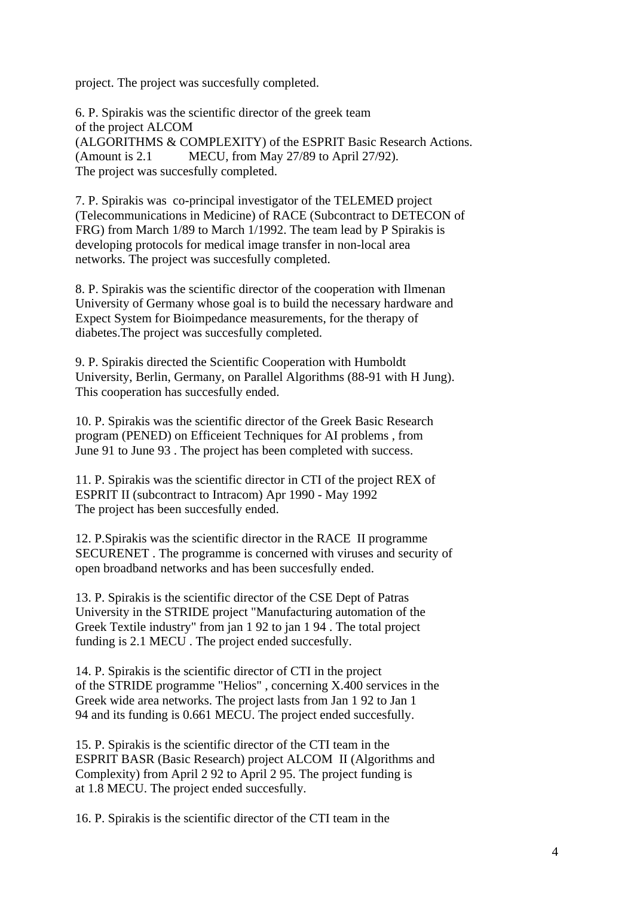project. The project was succesfully completed.

6. P. Spirakis was the scientific director of the greek team of the project ALCOM (ALGORITHMS & COMPLEXITY) of the ESPRIT Basic Research Actions. (Amount is 2.1 MECU, from May 27/89 to April 27/92). The project was succesfully completed.

7. P. Spirakis was co-principal investigator of the TELEMED project (Telecommunications in Medicine) of RACE (Subcontract to DETECON of FRG) from March 1/89 to March 1/1992. The team lead by P Spirakis is developing protocols for medical image transfer in non-local area networks. The project was succesfully completed.

8. P. Spirakis was the scientific director of the cooperation with Ilmenan University of Germany whose goal is to build the necessary hardware and Expect System for Bioimpedance measurements, for the therapy of diabetes.The project was succesfully completed.

9. P. Spirakis directed the Scientific Cooperation with Humboldt University, Berlin, Germany, on Parallel Algorithms (88-91 with H Jung). This cooperation has succesfully ended.

10. P. Spirakis was the scientific director of the Greek Basic Research program (PENED) on Efficeient Techniques for AI problems , from June 91 to June 93 . The project has been completed with success.

11. P. Spirakis was the scientific director in CTI of the project REX of ESPRIT II (subcontract to Intracom) Apr 1990 - May 1992 The project has been succesfully ended.

12. P.Spirakis was the scientific director in the RACE II programme SECURENET . The programme is concerned with viruses and security of open broadband networks and has been succesfully ended.

13. P. Spirakis is the scientific director of the CSE Dept of Patras University in the STRIDE project "Manufacturing automation of the Greek Textile industry" from jan 1 92 to jan 1 94 . The total project funding is 2.1 MECU . The project ended succesfully.

14. P. Spirakis is the scientific director of CTI in the project of the STRIDE programme "Helios" , concerning X.400 services in the Greek wide area networks. The project lasts from Jan 1 92 to Jan 1 94 and its funding is 0.661 MECU. The project ended succesfully.

15. P. Spirakis is the scientific director of the CTI team in the ESPRIT BASR (Basic Research) project ALCOM II (Algorithms and Complexity) from April 2 92 to April 2 95. The project funding is at 1.8 MECU. The project ended succesfully.

16. P. Spirakis is the scientific director of the CTI team in the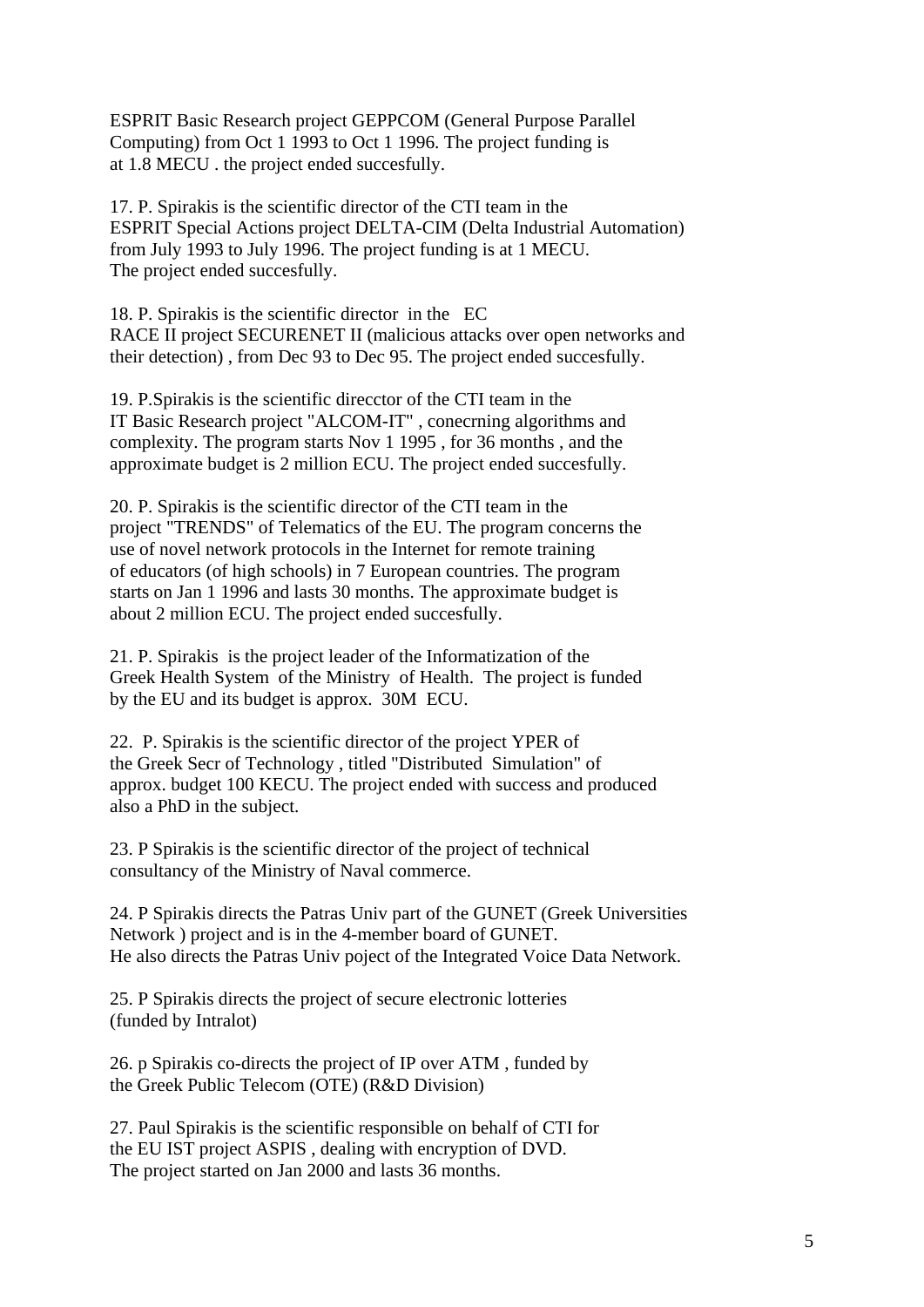ESPRIT Basic Research project GEPPCOM (General Purpose Parallel Computing) from Oct 1 1993 to Oct 1 1996. The project funding is at 1.8 MECU . the project ended succesfully.

17. P. Spirakis is the scientific director of the CTI team in the ESPRIT Special Actions project DELTA-CIM (Delta Industrial Automation) from July 1993 to July 1996. The project funding is at 1 MECU. The project ended succesfully.

18. P. Spirakis is the scientific director in the EC RACE II project SECURENET II (malicious attacks over open networks and their detection) , from Dec 93 to Dec 95. The project ended succesfully.

19. P.Spirakis is the scientific direcctor of the CTI team in the IT Basic Research project "ALCOM-IT" , conecrning algorithms and complexity. The program starts Nov 1 1995 , for 36 months , and the approximate budget is 2 million ECU. The project ended succesfully.

20. P. Spirakis is the scientific director of the CTI team in the project "TRENDS" of Telematics of the EU. The program concerns the use of novel network protocols in the Internet for remote training of educators (of high schools) in 7 European countries. The program starts on Jan 1 1996 and lasts 30 months. The approximate budget is about 2 million ECU. The project ended succesfully.

21. P. Spirakis is the project leader of the Informatization of the Greek Health System of the Ministry of Health. The project is funded by the EU and its budget is approx. 30M ECU.

22. P. Spirakis is the scientific director of the project YPER of the Greek Secr of Technology , titled "Distributed Simulation" of approx. budget 100 KECU. The project ended with success and produced also a PhD in the subject.

23. P Spirakis is the scientific director of the project of technical consultancy of the Ministry of Naval commerce.

24. P Spirakis directs the Patras Univ part of the GUNET (Greek Universities Network ) project and is in the 4-member board of GUNET. He also directs the Patras Univ poject of the Integrated Voice Data Network.

25. P Spirakis directs the project of secure electronic lotteries (funded by Intralot)

26. p Spirakis co-directs the project of IP over ATM , funded by the Greek Public Telecom (OTE) (R&D Division)

27. Paul Spirakis is the scientific responsible on behalf of CTI for the EU IST project ASPIS , dealing with encryption of DVD. The project started on Jan 2000 and lasts 36 months.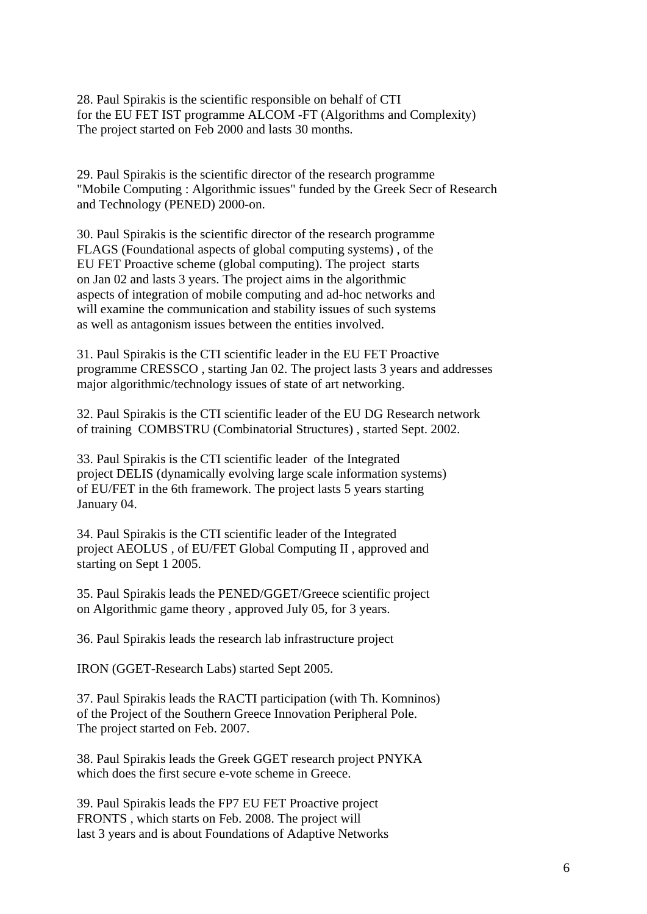28. Paul Spirakis is the scientific responsible on behalf of CTI
for the EU FET IST programme ALCOM -FT (Algorithms and Complexity)
The project started on Feb 2000 and lasts 30 months.

29. Paul Spirakis is the scientific director of the research programme
"Mobile Computing : Algorithmic issues" funded by the Greek Secr of Research
and Technology (PENED) 2000-on.

30. Paul Spirakis is the scientific director of the research programme
FLAGS (Foundational aspects of global computing systems) , of the
EU FET Proactive scheme (global computing). The project starts
on Jan 02 and lasts 3 years. The project aims in the algorithmic
aspects of integration of mobile computing and ad-hoc networks and
will examine the communication and stability issues of such systems
as well as antagonism issues between the entities involved.

31. Paul Spirakis is the CTI scientific leader in the EU FET Proactive
programme CRESSCO , starting Jan 02. The project lasts 3 years and addresses
major algorithmic/technology issues of state of art networking.

32. Paul Spirakis is the CTI scientific leader of the EU DG Research network
of training COMBSTRU (Combinatorial Structures) , started Sept. 2002.

33. Paul Spirakis is the CTI scientific leader of the Integrated
project DELIS (dynamically evolving large scale information systems)
of EU/FET in the 6th framework. The project lasts 5 years starting
January 04.

34. Paul Spirakis is the CTI scientific leader of the Integrated
project AEOLUS , of EU/FET Global Computing II , approved and
starting on Sept 1 2005.

35. Paul Spirakis leads the PENED/GGET/Greece scientific project
on Algorithmic game theory , approved July 05, for 3 years.

36. Paul Spirakis leads the research lab infrastructure project

IRON (GGET-Research Labs) started Sept 2005.

37. Paul Spirakis leads the RACTI participation (with Th. Komninos)
of the Project of the Southern Greece Innovation Peripheral Pole.
The project started on Feb. 2007.

38. Paul Spirakis leads the Greek GGET research project PNYKA
which does the first secure e-vote scheme in Greece.

39. Paul Spirakis leads the FP7 EU FET Proactive project
FRONTS , which starts on Feb. 2008. The project will
last 3 years and is about Foundations of Adaptive Networks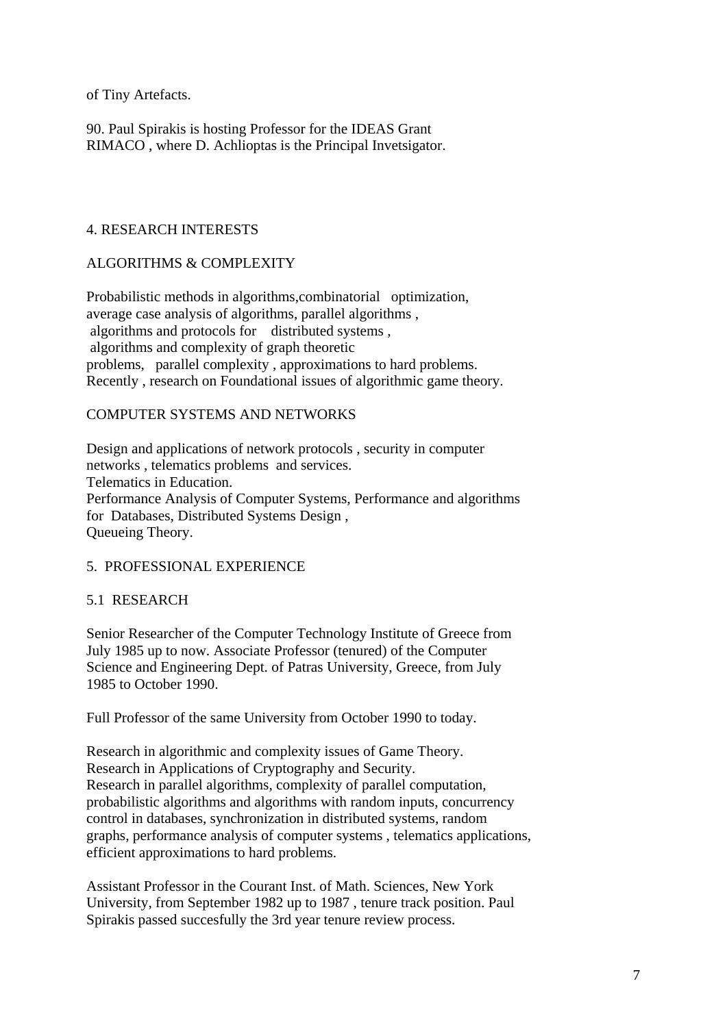of Tiny Artefacts.

90. Paul Spirakis is hosting Professor for the IDEAS Grant RIMACO , where D. Achlioptas is the Principal Invetsigator.

## 4. RESEARCH INTERESTS

### ALGORITHMS & COMPLEXITY

Probabilistic methods in algorithms,combinatorial optimization, average case analysis of algorithms, parallel algorithms , algorithms and protocols for distributed systems , algorithms and complexity of graph theoretic problems, parallel complexity , approximations to hard problems. Recently , research on Foundational issues of algorithmic game theory.

### COMPUTER SYSTEMS AND NETWORKS

Design and applications of network protocols , security in computer networks , telematics problems and services.
Telematics in Education.
Performance Analysis of Computer Systems, Performance and algorithms for Databases, Distributed Systems Design ,
Queueing Theory.

## 5. PROFESSIONAL EXPERIENCE

### 5.1 RESEARCH

Senior Researcher of the Computer Technology Institute of Greece from July 1985 up to now. Associate Professor (tenured) of the Computer Science and Engineering Dept. of Patras University, Greece, from July 1985 to October 1990.

Full Professor of the same University from October 1990 to today.

Research in algorithmic and complexity issues of Game Theory.
Research in Applications of Cryptography and Security.
Research in parallel algorithms, complexity of parallel computation, probabilistic algorithms and algorithms with random inputs, concurrency control in databases, synchronization in distributed systems, random graphs, performance analysis of computer systems , telematics applications, efficient approximations to hard problems.

Assistant Professor in the Courant Inst. of Math. Sciences, New York University, from September 1982 up to 1987 , tenure track position. Paul Spirakis passed succesfully the 3rd year tenure review process.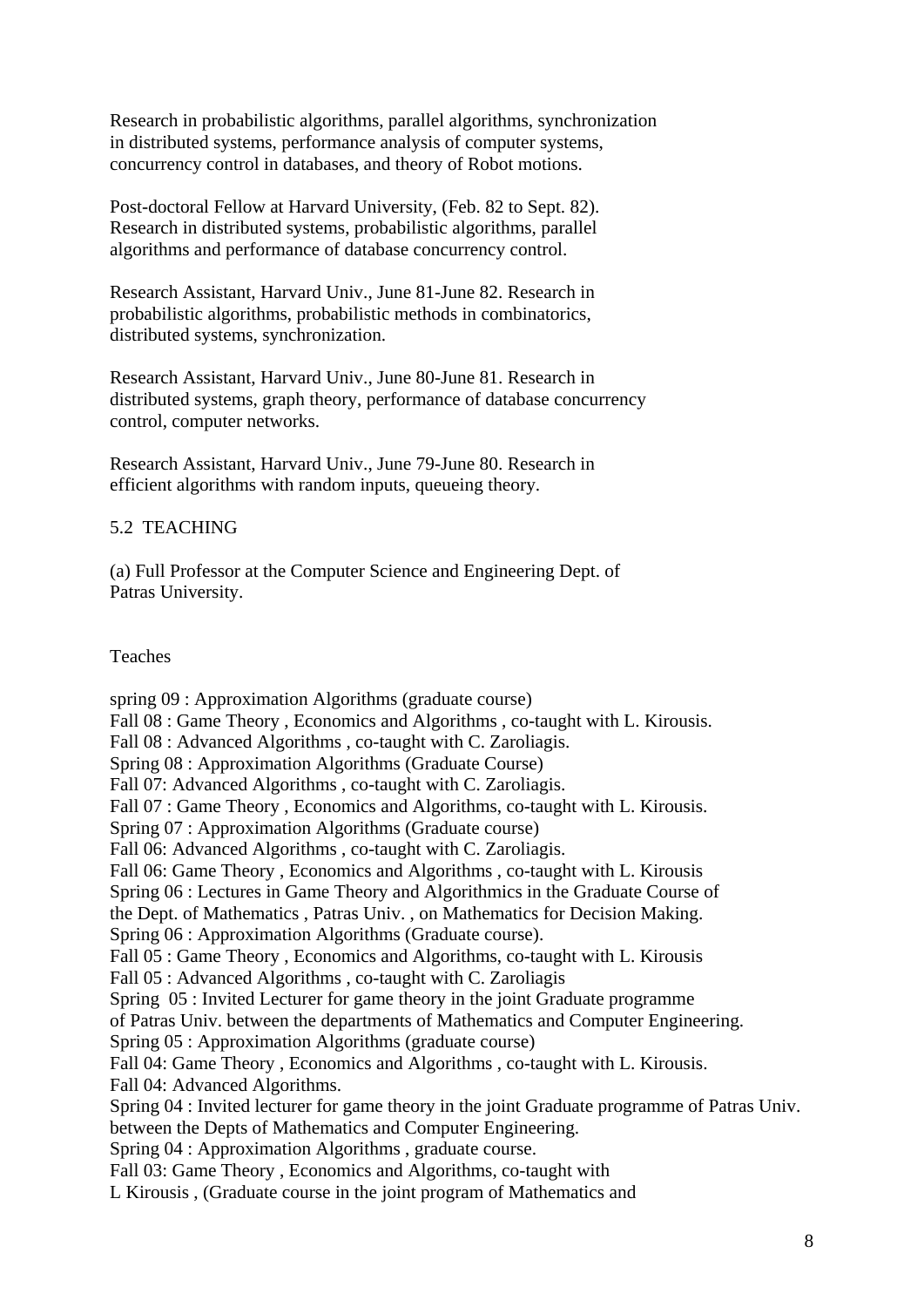Research in probabilistic algorithms, parallel algorithms, synchronization in distributed systems, performance analysis of computer systems, concurrency control in databases, and theory of Robot motions.

Post-doctoral Fellow at Harvard University, (Feb. 82 to Sept. 82). Research in distributed systems, probabilistic algorithms, parallel algorithms and performance of database concurrency control.

Research Assistant, Harvard Univ., June 81-June 82. Research in probabilistic algorithms, probabilistic methods in combinatorics, distributed systems, synchronization.

Research Assistant, Harvard Univ., June 80-June 81. Research in distributed systems, graph theory, performance of database concurrency control, computer networks.

Research Assistant, Harvard Univ., June 79-June 80. Research in efficient algorithms with random inputs, queueing theory.

## 5.2 TEACHING

(a) Full Professor at the Computer Science and Engineering Dept. of Patras University.

Teaches

spring 09 : Approximation Algorithms (graduate course)
Fall 08 : Game Theory , Economics and Algorithms , co-taught with L. Kirousis.
Fall 08 : Advanced Algorithms , co-taught with C. Zaroliagis.
Spring 08 : Approximation Algorithms (Graduate Course)
Fall 07: Advanced Algorithms , co-taught with C. Zaroliagis.
Fall 07 : Game Theory , Economics and Algorithms, co-taught with L. Kirousis.
Spring 07 : Approximation Algorithms (Graduate course)
Fall 06: Advanced Algorithms , co-taught with C. Zaroliagis.
Fall 06: Game Theory , Economics and Algorithms , co-taught with L. Kirousis
Spring 06 : Lectures in Game Theory and Algorithmics in the Graduate Course of the Dept. of Mathematics , Patras Univ. , on Mathematics for Decision Making.
Spring 06 : Approximation Algorithms (Graduate course).
Fall 05 : Game Theory , Economics and Algorithms, co-taught with L. Kirousis
Fall 05 : Advanced Algorithms , co-taught with C. Zaroliagis
Spring 05 : Invited Lecturer for game theory in the joint Graduate programme of Patras Univ. between the departments of Mathematics and Computer Engineering.
Spring 05 : Approximation Algorithms (graduate course)
Fall 04: Game Theory , Economics and Algorithms , co-taught with L. Kirousis.
Fall 04: Advanced Algorithms.
Spring 04 : Invited lecturer for game theory in the joint Graduate programme of Patras Univ. between the Depts of Mathematics and Computer Engineering.
Spring 04 : Approximation Algorithms , graduate course.
Fall 03: Game Theory , Economics and Algorithms, co-taught with L Kirousis , (Graduate course in the joint program of Mathematics and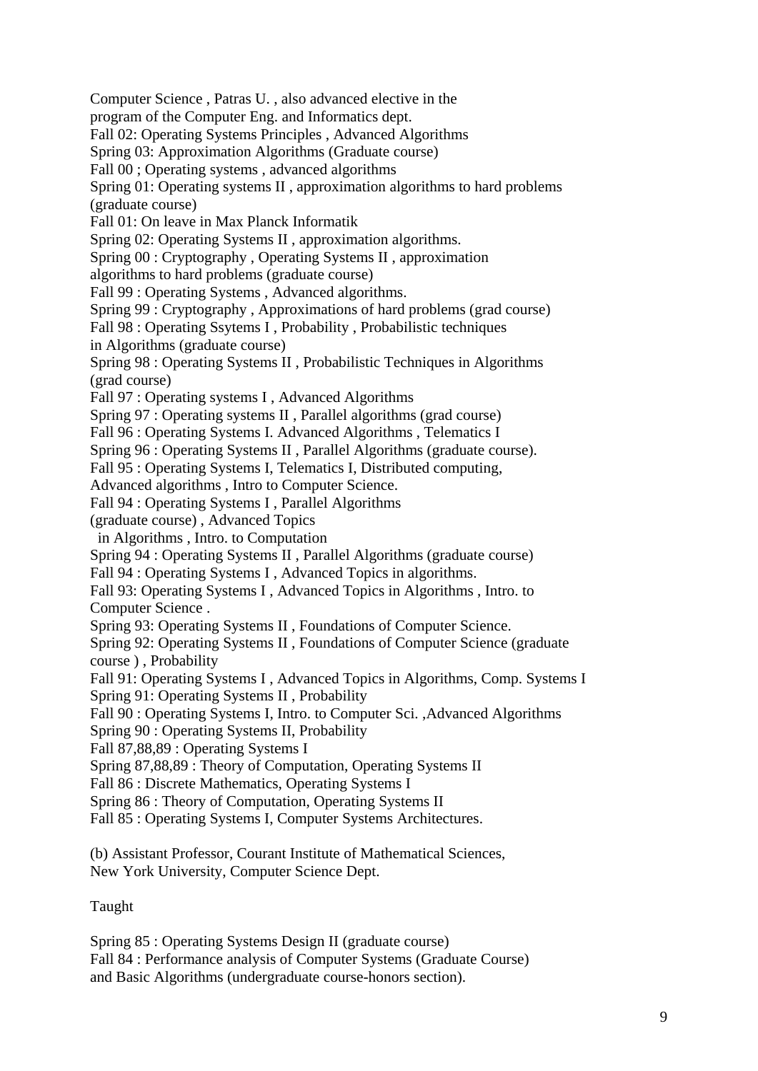Computer Science , Patras U. , also advanced elective in the
program of the Computer Eng. and Informatics dept.
Fall 02: Operating Systems Principles , Advanced Algorithms
Spring 03: Approximation Algorithms (Graduate course)
Fall 00 ; Operating systems , advanced algorithms
Spring 01: Operating systems II , approximation algorithms to hard problems (graduate course)
Fall 01: On leave in Max Planck Informatik
Spring 02: Operating Systems II , approximation algorithms.
Spring 00 : Cryptography , Operating Systems II , approximation algorithms to hard problems (graduate course)
Fall 99 : Operating Systems , Advanced algorithms.
Spring 99 : Cryptography , Approximations of hard problems (grad course)
Fall 98 : Operating Ssytems I , Probability , Probabilistic techniques in Algorithms (graduate course)
Spring 98 : Operating Systems II , Probabilistic Techniques in Algorithms (grad course)
Fall 97 : Operating systems I , Advanced Algorithms
Spring 97 : Operating systems II , Parallel algorithms (grad course)
Fall 96 : Operating Systems I. Advanced Algorithms , Telematics I
Spring 96 : Operating Systems II , Parallel Algorithms (graduate course).
Fall 95 : Operating Systems I, Telematics I, Distributed computing, Advanced algorithms , Intro to Computer Science.
Fall 94 : Operating Systems I , Parallel Algorithms (graduate course) , Advanced Topics in Algorithms , Intro. to Computation
Spring 94 : Operating Systems II , Parallel Algorithms (graduate course)
Fall 94 : Operating Systems I , Advanced Topics in algorithms.
Fall 93: Operating Systems I , Advanced Topics in Algorithms , Intro. to Computer Science .
Spring 93: Operating Systems II , Foundations of Computer Science.
Spring 92: Operating Systems II , Foundations of Computer Science (graduate course ) , Probability
Fall 91: Operating Systems I , Advanced Topics in Algorithms, Comp. Systems I
Spring 91: Operating Systems II , Probability
Fall 90 : Operating Systems I, Intro. to Computer Sci. ,Advanced Algorithms
Spring 90 : Operating Systems II, Probability
Fall 87,88,89 : Operating Systems I
Spring 87,88,89 : Theory of Computation, Operating Systems II
Fall 86 : Discrete Mathematics, Operating Systems I
Spring 86 : Theory of Computation, Operating Systems II
Fall 85 : Operating Systems I, Computer Systems Architectures.

(b) Assistant Professor, Courant Institute of Mathematical Sciences,
New York University, Computer Science Dept.

Taught

Spring 85 : Operating Systems Design II (graduate course)
Fall 84 : Performance analysis of Computer Systems (Graduate Course) and Basic Algorithms (undergraduate course-honors section).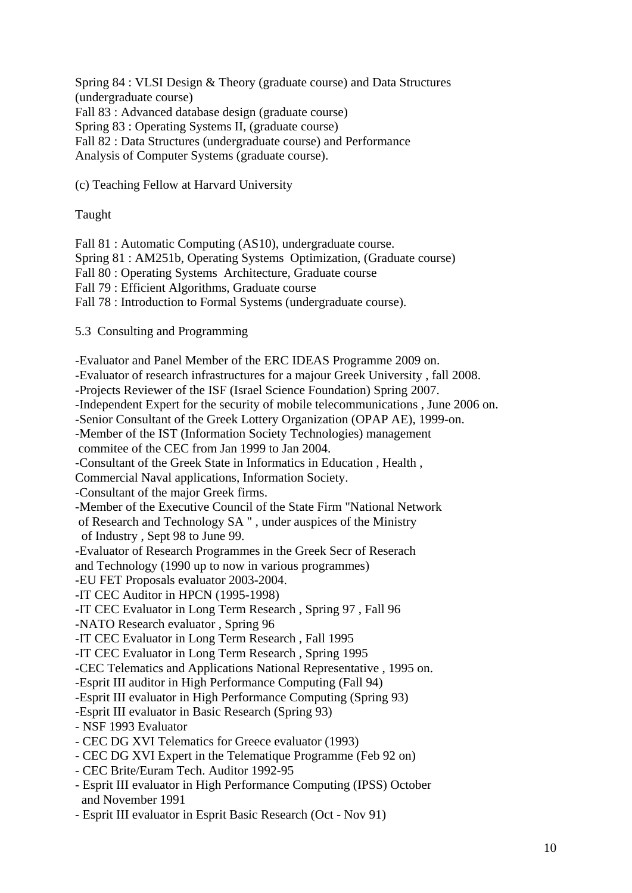Spring 84 : VLSI Design & Theory (graduate course) and Data Structures (undergraduate course)
Fall 83 : Advanced database design (graduate course)
Spring 83 : Operating Systems II, (graduate course)
Fall 82 : Data Structures (undergraduate course) and Performance Analysis of Computer Systems (graduate course).

(c) Teaching Fellow at Harvard University

Taught

Fall 81 : Automatic Computing (AS10), undergraduate course.
Spring 81 : AM251b, Operating Systems Optimization, (Graduate course)
Fall 80 : Operating Systems Architecture, Graduate course
Fall 79 : Efficient Algorithms, Graduate course
Fall 78 : Introduction to Formal Systems (undergraduate course).

5.3 Consulting and Programming

- Evaluator and Panel Member of the ERC IDEAS Programme 2009 on.
- Evaluator of research infrastructures for a majour Greek University , fall 2008.
- Projects Reviewer of the ISF (Israel Science Foundation) Spring 2007.
- Independent Expert for the security of mobile telecommunications , June 2006 on.
- Senior Consultant of the Greek Lottery Organization (OPAP AE), 1999-on.
- Member of the IST (Information Society Technologies) management commitee of the CEC from Jan 1999 to Jan 2004.
- Consultant of the Greek State in Informatics in Education , Health , Commercial Naval applications, Information Society.
- Consultant of the major Greek firms.
- Member of the Executive Council of the State Firm "National Network of Research and Technology SA " , under auspices of the Ministry of Industry , Sept 98 to June 99.
- Evaluator of Research Programmes in the Greek Secr of Reserach and Technology (1990 up to now in various programmes)
- EU FET Proposals evaluator 2003-2004.
- IT CEC Auditor in HPCN (1995-1998)
- IT CEC Evaluator in Long Term Research , Spring 97 , Fall 96
- NATO Research evaluator , Spring 96
- IT CEC Evaluator in Long Term Research , Fall 1995
- IT CEC Evaluator in Long Term Research , Spring 1995
- CEC Telematics and Applications National Representative , 1995 on.
- Esprit III auditor in High Performance Computing (Fall 94)
- Esprit III evaluator in High Performance Computing (Spring 93)
- Esprit III evaluator in Basic Research (Spring 93)
- NSF 1993 Evaluator
- CEC DG XVI Telematics for Greece evaluator (1993)
- CEC DG XVI Expert in the Telematique Programme (Feb 92 on)
- CEC Brite/Euram Tech. Auditor 1992-95
- Esprit III evaluator in High Performance Computing (IPSS) October and November 1991
- Esprit III evaluator in Esprit Basic Research (Oct - Nov 91)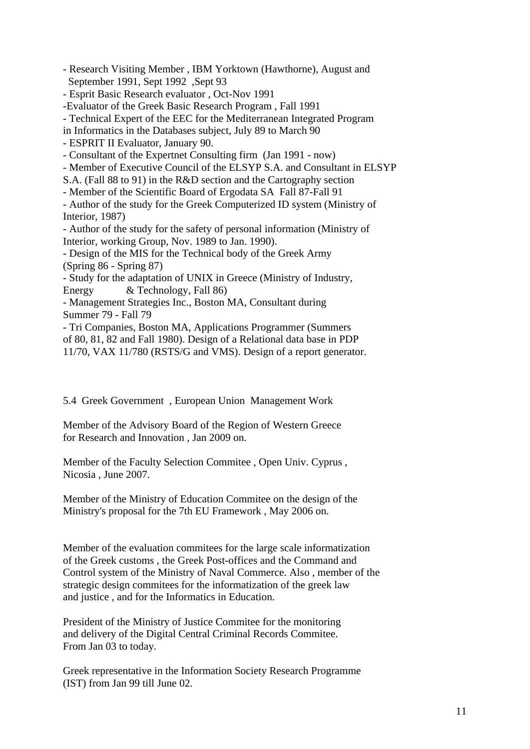- Research Visiting Member , IBM Yorktown (Hawthorne), August and September 1991, Sept 1992 ,Sept 93
- Esprit Basic Research evaluator , Oct-Nov 1991
-Evaluator of the Greek Basic Research Program , Fall 1991
- Technical Expert of the EEC for the Mediterranean Integrated Program in Informatics in the Databases subject, July 89 to March 90
- ESPRIT II Evaluator, January 90.
- Consultant of the Expertnet Consulting firm (Jan 1991 - now)
- Member of Executive Council of the ELSYP S.A. and Consultant in ELSYP S.A. (Fall 88 to 91) in the R&D section and the Cartography section
- Member of the Scientific Board of Ergodata SA Fall 87-Fall 91
- Author of the study for the Greek Computerized ID system (Ministry of Interior, 1987)
- Author of the study for the safety of personal information (Ministry of Interior, working Group, Nov. 1989 to Jan. 1990).
- Design of the MIS for the Technical body of the Greek Army (Spring 86 - Spring 87)
- Study for the adaptation of UNIX in Greece (Ministry of Industry, Energy & Technology, Fall 86)
- Management Strategies Inc., Boston MA, Consultant during Summer 79 - Fall 79
- Tri Companies, Boston MA, Applications Programmer (Summers of 80, 81, 82 and Fall 1980). Design of a Relational data base in PDP 11/70, VAX 11/780 (RSTS/G and VMS). Design of a report generator.

### 5.4 Greek Government , European Union Management Work

Member of the Advisory Board of the Region of Western Greece for Research and Innovation , Jan 2009 on.

Member of the Faculty Selection Commitee , Open Univ. Cyprus , Nicosia , June 2007.

Member of the Ministry of Education Commitee on the design of the Ministry's proposal for the 7th EU Framework , May 2006 on.

Member of the evaluation commitees for the large scale informatization of the Greek customs , the Greek Post-offices and the Command and Control system of the Ministry of Naval Commerce. Also , member of the strategic design commitees for the informatization of the greek law and justice , and for the Informatics in Education.

President of the Ministry of Justice Commitee for the monitoring and delivery of the Digital Central Criminal Records Commitee. From Jan 03 to today.

Greek representative in the Information Society Research Programme (IST) from Jan 99 till June 02.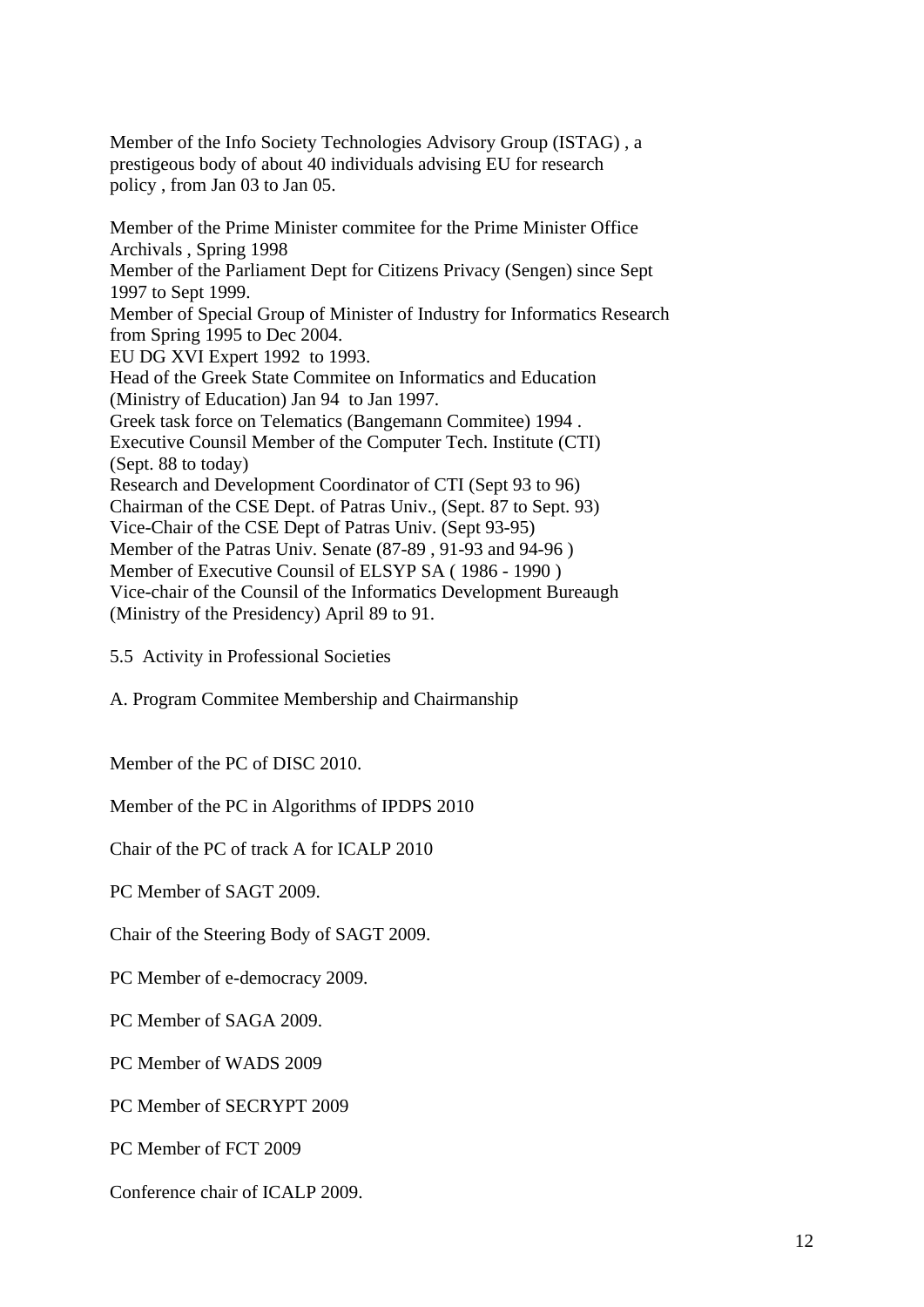Member of the Info Society Technologies Advisory Group (ISTAG) , a prestigeous body of about 40 individuals advising EU for research policy , from Jan 03 to Jan 05.

Member of the Prime Minister commitee for the Prime Minister Office Archivals , Spring 1998
Member of the Parliament Dept for Citizens Privacy (Sengen) since Sept 1997 to Sept 1999.
Member of Special Group of Minister of Industry for Informatics Research from Spring 1995 to Dec 2004.
EU DG XVI Expert 1992 to 1993.
Head of the Greek State Commitee on Informatics and Education (Ministry of Education) Jan 94 to Jan 1997.
Greek task force on Telematics (Bangemann Commitee) 1994 .
Executive Counsil Member of the Computer Tech. Institute (CTI) (Sept. 88 to today)
Research and Development Coordinator of CTI (Sept 93 to 96)
Chairman of the CSE Dept. of Patras Univ., (Sept. 87 to Sept. 93)
Vice-Chair of the CSE Dept of Patras Univ. (Sept 93-95)
Member of the Patras Univ. Senate (87-89 , 91-93 and 94-96 )
Member of Executive Counsil of ELSYP SA ( 1986 - 1990 )
Vice-chair of the Counsil of the Informatics Development Bureaugh (Ministry of the Presidency) April 89 to 91.

5.5 Activity in Professional Societies

A. Program Commitee Membership and Chairmanship

Member of the PC of DISC 2010.

Member of the PC in Algorithms of IPDPS 2010

Chair of the PC of track A for ICALP 2010

PC Member of SAGT 2009.

Chair of the Steering Body of SAGT 2009.

PC Member of e-democracy 2009.

PC Member of SAGA 2009.

PC Member of WADS 2009

PC Member of SECRYPT 2009

PC Member of FCT 2009

Conference chair of ICALP 2009.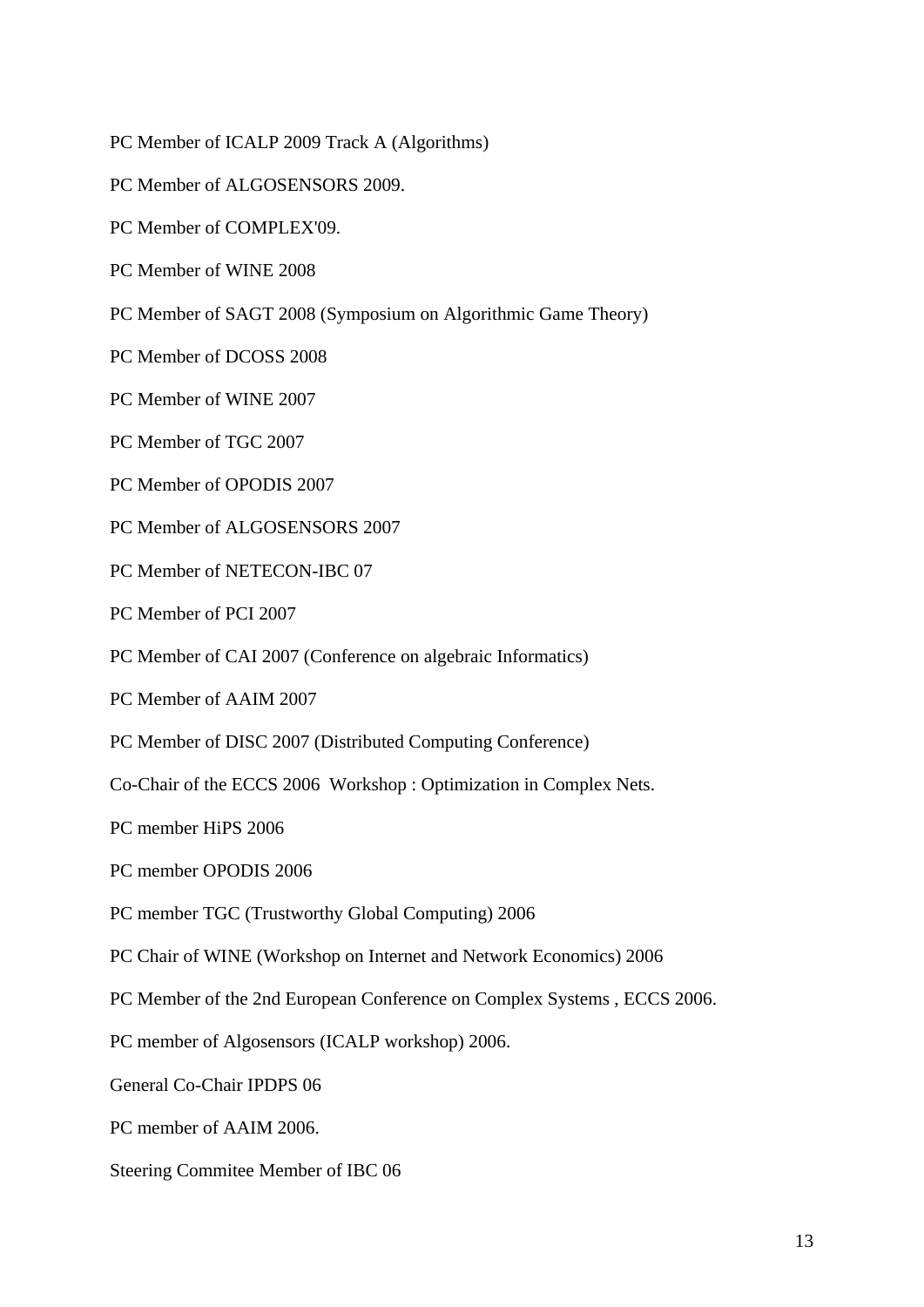PC Member of ICALP 2009 Track A (Algorithms)

PC Member of ALGOSENSORS 2009.

PC Member of COMPLEX'09.

PC Member of WINE 2008

PC Member of SAGT 2008 (Symposium on Algorithmic Game Theory)

PC Member of DCOSS 2008

PC Member of WINE 2007

PC Member of TGC 2007

PC Member of OPODIS 2007

PC Member of ALGOSENSORS 2007

PC Member of NETECON-IBC 07

PC Member of PCI 2007

PC Member of CAI 2007 (Conference on algebraic Informatics)

PC Member of AAIM 2007

PC Member of DISC 2007 (Distributed Computing Conference)

Co-Chair of the ECCS 2006 Workshop : Optimization in Complex Nets.

PC member HiPS 2006

PC member OPODIS 2006

PC member TGC (Trustworthy Global Computing) 2006

PC Chair of WINE (Workshop on Internet and Network Economics) 2006

PC Member of the 2nd European Conference on Complex Systems , ECCS 2006.

PC member of Algosensors (ICALP workshop) 2006.

General Co-Chair IPDPS 06

PC member of AAIM 2006.

Steering Commitee Member of IBC 06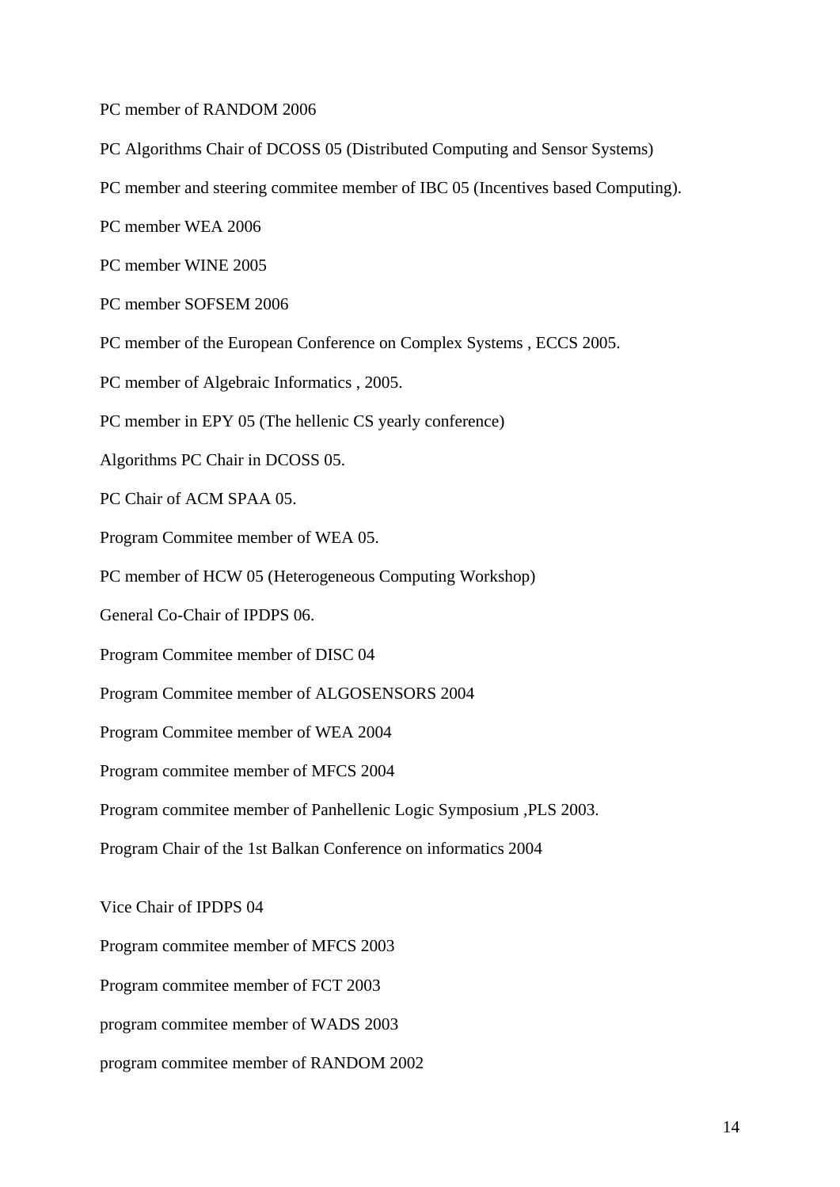PC member of RANDOM 2006

PC Algorithms Chair of DCOSS 05 (Distributed Computing and Sensor Systems)

PC member and steering commitee member of IBC 05 (Incentives based Computing).

PC member WEA 2006

PC member WINE 2005

PC member SOFSEM 2006

PC member of the European Conference on Complex Systems , ECCS 2005.

PC member of Algebraic Informatics , 2005.

PC member in EPY 05 (The hellenic CS yearly conference)

Algorithms PC Chair in DCOSS 05.

PC Chair of ACM SPAA 05.

Program Commitee member of WEA 05.

PC member of HCW 05 (Heterogeneous Computing Workshop)

General Co-Chair of IPDPS 06.

Program Commitee member of DISC 04

Program Commitee member of ALGOSENSORS 2004

Program Commitee member of WEA 2004

Program commitee member of MFCS 2004

Program commitee member of Panhellenic Logic Symposium ,PLS 2003.

Program Chair of the 1st Balkan Conference on informatics 2004

Vice Chair of IPDPS 04

Program commitee member of MFCS 2003

Program commitee member of FCT 2003

program commitee member of WADS 2003

program commitee member of RANDOM 2002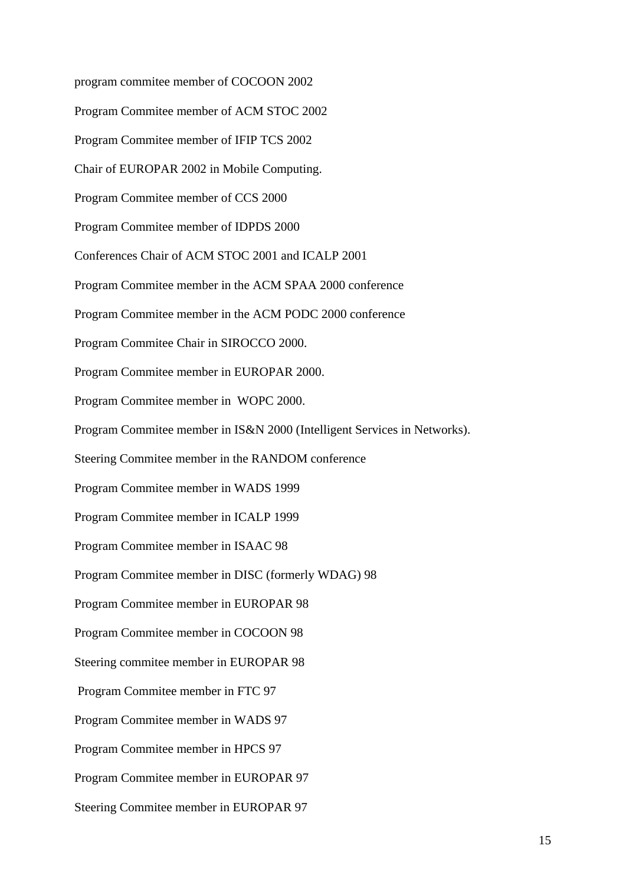program commitee member of COCOON 2002

Program Commitee member of ACM STOC 2002

Program Commitee member of IFIP TCS 2002

Chair of EUROPAR 2002 in Mobile Computing.

Program Commitee member of CCS 2000

Program Commitee member of IDPDS 2000

Conferences Chair of ACM STOC 2001 and ICALP 2001

Program Commitee member in the ACM SPAA 2000 conference

Program Commitee member in the ACM PODC 2000 conference

Program Commitee Chair in SIROCCO 2000.

Program Commitee member in EUROPAR 2000.

Program Commitee member in WOPC 2000.

Program Commitee member in IS&N 2000 (Intelligent Services in Networks).

Steering Commitee member in the RANDOM conference

Program Commitee member in WADS 1999

Program Commitee member in ICALP 1999

Program Commitee member in ISAAC 98

Program Commitee member in DISC (formerly WDAG) 98

Program Commitee member in EUROPAR 98

Program Commitee member in COCOON 98

Steering commitee member in EUROPAR 98

Program Commitee member in FTC 97

Program Commitee member in WADS 97

Program Commitee member in HPCS 97

Program Commitee member in EUROPAR 97

Steering Commitee member in EUROPAR 97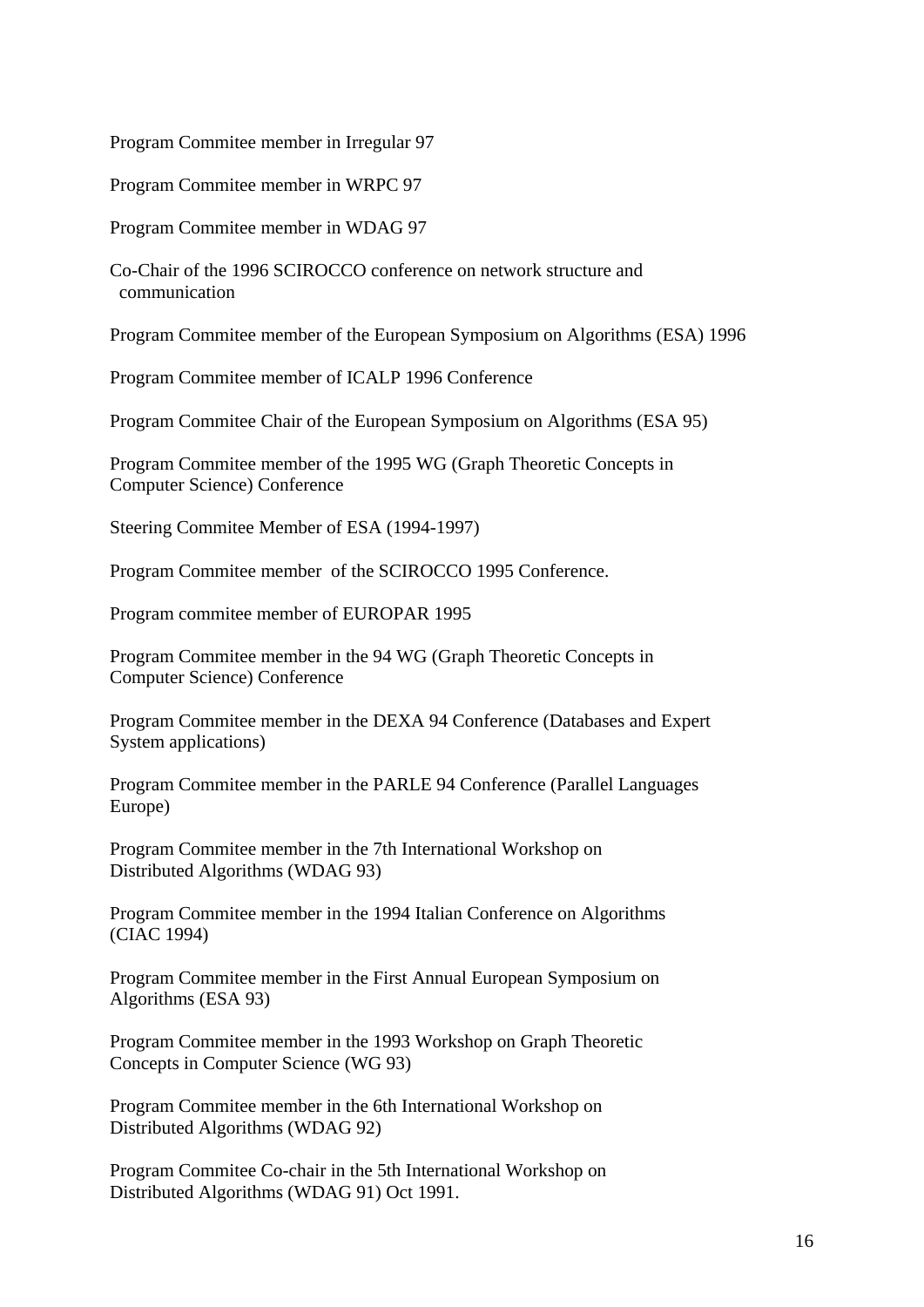Program Commitee member in Irregular 97

Program Commitee member in WRPC 97

Program Commitee member in WDAG 97

Co-Chair of the 1996 SCIROCCO conference on network structure and communication

Program Commitee member of the European Symposium on Algorithms (ESA) 1996

Program Commitee member of ICALP 1996 Conference

Program Commitee Chair of the European Symposium on Algorithms (ESA 95)

Program Commitee member of the 1995 WG (Graph Theoretic Concepts in Computer Science) Conference

Steering Commitee Member of ESA (1994-1997)

Program Commitee member  of the SCIROCCO 1995 Conference.

Program commitee member of EUROPAR 1995

Program Commitee member in the 94 WG (Graph Theoretic Concepts in Computer Science) Conference

Program Commitee member in the DEXA 94 Conference (Databases and Expert System applications)

Program Commitee member in the PARLE 94 Conference (Parallel Languages Europe)

Program Commitee member in the 7th International Workshop on Distributed Algorithms (WDAG 93)

Program Commitee member in the 1994 Italian Conference on Algorithms (CIAC 1994)

Program Commitee member in the First Annual European Symposium on Algorithms (ESA 93)

Program Commitee member in the 1993 Workshop on Graph Theoretic Concepts in Computer Science (WG 93)

Program Commitee member in the 6th International Workshop on Distributed Algorithms (WDAG 92)

Program Commitee Co-chair in the 5th International Workshop on Distributed Algorithms (WDAG 91) Oct 1991.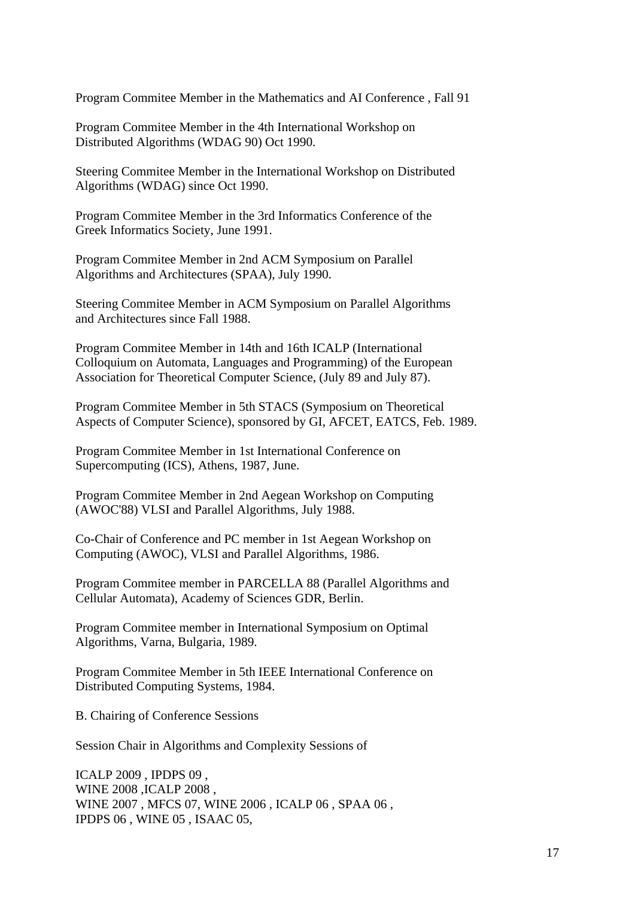Program Commitee Member in the Mathematics and AI Conference , Fall 91

Program Commitee Member in the 4th International Workshop on Distributed Algorithms (WDAG 90) Oct 1990.

Steering Commitee Member in the International Workshop on Distributed Algorithms (WDAG) since Oct 1990.

Program Commitee Member in the 3rd Informatics Conference of the Greek Informatics Society, June 1991.

Program Commitee Member in 2nd ACM Symposium on Parallel Algorithms and Architectures (SPAA), July 1990.

Steering Commitee Member in ACM Symposium on Parallel Algorithms and Architectures since Fall 1988.

Program Commitee Member in 14th and 16th ICALP (International Colloquium on Automata, Languages and Programming) of the European Association for Theoretical Computer Science, (July 89 and July 87).

Program Commitee Member in 5th STACS (Symposium on Theoretical Aspects of Computer Science), sponsored by GI, AFCET, EATCS, Feb. 1989.

Program Commitee Member in 1st International Conference on Supercomputing (ICS), Athens, 1987, June.

Program Commitee Member in 2nd Aegean Workshop on Computing (AWOC'88) VLSI and Parallel Algorithms, July 1988.

Co-Chair of Conference and PC member in 1st Aegean Workshop on Computing (AWOC), VLSI and Parallel Algorithms, 1986.

Program Commitee member in PARCELLA 88 (Parallel Algorithms and Cellular Automata), Academy of Sciences GDR, Berlin.

Program Commitee member in International Symposium on Optimal Algorithms, Varna, Bulgaria, 1989.

Program Commitee Member in 5th IEEE International Conference on Distributed Computing Systems, 1984.

B. Chairing of Conference Sessions

Session Chair in Algorithms and Complexity Sessions of

ICALP 2009 , IPDPS 09 ,
WINE 2008 ,ICALP 2008 ,
WINE 2007 , MFCS 07, WINE 2006 , ICALP 06 , SPAA 06 ,
IPDPS 06 , WINE 05 , ISAAC 05,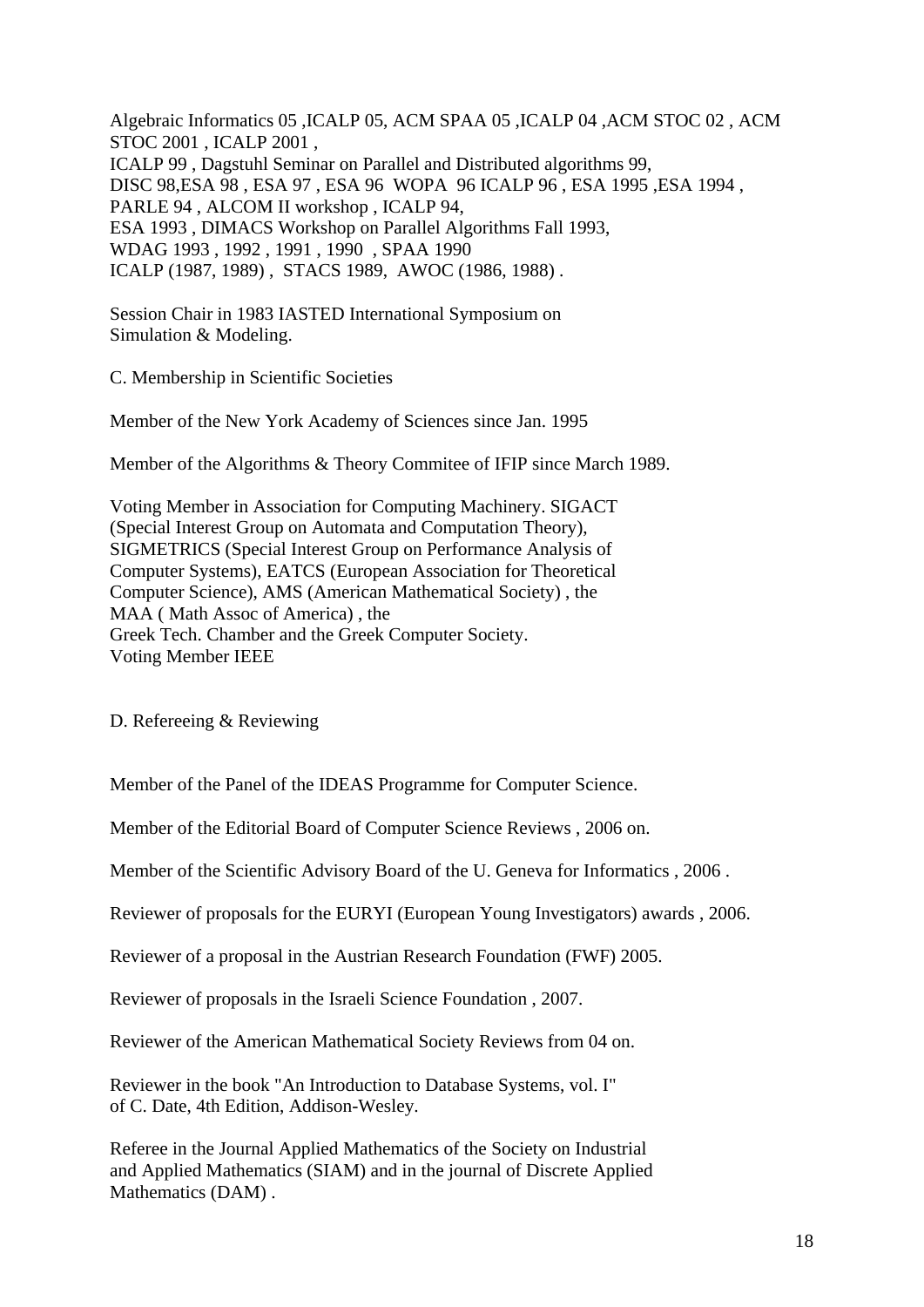Algebraic Informatics 05 ,ICALP 05, ACM SPAA 05 ,ICALP 04 ,ACM STOC 02 , ACM STOC 2001 , ICALP 2001 ,
ICALP 99 , Dagstuhl Seminar on Parallel and Distributed algorithms 99,
DISC 98,ESA 98 , ESA 97 , ESA 96 WOPA 96 ICALP 96 , ESA 1995 ,ESA 1994 ,
PARLE 94 , ALCOM II workshop , ICALP 94,
ESA 1993 , DIMACS Workshop on Parallel Algorithms Fall 1993,
WDAG 1993 , 1992 , 1991 , 1990 , SPAA 1990
ICALP (1987, 1989) , STACS 1989, AWOC (1986, 1988) .

Session Chair in 1983 IASTED International Symposium on Simulation & Modeling.

C. Membership in Scientific Societies

Member of the New York Academy of Sciences since Jan. 1995

Member of the Algorithms & Theory Commitee of IFIP since March 1989.

Voting Member in Association for Computing Machinery. SIGACT (Special Interest Group on Automata and Computation Theory), SIGMETRICS (Special Interest Group on Performance Analysis of Computer Systems), EATCS (European Association for Theoretical Computer Science), AMS (American Mathematical Society) , the MAA ( Math Assoc of America) , the
Greek Tech. Chamber and the Greek Computer Society.
Voting Member IEEE

D. Refereeing & Reviewing

Member of the Panel of the IDEAS Programme for Computer Science.

Member of the Editorial Board of Computer Science Reviews , 2006 on.

Member of the Scientific Advisory Board of the U. Geneva for Informatics , 2006 .

Reviewer of proposals for the EURYI (European Young Investigators) awards , 2006.

Reviewer of a proposal in the Austrian Research Foundation (FWF) 2005.

Reviewer of proposals in the Israeli Science Foundation , 2007.

Reviewer of the American Mathematical Society Reviews from 04 on.

Reviewer in the book "An Introduction to Database Systems, vol. I" of C. Date, 4th Edition, Addison-Wesley.

Referee in the Journal Applied Mathematics of the Society on Industrial and Applied Mathematics (SIAM) and in the journal of Discrete Applied Mathematics (DAM) .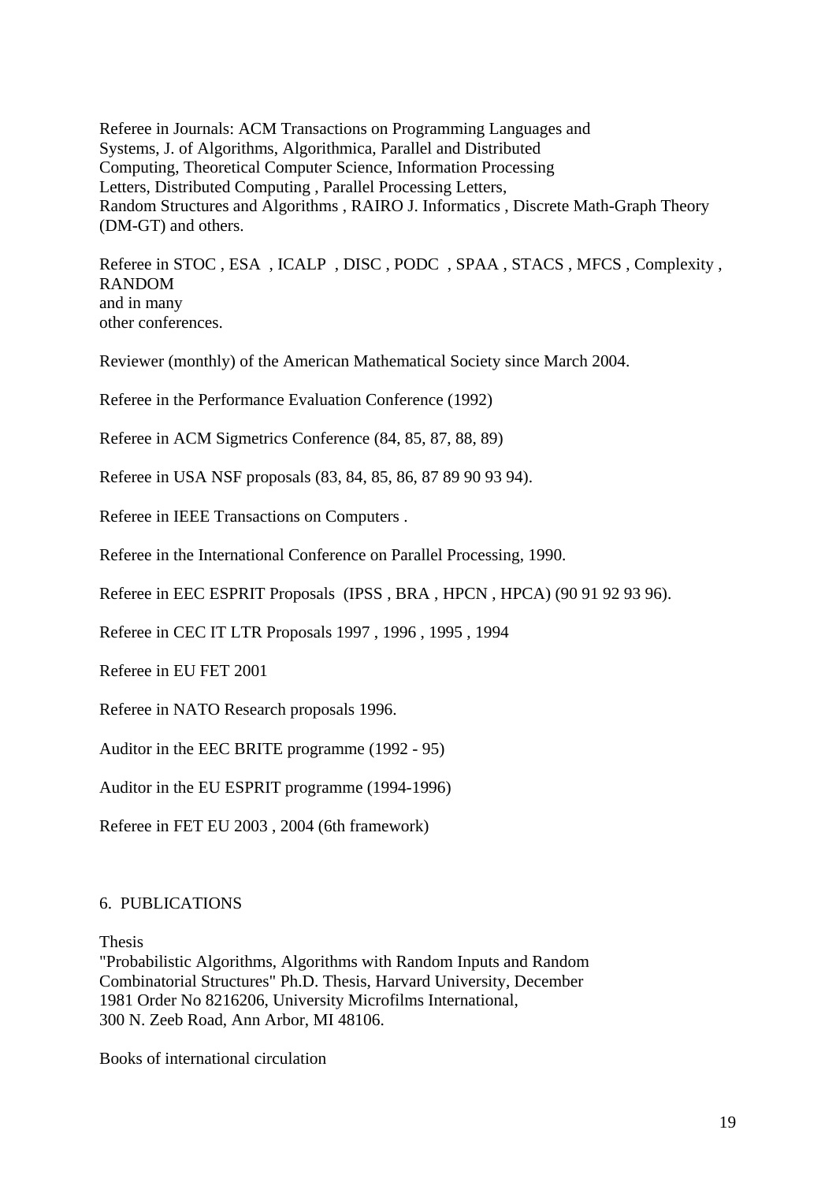Referee in Journals: ACM Transactions on Programming Languages and Systems, J. of Algorithms, Algorithmica, Parallel and Distributed Computing, Theoretical Computer Science, Information Processing Letters, Distributed Computing , Parallel Processing Letters, Random Structures and Algorithms , RAIRO J. Informatics , Discrete Math-Graph Theory (DM-GT) and others.

Referee in STOC , ESA , ICALP , DISC , PODC , SPAA , STACS , MFCS , Complexity , RANDOM and in many other conferences.

Reviewer (monthly) of the American Mathematical Society since March 2004.

Referee in the Performance Evaluation Conference (1992)

Referee in ACM Sigmetrics Conference (84, 85, 87, 88, 89)

Referee in USA NSF proposals (83, 84, 85, 86, 87 89 90 93 94).

Referee in IEEE Transactions on Computers .

Referee in the International Conference on Parallel Processing, 1990.

Referee in EEC ESPRIT Proposals (IPSS , BRA , HPCN , HPCA) (90 91 92 93 96).

Referee in CEC IT LTR Proposals 1997 , 1996 , 1995 , 1994

Referee in EU FET 2001

Referee in NATO Research proposals 1996.

Auditor in the EEC BRITE programme (1992 - 95)

Auditor in the EU ESPRIT programme (1994-1996)

Referee in FET EU 2003 , 2004 (6th framework)

## 6. PUBLICATIONS

Thesis

"Probabilistic Algorithms, Algorithms with Random Inputs and Random Combinatorial Structures" Ph.D. Thesis, Harvard University, December 1981 Order No 8216206, University Microfilms International, 300 N. Zeeb Road, Ann Arbor, MI 48106.

Books of international circulation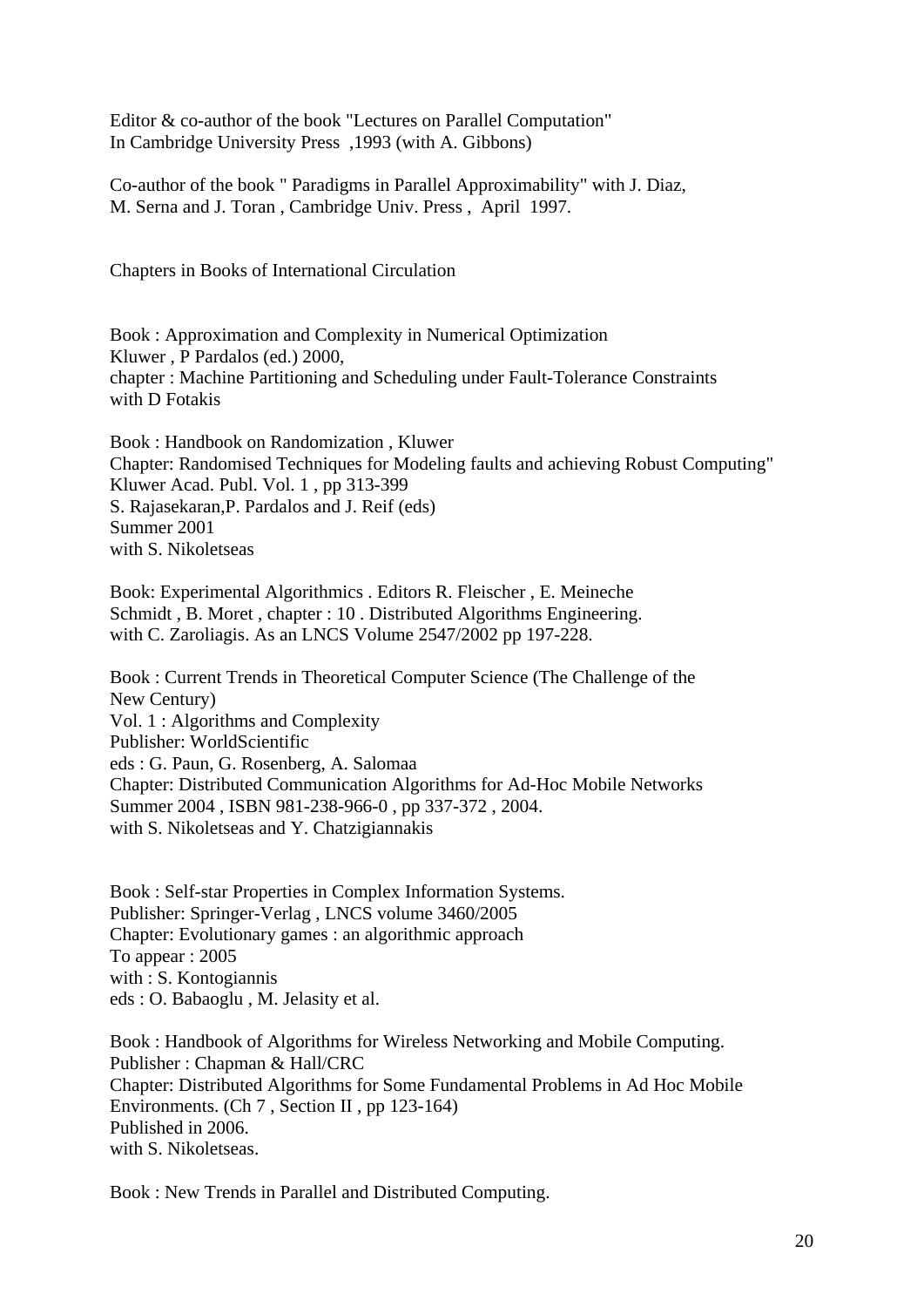Editor & co-author of the book "Lectures on Parallel Computation"
In Cambridge University Press ,1993 (with A. Gibbons)

Co-author of the book " Paradigms in Parallel Approximability" with J. Diaz,
M. Serna and J. Toran , Cambridge Univ. Press , April 1997.

Chapters in Books of International Circulation

Book : Approximation and Complexity in Numerical Optimization
Kluwer , P Pardalos (ed.) 2000,
chapter : Machine Partitioning and Scheduling under Fault-Tolerance Constraints
with D Fotakis

Book : Handbook on Randomization , Kluwer
Chapter: Randomised Techniques for Modeling faults and achieving Robust Computing"
Kluwer Acad. Publ. Vol. 1 , pp 313-399
S. Rajasekaran,P. Pardalos and J. Reif (eds)
Summer 2001
with S. Nikoletseas

Book: Experimental Algorithmics . Editors R. Fleischer , E. Meineche
Schmidt , B. Moret , chapter : 10 . Distributed Algorithms Engineering.
with C. Zaroliagis. As an LNCS Volume 2547/2002 pp 197-228.

Book : Current Trends in Theoretical Computer Science (The Challenge of the
New Century)
Vol. 1 : Algorithms and Complexity
Publisher: WorldScientific
eds : G. Paun, G. Rosenberg, A. Salomaa
Chapter: Distributed Communication Algorithms for Ad-Hoc Mobile Networks
Summer 2004 , ISBN 981-238-966-0 , pp 337-372 , 2004.
with S. Nikoletseas and Y. Chatzigiannakis

Book : Self-star Properties in Complex Information Systems.
Publisher: Springer-Verlag , LNCS volume 3460/2005
Chapter: Evolutionary games : an algorithmic approach
To appear : 2005
with : S. Kontogiannis
eds : O. Babaoglu , M. Jelasity et al.

Book : Handbook of Algorithms for Wireless Networking and Mobile Computing.
Publisher : Chapman & Hall/CRC
Chapter: Distributed Algorithms for Some Fundamental Problems in Ad Hoc Mobile
Environments. (Ch 7 , Section II , pp 123-164)
Published in 2006.
with S. Nikoletseas.

Book : New Trends in Parallel and Distributed Computing.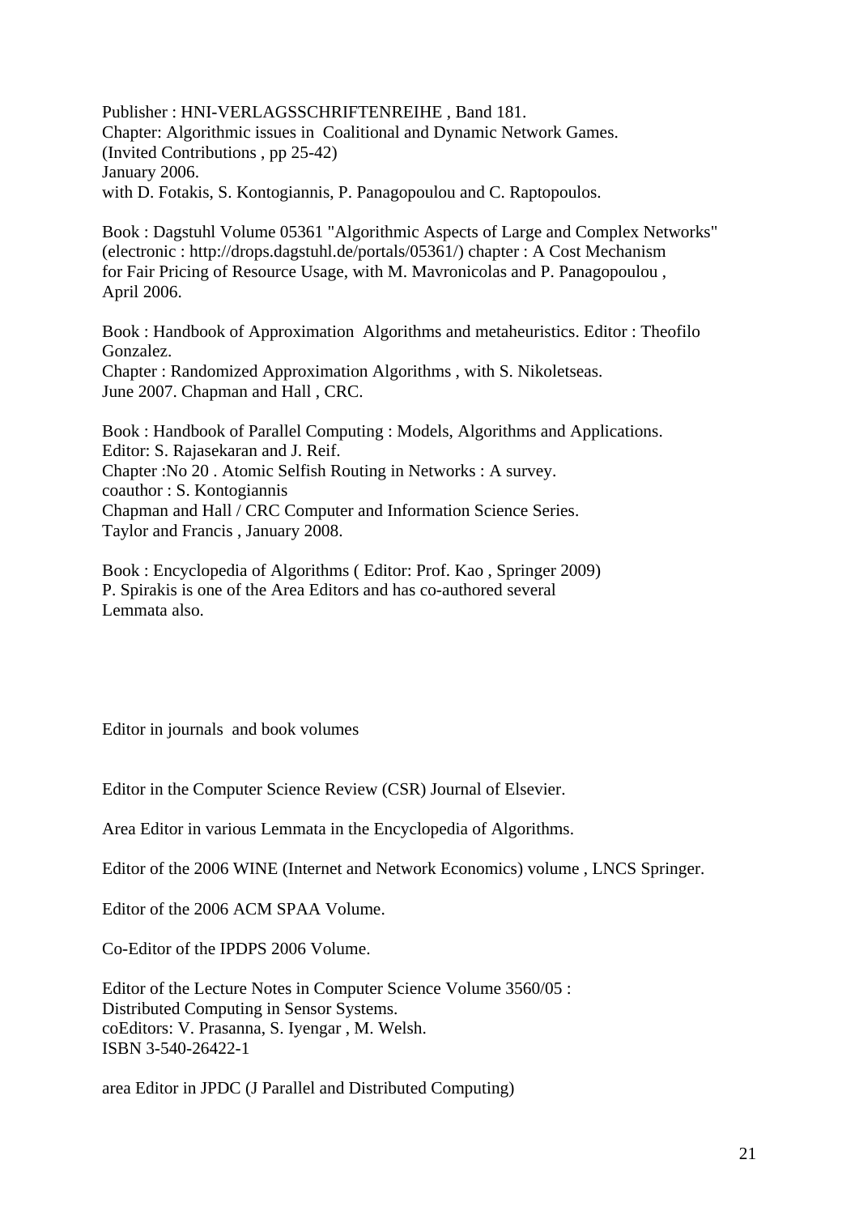Publisher : HNI-VERLAGSSCHRIFTENREIHE , Band 181.
Chapter: Algorithmic issues in Coalitional and Dynamic Network Games.
(Invited Contributions , pp 25-42)
January 2006.
with D. Fotakis, S. Kontogiannis, P. Panagopoulou and C. Raptopoulos.

Book : Dagstuhl Volume 05361 "Algorithmic Aspects of Large and Complex Networks" (electronic : http://drops.dagstuhl.de/portals/05361/) chapter : A Cost Mechanism for Fair Pricing of Resource Usage, with M. Mavronicolas and P. Panagopoulou , April 2006.

Book : Handbook of Approximation Algorithms and metaheuristics. Editor : Theofilo Gonzalez.
Chapter : Randomized Approximation Algorithms , with S. Nikoletseas.
June 2007. Chapman and Hall , CRC.

Book : Handbook of Parallel Computing : Models, Algorithms and Applications.
Editor: S. Rajasekaran and J. Reif.
Chapter :No 20 . Atomic Selfish Routing in Networks : A survey.
coauthor : S. Kontogiannis
Chapman and Hall / CRC Computer and Information Science Series.
Taylor and Francis , January 2008.

Book : Encyclopedia of Algorithms ( Editor: Prof. Kao , Springer 2009)
P. Spirakis is one of the Area Editors and has co-authored several Lemmata also.

Editor in journals and book volumes

Editor in the Computer Science Review (CSR) Journal of Elsevier.

Area Editor in various Lemmata in the Encyclopedia of Algorithms.

Editor of the 2006 WINE (Internet and Network Economics) volume , LNCS Springer.

Editor of the 2006 ACM SPAA Volume.

Co-Editor of the IPDPS 2006 Volume.

Editor of the Lecture Notes in Computer Science Volume 3560/05 :
Distributed Computing in Sensor Systems.
coEditors: V. Prasanna, S. Iyengar , M. Welsh.
ISBN 3-540-26422-1

area Editor in JPDC (J Parallel and Distributed Computing)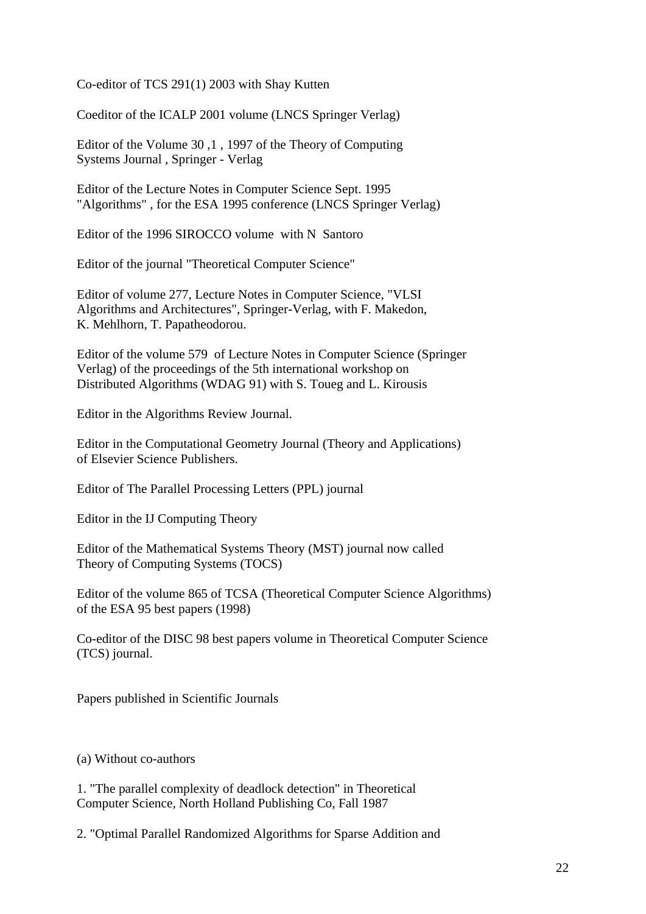Co-editor of TCS 291(1) 2003 with Shay Kutten

Coeditor of the ICALP 2001 volume (LNCS Springer Verlag)

Editor of the Volume 30 ,1 , 1997 of the Theory of Computing Systems Journal , Springer - Verlag

Editor of the Lecture Notes in Computer Science Sept. 1995 "Algorithms" , for the ESA 1995 conference (LNCS Springer Verlag)

Editor of the 1996 SIROCCO volume with N Santoro

Editor of the journal "Theoretical Computer Science"

Editor of volume 277, Lecture Notes in Computer Science, "VLSI Algorithms and Architectures", Springer-Verlag, with F. Makedon, K. Mehlhorn, T. Papatheodorou.

Editor of the volume 579 of Lecture Notes in Computer Science (Springer Verlag) of the proceedings of the 5th international workshop on Distributed Algorithms (WDAG 91) with S. Toueg and L. Kirousis

Editor in the Algorithms Review Journal.

Editor in the Computational Geometry Journal (Theory and Applications) of Elsevier Science Publishers.

Editor of The Parallel Processing Letters (PPL) journal

Editor in the IJ Computing Theory

Editor of the Mathematical Systems Theory (MST) journal now called Theory of Computing Systems (TOCS)

Editor of the volume 865 of TCSA (Theoretical Computer Science Algorithms) of the ESA 95 best papers (1998)

Co-editor of the DISC 98 best papers volume in Theoretical Computer Science (TCS) journal.

Papers published in Scientific Journals

(a) Without co-authors

1. "The parallel complexity of deadlock detection" in Theoretical Computer Science, North Holland Publishing Co, Fall 1987

2. "Optimal Parallel Randomized Algorithms for Sparse Addition and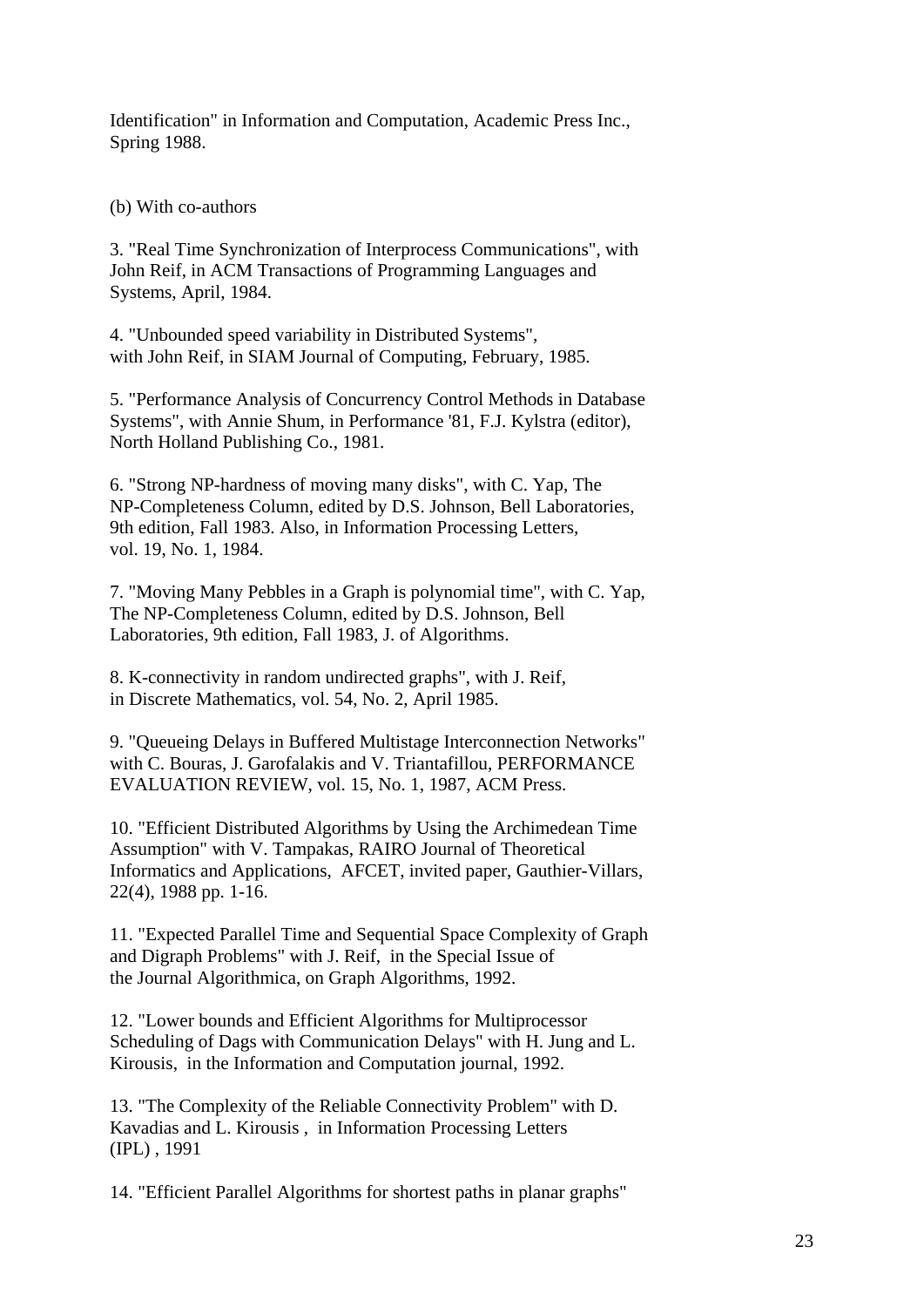Identification" in Information and Computation, Academic Press Inc., Spring 1988.

(b) With co-authors

3. "Real Time Synchronization of Interprocess Communications", with John Reif, in ACM Transactions of Programming Languages and Systems, April, 1984.

4. "Unbounded speed variability in Distributed Systems", with John Reif, in SIAM Journal of Computing, February, 1985.

5. "Performance Analysis of Concurrency Control Methods in Database Systems", with Annie Shum, in Performance '81, F.J. Kylstra (editor), North Holland Publishing Co., 1981.

6. "Strong NP-hardness of moving many disks", with C. Yap, The NP-Completeness Column, edited by D.S. Johnson, Bell Laboratories, 9th edition, Fall 1983. Also, in Information Processing Letters, vol. 19, No. 1, 1984.

7. "Moving Many Pebbles in a Graph is polynomial time", with C. Yap, The NP-Completeness Column, edited by D.S. Johnson, Bell Laboratories, 9th edition, Fall 1983, J. of Algorithms.

8. K-connectivity in random undirected graphs", with J. Reif, in Discrete Mathematics, vol. 54, No. 2, April 1985.

9. "Queueing Delays in Buffered Multistage Interconnection Networks" with C. Bouras, J. Garofalakis and V. Triantafillou, PERFORMANCE EVALUATION REVIEW, vol. 15, No. 1, 1987, ACM Press.

10. "Efficient Distributed Algorithms by Using the Archimedean Time Assumption" with V. Tampakas, RAIRO Journal of Theoretical Informatics and Applications, AFCET, invited paper, Gauthier-Villars, 22(4), 1988 pp. 1-16.

11. "Expected Parallel Time and Sequential Space Complexity of Graph and Digraph Problems" with J. Reif, in the Special Issue of the Journal Algorithmica, on Graph Algorithms, 1992.

12. "Lower bounds and Efficient Algorithms for Multiprocessor Scheduling of Dags with Communication Delays" with H. Jung and L. Kirousis, in the Information and Computation journal, 1992.

13. "The Complexity of the Reliable Connectivity Problem" with D. Kavadias and L. Kirousis , in Information Processing Letters (IPL) , 1991

14. "Efficient Parallel Algorithms for shortest paths in planar graphs"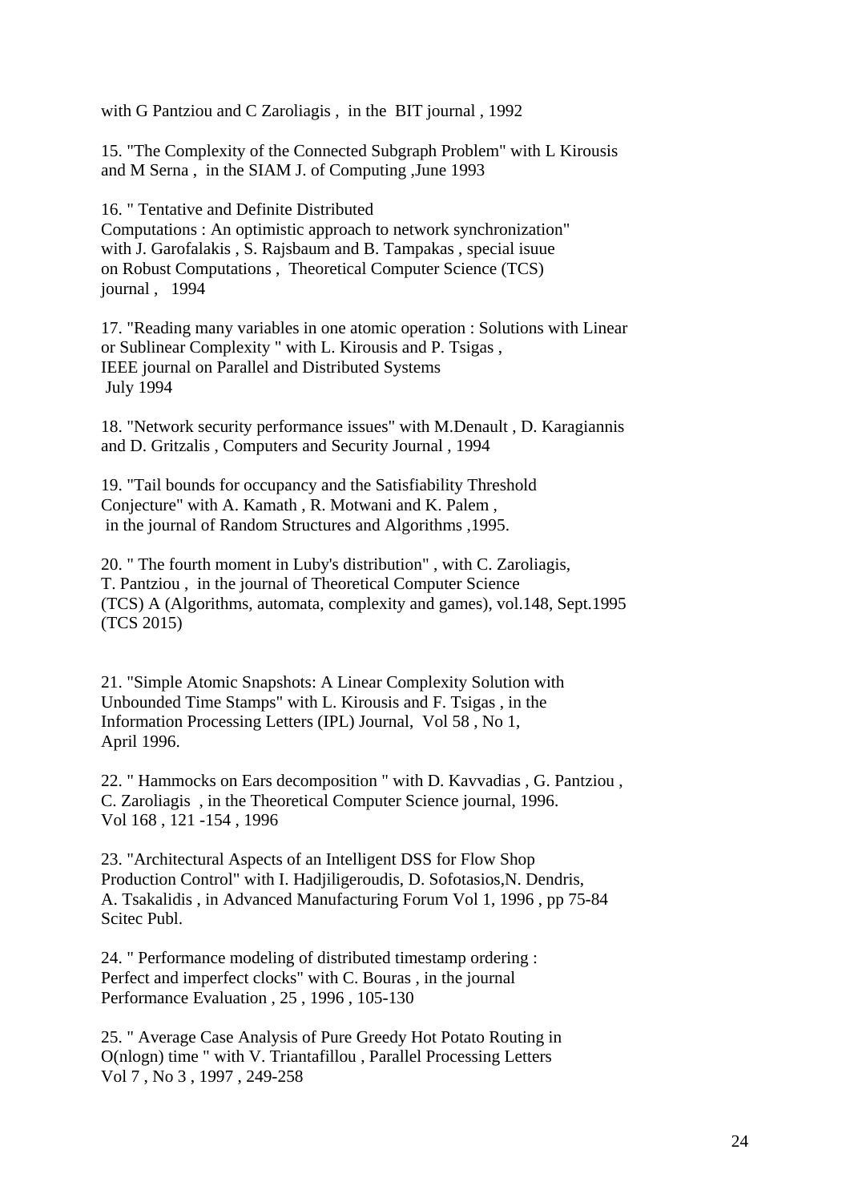with G Pantziou and C Zaroliagis , in the BIT journal , 1992

15. "The Complexity of the Connected Subgraph Problem" with L Kirousis and M Serna , in the SIAM J. of Computing ,June 1993

16. " Tentative and Definite Distributed Computations : An optimistic approach to network synchronization" with J. Garofalakis , S. Rajsbaum and B. Tampakas , special isuue on Robust Computations , Theoretical Computer Science (TCS) journal , 1994

17. "Reading many variables in one atomic operation : Solutions with Linear or Sublinear Complexity " with L. Kirousis and P. Tsigas , IEEE journal on Parallel and Distributed Systems July 1994

18. "Network security performance issues" with M.Denault , D. Karagiannis and D. Gritzalis , Computers and Security Journal , 1994

19. "Tail bounds for occupancy and the Satisfiability Threshold Conjecture" with A. Kamath , R. Motwani and K. Palem , in the journal of Random Structures and Algorithms ,1995.

20. " The fourth moment in Luby's distribution" , with C. Zaroliagis, T. Pantziou , in the journal of Theoretical Computer Science (TCS) A (Algorithms, automata, complexity and games), vol.148, Sept.1995 (TCS 2015)

21. "Simple Atomic Snapshots: A Linear Complexity Solution with Unbounded Time Stamps" with L. Kirousis and F. Tsigas , in the Information Processing Letters (IPL) Journal, Vol 58 , No 1, April 1996.

22. " Hammocks on Ears decomposition " with D. Kavvadias , G. Pantziou , C. Zaroliagis , in the Theoretical Computer Science journal, 1996. Vol 168 , 121 -154 , 1996

23. "Architectural Aspects of an Intelligent DSS for Flow Shop Production Control" with I. Hadjiligeroudis, D. Sofotasios,N. Dendris, A. Tsakalidis , in Advanced Manufacturing Forum Vol 1, 1996 , pp 75-84 Scitec Publ.

24. " Performance modeling of distributed timestamp ordering : Perfect and imperfect clocks" with C. Bouras , in the journal Performance Evaluation , 25 , 1996 , 105-130

25. " Average Case Analysis of Pure Greedy Hot Potato Routing in O(nlogn) time " with V. Triantafillou , Parallel Processing Letters Vol 7 , No 3 , 1997 , 249-258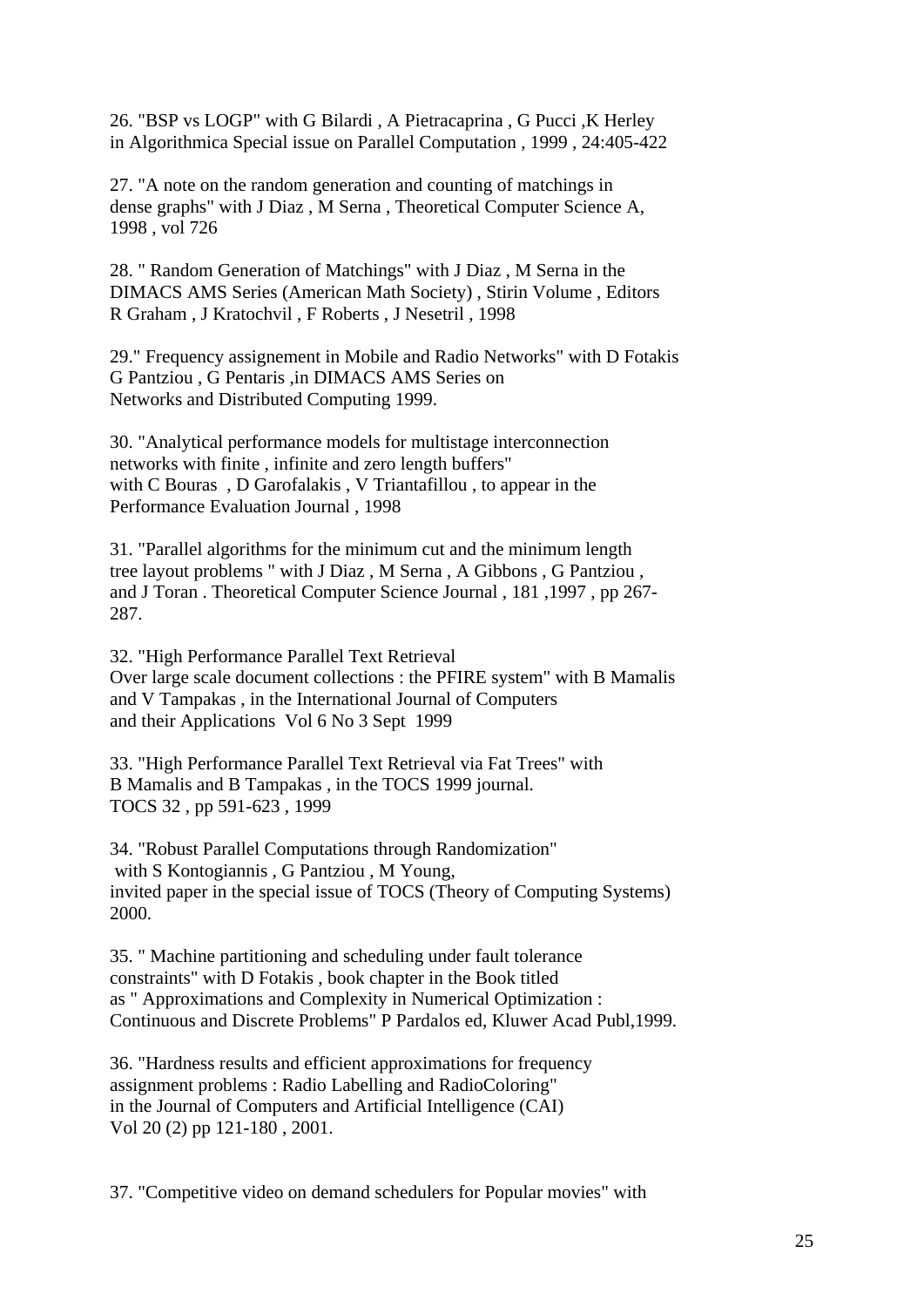26. "BSP vs LOGP" with G Bilardi , A Pietracaprina , G Pucci ,K Herley
in Algorithmica Special issue on Parallel Computation , 1999 , 24:405-422

27. "A note on the random generation and counting of matchings in
dense graphs" with J Diaz , M Serna , Theoretical Computer Science A,
1998 , vol 726

28. " Random Generation of Matchings" with J Diaz , M Serna in the
DIMACS AMS Series (American Math Society) , Stirin Volume , Editors
R Graham , J Kratochvil , F Roberts , J Nesetril , 1998

29." Frequency assignement in Mobile and Radio Networks" with D Fotakis
G Pantziou , G Pentaris ,in DIMACS AMS Series on
Networks and Distributed Computing 1999.

30. "Analytical performance models for multistage interconnection
networks with finite , infinite and zero length buffers"
with C Bouras , D Garofalakis , V Triantafillou , to appear in the
Performance Evaluation Journal , 1998

31. "Parallel algorithms for the minimum cut and the minimum length
tree layout problems " with J Diaz , M Serna , A Gibbons , G Pantziou ,
and J Toran . Theoretical Computer Science Journal , 181 ,1997 , pp 267-
287.

32. "High Performance Parallel Text Retrieval
Over large scale document collections : the PFIRE system" with B Mamalis
and V Tampakas , in the International Journal of Computers
and their Applications Vol 6 No 3 Sept 1999

33. "High Performance Parallel Text Retrieval via Fat Trees" with
B Mamalis and B Tampakas , in the TOCS 1999 journal.
TOCS 32 , pp 591-623 , 1999

34. "Robust Parallel Computations through Randomization"
with S Kontogiannis , G Pantziou , M Young,
invited paper in the special issue of TOCS (Theory of Computing Systems)
2000.

35. " Machine partitioning and scheduling under fault tolerance
constraints" with D Fotakis , book chapter in the Book titled
as " Approximations and Complexity in Numerical Optimization :
Continuous and Discrete Problems" P Pardalos ed, Kluwer Acad Publ,1999.

36. "Hardness results and efficient approximations for frequency
assignment problems : Radio Labelling and RadioColoring"
in the Journal of Computers and Artificial Intelligence (CAI)
Vol 20 (2) pp 121-180 , 2001.

37. "Competitive video on demand schedulers for Popular movies" with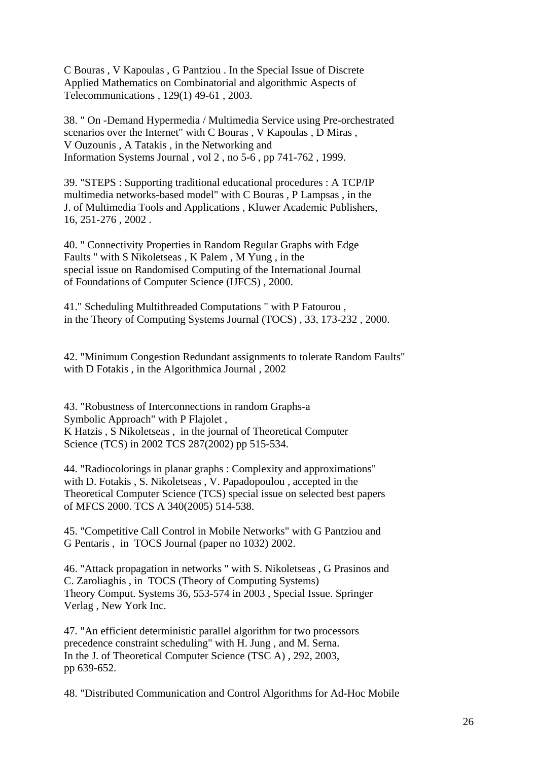C Bouras , V Kapoulas , G Pantziou . In the Special Issue of Discrete Applied Mathematics on Combinatorial and algorithmic Aspects of Telecommunications , 129(1) 49-61 , 2003.

38. " On -Demand Hypermedia / Multimedia Service using Pre-orchestrated scenarios over the Internet" with C Bouras , V Kapoulas , D Miras , V Ouzounis , A Tatakis , in the Networking and Information Systems Journal , vol 2 , no 5-6 , pp 741-762 , 1999.

39. "STEPS : Supporting traditional educational procedures : A TCP/IP multimedia networks-based model" with C Bouras , P Lampsas , in the J. of Multimedia Tools and Applications , Kluwer Academic Publishers, 16, 251-276 , 2002 .

40. " Connectivity Properties in Random Regular Graphs with Edge Faults " with S Nikoletseas , K Palem , M Yung , in the special issue on Randomised Computing of the International Journal of Foundations of Computer Science (IJFCS) , 2000.

41." Scheduling Multithreaded Computations " with P Fatourou , in the Theory of Computing Systems Journal (TOCS) , 33, 173-232 , 2000.

42. "Minimum Congestion Redundant assignments to tolerate Random Faults" with D Fotakis , in the Algorithmica Journal , 2002

43. "Robustness of Interconnections in random Graphs-a Symbolic Approach" with P Flajolet , K Hatzis , S Nikoletseas , in the journal of Theoretical Computer Science (TCS) in 2002 TCS 287(2002) pp 515-534.

44. "Radiocolorings in planar graphs : Complexity and approximations" with D. Fotakis , S. Nikoletseas , V. Papadopoulou , accepted in the Theoretical Computer Science (TCS) special issue on selected best papers of MFCS 2000. TCS A 340(2005) 514-538.

45. "Competitive Call Control in Mobile Networks" with G Pantziou and G Pentaris , in TOCS Journal (paper no 1032) 2002.

46. "Attack propagation in networks " with S. Nikoletseas , G Prasinos and C. Zaroliaghis , in TOCS (Theory of Computing Systems) Theory Comput. Systems 36, 553-574 in 2003 , Special Issue. Springer Verlag , New York Inc.

47. "An efficient deterministic parallel algorithm for two processors precedence constraint scheduling" with H. Jung , and M. Serna. In the J. of Theoretical Computer Science (TSC A) , 292, 2003, pp 639-652.

48. "Distributed Communication and Control Algorithms for Ad-Hoc Mobile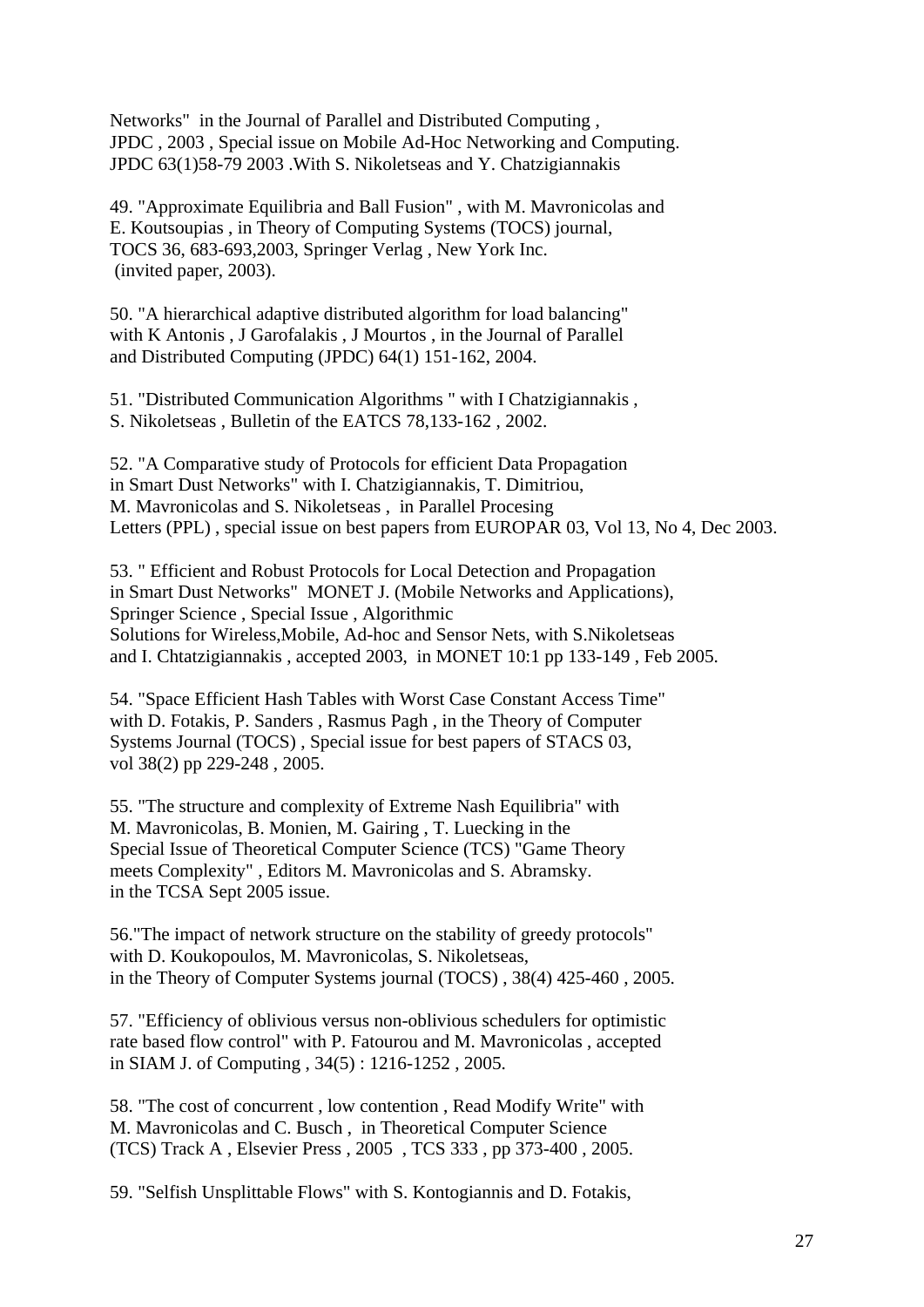Networks" in the Journal of Parallel and Distributed Computing ,
JPDC , 2003 , Special issue on Mobile Ad-Hoc Networking and Computing.
JPDC 63(1)58-79 2003 .With S. Nikoletseas and Y. Chatzigiannakis

49. "Approximate Equilibria and Ball Fusion" , with M. Mavronicolas and
E. Koutsoupias , in Theory of Computing Systems (TOCS) journal,
TOCS 36, 683-693,2003, Springer Verlag , New York Inc.
(invited paper, 2003).

50. "A hierarchical adaptive distributed algorithm for load balancing"
with K Antonis , J Garofalakis , J Mourtos , in the Journal of Parallel
and Distributed Computing (JPDC) 64(1) 151-162, 2004.

51. "Distributed Communication Algorithms " with I Chatzigiannakis ,
S. Nikoletseas , Bulletin of the EATCS 78,133-162 , 2002.

52. "A Comparative study of Protocols for efficient Data Propagation
in Smart Dust Networks" with I. Chatzigiannakis, T. Dimitriou,
M. Mavronicolas and S. Nikoletseas , in Parallel Procesing
Letters (PPL) , special issue on best papers from EUROPAR 03, Vol 13, No 4, Dec 2003.

53. " Efficient and Robust Protocols for Local Detection and Propagation
in Smart Dust Networks" MONET J. (Mobile Networks and Applications),
Springer Science , Special Issue , Algorithmic
Solutions for Wireless,Mobile, Ad-hoc and Sensor Nets, with S.Nikoletseas
and I. Chtatzigiannakis , accepted 2003, in MONET 10:1 pp 133-149 , Feb 2005.

54. "Space Efficient Hash Tables with Worst Case Constant Access Time"
with D. Fotakis, P. Sanders , Rasmus Pagh , in the Theory of Computer
Systems Journal (TOCS) , Special issue for best papers of STACS 03,
vol 38(2) pp 229-248 , 2005.

55. "The structure and complexity of Extreme Nash Equilibria" with
M. Mavronicolas, B. Monien, M. Gairing , T. Luecking in the
Special Issue of Theoretical Computer Science (TCS) "Game Theory
meets Complexity" , Editors M. Mavronicolas and S. Abramsky.
in the TCSA Sept 2005 issue.

56."The impact of network structure on the stability of greedy protocols"
with D. Koukopoulos, M. Mavronicolas, S. Nikoletseas,
in the Theory of Computer Systems journal (TOCS) , 38(4) 425-460 , 2005.

57. "Efficiency of oblivious versus non-oblivious schedulers for optimistic
rate based flow control" with P. Fatourou and M. Mavronicolas , accepted
in SIAM J. of Computing , 34(5) : 1216-1252 , 2005.

58. "The cost of concurrent , low contention , Read Modify Write" with
M. Mavronicolas and C. Busch , in Theoretical Computer Science
(TCS) Track A , Elsevier Press , 2005 , TCS 333 , pp 373-400 , 2005.

59. "Selfish Unsplittable Flows" with S. Kontogiannis and D. Fotakis,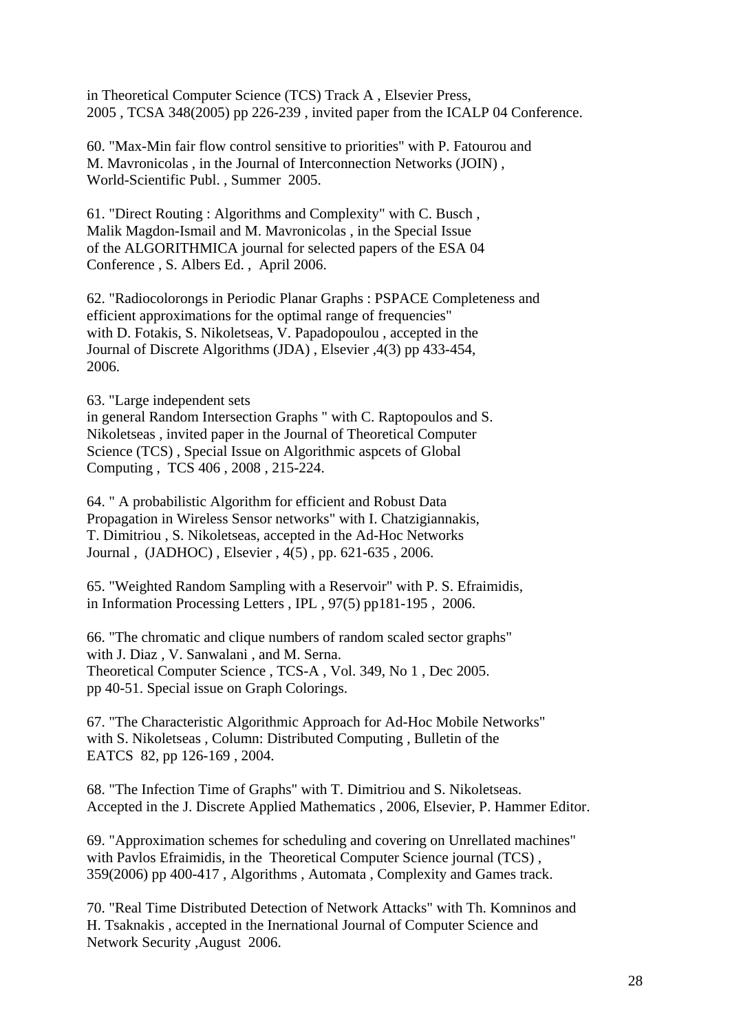in Theoretical Computer Science (TCS) Track A , Elsevier Press, 2005 , TCSA 348(2005) pp 226-239 , invited paper from the ICALP 04 Conference.

60. "Max-Min fair flow control sensitive to priorities" with P. Fatourou and M. Mavronicolas , in the Journal of Interconnection Networks (JOIN) , World-Scientific Publ. , Summer 2005.

61. "Direct Routing : Algorithms and Complexity" with C. Busch , Malik Magdon-Ismail and M. Mavronicolas , in the Special Issue of the ALGORITHMICA journal for selected papers of the ESA 04 Conference , S. Albers Ed. , April 2006.

62. "Radiocolorongs in Periodic Planar Graphs : PSPACE Completeness and efficient approximations for the optimal range of frequencies" with D. Fotakis, S. Nikoletseas, V. Papadopoulou , accepted in the Journal of Discrete Algorithms (JDA) , Elsevier ,4(3) pp 433-454, 2006.

63. "Large independent sets in general Random Intersection Graphs " with C. Raptopoulos and S. Nikoletseas , invited paper in the Journal of Theoretical Computer Science (TCS) , Special Issue on Algorithmic aspcets of Global Computing , TCS 406 , 2008 , 215-224.

64. " A probabilistic Algorithm for efficient and Robust Data Propagation in Wireless Sensor networks" with I. Chatzigiannakis, T. Dimitriou , S. Nikoletseas, accepted in the Ad-Hoc Networks Journal , (JADHOC) , Elsevier , 4(5) , pp. 621-635 , 2006.

65. "Weighted Random Sampling with a Reservoir" with P. S. Efraimidis, in Information Processing Letters , IPL , 97(5) pp181-195 , 2006.

66. "The chromatic and clique numbers of random scaled sector graphs" with J. Diaz , V. Sanwalani , and M. Serna. Theoretical Computer Science , TCS-A , Vol. 349, No 1 , Dec 2005. pp 40-51. Special issue on Graph Colorings.

67. "The Characteristic Algorithmic Approach for Ad-Hoc Mobile Networks" with S. Nikoletseas , Column: Distributed Computing , Bulletin of the EATCS 82, pp 126-169 , 2004.

68. "The Infection Time of Graphs" with T. Dimitriou and S. Nikoletseas. Accepted in the J. Discrete Applied Mathematics , 2006, Elsevier, P. Hammer Editor.

69. "Approximation schemes for scheduling and covering on Unrellated machines" with Pavlos Efraimidis, in the Theoretical Computer Science journal (TCS) , 359(2006) pp 400-417 , Algorithms , Automata , Complexity and Games track.

70. "Real Time Distributed Detection of Network Attacks" with Th. Komninos and H. Tsaknakis , accepted in the Inernational Journal of Computer Science and Network Security ,August 2006.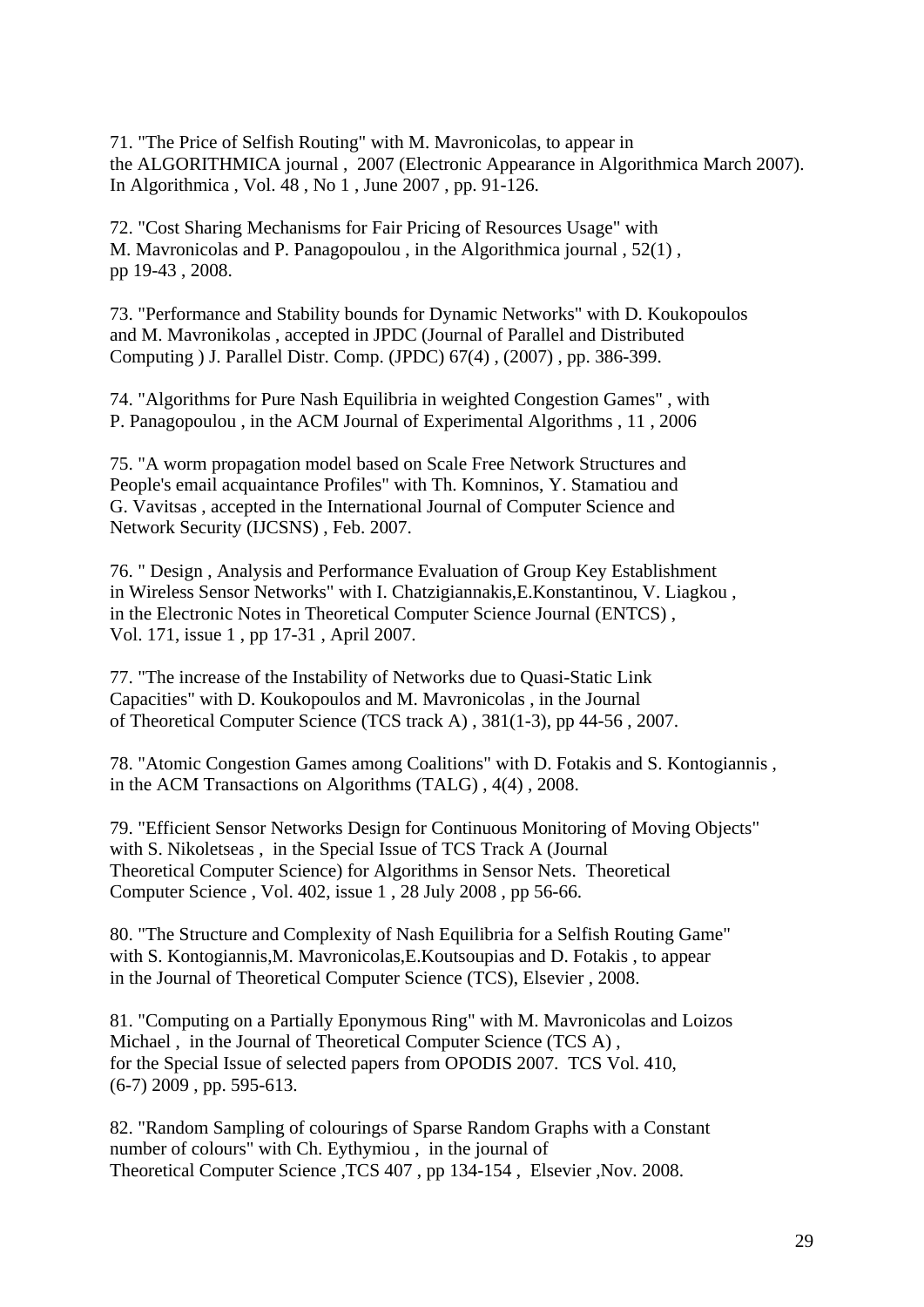71. "The Price of Selfish Routing" with M. Mavronicolas, to appear in the ALGORITHMICA journal , 2007 (Electronic Appearance in Algorithmica March 2007). In Algorithmica , Vol. 48 , No 1 , June 2007 , pp. 91-126.

72. "Cost Sharing Mechanisms for Fair Pricing of Resources Usage" with M. Mavronicolas and P. Panagopoulou , in the Algorithmica journal , 52(1) , pp 19-43 , 2008.

73. "Performance and Stability bounds for Dynamic Networks" with D. Koukopoulos and M. Mavronikolas , accepted in JPDC (Journal of Parallel and Distributed Computing ) J. Parallel Distr. Comp. (JPDC) 67(4) , (2007) , pp. 386-399.

74. "Algorithms for Pure Nash Equilibria in weighted Congestion Games" , with P. Panagopoulou , in the ACM Journal of Experimental Algorithms , 11 , 2006

75. "A worm propagation model based on Scale Free Network Structures and People's email acquaintance Profiles" with Th. Komninos, Y. Stamatiou and G. Vavitsas , accepted in the International Journal of Computer Science and Network Security (IJCSNS) , Feb. 2007.

76. " Design , Analysis and Performance Evaluation of Group Key Establishment in Wireless Sensor Networks" with I. Chatzigiannakis,E.Konstantinou, V. Liagkou , in the Electronic Notes in Theoretical Computer Science Journal (ENTCS) , Vol. 171, issue 1 , pp 17-31 , April 2007.

77. "The increase of the Instability of Networks due to Quasi-Static Link Capacities" with D. Koukopoulos and M. Mavronicolas , in the Journal of Theoretical Computer Science (TCS track A) , 381(1-3), pp 44-56 , 2007.

78. "Atomic Congestion Games among Coalitions" with D. Fotakis and S. Kontogiannis , in the ACM Transactions on Algorithms (TALG) , 4(4) , 2008.

79. "Efficient Sensor Networks Design for Continuous Monitoring of Moving Objects" with S. Nikoletseas , in the Special Issue of TCS Track A (Journal Theoretical Computer Science) for Algorithms in Sensor Nets. Theoretical Computer Science , Vol. 402, issue 1 , 28 July 2008 , pp 56-66.

80. "The Structure and Complexity of Nash Equilibria for a Selfish Routing Game" with S. Kontogiannis,M. Mavronicolas,E.Koutsoupias and D. Fotakis , to appear in the Journal of Theoretical Computer Science (TCS), Elsevier , 2008.

81. "Computing on a Partially Eponymous Ring" with M. Mavronicolas and Loizos Michael , in the Journal of Theoretical Computer Science (TCS A) , for the Special Issue of selected papers from OPODIS 2007. TCS Vol. 410, (6-7) 2009 , pp. 595-613.

82. "Random Sampling of colourings of Sparse Random Graphs with a Constant number of colours" with Ch. Eythymiou , in the journal of Theoretical Computer Science ,TCS 407 , pp 134-154 , Elsevier ,Nov. 2008.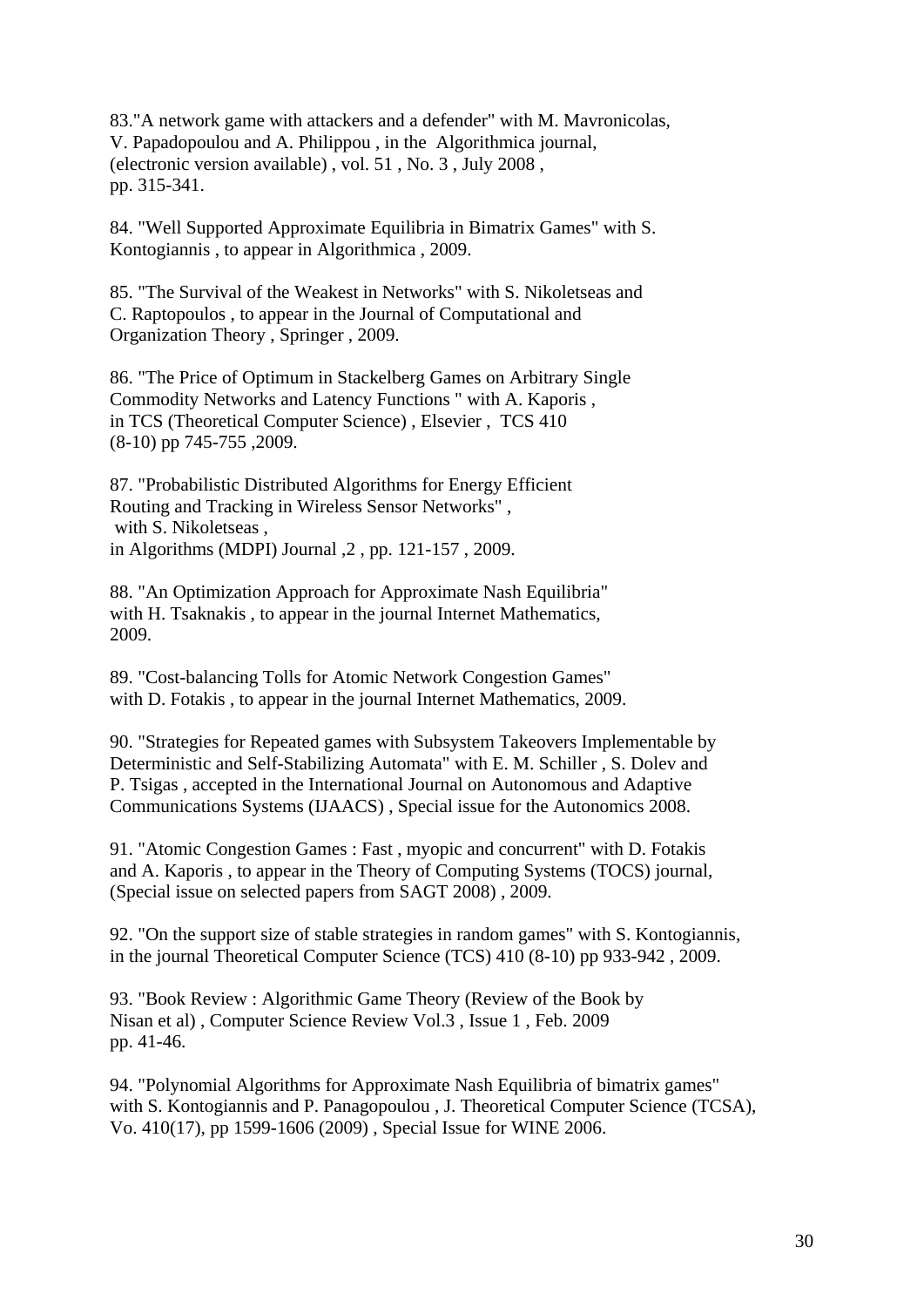83."A network game with attackers and a defender" with M. Mavronicolas, V. Papadopoulou and A. Philippou , in the Algorithmica journal, (electronic version available) , vol. 51 , No. 3 , July 2008 , pp. 315-341.

84. "Well Supported Approximate Equilibria in Bimatrix Games" with S. Kontogiannis , to appear in Algorithmica , 2009.

85. "The Survival of the Weakest in Networks" with S. Nikoletseas and C. Raptopoulos , to appear in the Journal of Computational and Organization Theory , Springer , 2009.

86. "The Price of Optimum in Stackelberg Games on Arbitrary Single Commodity Networks and Latency Functions " with A. Kaporis , in TCS (Theoretical Computer Science) , Elsevier , TCS 410 (8-10) pp 745-755 ,2009.

87. "Probabilistic Distributed Algorithms for Energy Efficient Routing and Tracking in Wireless Sensor Networks" , with S. Nikoletseas , in Algorithms (MDPI) Journal ,2 , pp. 121-157 , 2009.

88. "An Optimization Approach for Approximate Nash Equilibria" with H. Tsaknakis , to appear in the journal Internet Mathematics, 2009.

89. "Cost-balancing Tolls for Atomic Network Congestion Games" with D. Fotakis , to appear in the journal Internet Mathematics, 2009.

90. "Strategies for Repeated games with Subsystem Takeovers Implementable by Deterministic and Self-Stabilizing Automata" with E. M. Schiller , S. Dolev and P. Tsigas , accepted in the International Journal on Autonomous and Adaptive Communications Systems (IJAACS) , Special issue for the Autonomics 2008.

91. "Atomic Congestion Games : Fast , myopic and concurrent" with D. Fotakis and A. Kaporis , to appear in the Theory of Computing Systems (TOCS) journal, (Special issue on selected papers from SAGT 2008) , 2009.

92. "On the support size of stable strategies in random games" with S. Kontogiannis, in the journal Theoretical Computer Science (TCS) 410 (8-10) pp 933-942 , 2009.

93. "Book Review : Algorithmic Game Theory (Review of the Book by Nisan et al) , Computer Science Review Vol.3 , Issue 1 , Feb. 2009 pp. 41-46.

94. "Polynomial Algorithms for Approximate Nash Equilibria of bimatrix games" with S. Kontogiannis and P. Panagopoulou , J. Theoretical Computer Science (TCSA), Vo. 410(17), pp 1599-1606 (2009) , Special Issue for WINE 2006.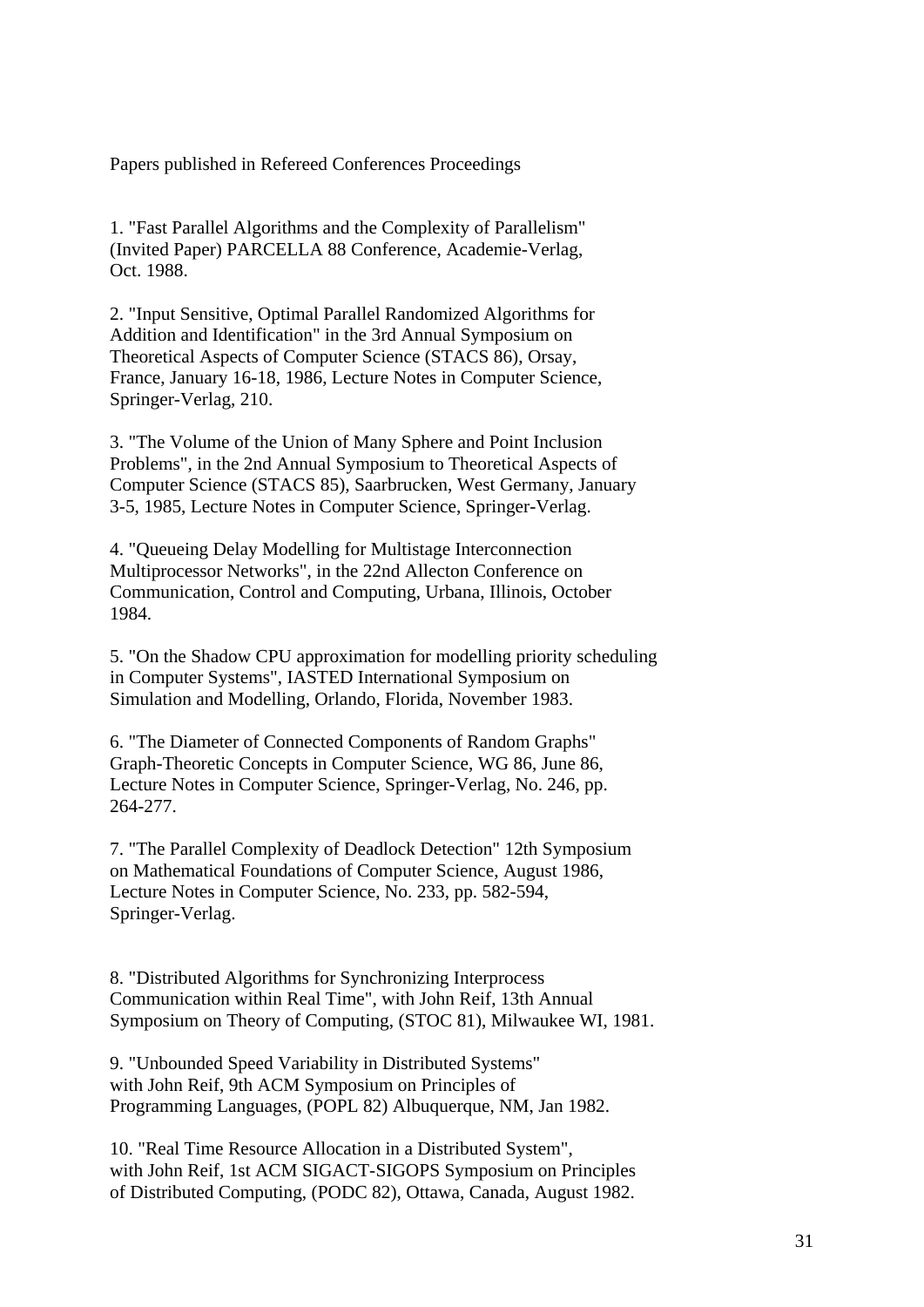Papers published in Refereed Conferences Proceedings

1. "Fast Parallel Algorithms and the Complexity of Parallelism" (Invited Paper) PARCELLA 88 Conference, Academie-Verlag, Oct. 1988.

2. "Input Sensitive, Optimal Parallel Randomized Algorithms for Addition and Identification" in the 3rd Annual Symposium on Theoretical Aspects of Computer Science (STACS 86), Orsay, France, January 16-18, 1986, Lecture Notes in Computer Science, Springer-Verlag, 210.

3. "The Volume of the Union of Many Sphere and Point Inclusion Problems", in the 2nd Annual Symposium to Theoretical Aspects of Computer Science (STACS 85), Saarbrucken, West Germany, January 3-5, 1985, Lecture Notes in Computer Science, Springer-Verlag.

4. "Queueing Delay Modelling for Multistage Interconnection Multiprocessor Networks", in the 22nd Allecton Conference on Communication, Control and Computing, Urbana, Illinois, October 1984.

5. "On the Shadow CPU approximation for modelling priority scheduling in Computer Systems", IASTED International Symposium on Simulation and Modelling, Orlando, Florida, November 1983.

6. "The Diameter of Connected Components of Random Graphs" Graph-Theoretic Concepts in Computer Science, WG 86, June 86, Lecture Notes in Computer Science, Springer-Verlag, No. 246, pp. 264-277.

7. "The Parallel Complexity of Deadlock Detection" 12th Symposium on Mathematical Foundations of Computer Science, August 1986, Lecture Notes in Computer Science, No. 233, pp. 582-594, Springer-Verlag.

8. "Distributed Algorithms for Synchronizing Interprocess Communication within Real Time", with John Reif, 13th Annual Symposium on Theory of Computing, (STOC 81), Milwaukee WI, 1981.

9. "Unbounded Speed Variability in Distributed Systems" with John Reif, 9th ACM Symposium on Principles of Programming Languages, (POPL 82) Albuquerque, NM, Jan 1982.

10. "Real Time Resource Allocation in a Distributed System", with John Reif, 1st ACM SIGACT-SIGOPS Symposium on Principles of Distributed Computing, (PODC 82), Ottawa, Canada, August 1982.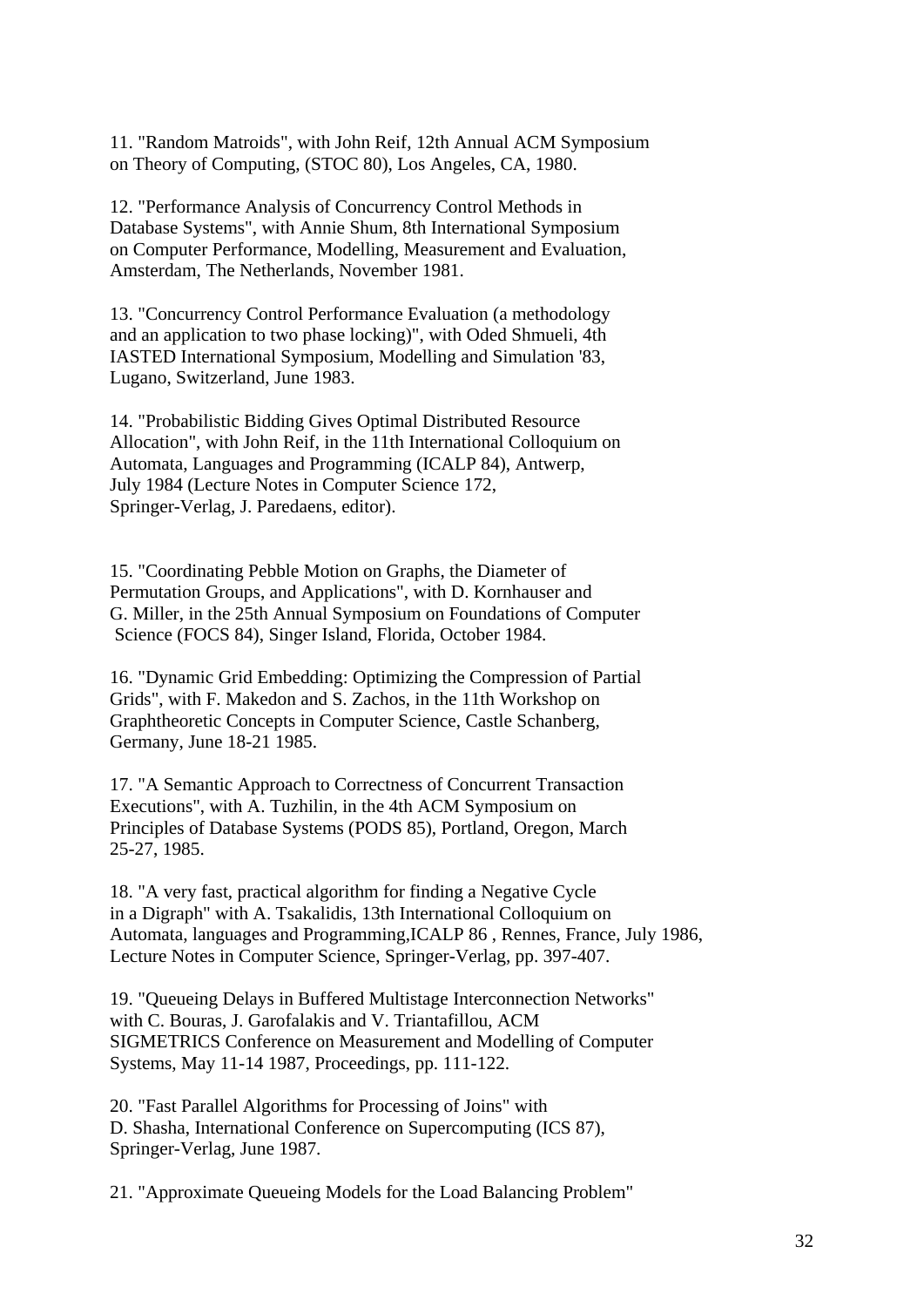11. "Random Matroids", with John Reif, 12th Annual ACM Symposium on Theory of Computing, (STOC 80), Los Angeles, CA, 1980.

12. "Performance Analysis of Concurrency Control Methods in Database Systems", with Annie Shum, 8th International Symposium on Computer Performance, Modelling, Measurement and Evaluation, Amsterdam, The Netherlands, November 1981.

13. "Concurrency Control Performance Evaluation (a methodology and an application to two phase locking)", with Oded Shmueli, 4th IASTED International Symposium, Modelling and Simulation '83, Lugano, Switzerland, June 1983.

14. "Probabilistic Bidding Gives Optimal Distributed Resource Allocation", with John Reif, in the 11th International Colloquium on Automata, Languages and Programming (ICALP 84), Antwerp, July 1984 (Lecture Notes in Computer Science 172, Springer-Verlag, J. Paredaens, editor).

15. "Coordinating Pebble Motion on Graphs, the Diameter of Permutation Groups, and Applications", with D. Kornhauser and G. Miller, in the 25th Annual Symposium on Foundations of Computer Science (FOCS 84), Singer Island, Florida, October 1984.

16. "Dynamic Grid Embedding: Optimizing the Compression of Partial Grids", with F. Makedon and S. Zachos, in the 11th Workshop on Graphtheoretic Concepts in Computer Science, Castle Schanberg, Germany, June 18-21 1985.

17. "A Semantic Approach to Correctness of Concurrent Transaction Executions", with A. Tuzhilin, in the 4th ACM Symposium on Principles of Database Systems (PODS 85), Portland, Oregon, March 25-27, 1985.

18. "A very fast, practical algorithm for finding a Negative Cycle in a Digraph" with A. Tsakalidis, 13th International Colloquium on Automata, languages and Programming,ICALP 86 , Rennes, France, July 1986, Lecture Notes in Computer Science, Springer-Verlag, pp. 397-407.

19. "Queueing Delays in Buffered Multistage Interconnection Networks" with C. Bouras, J. Garofalakis and V. Triantafillou, ACM SIGMETRICS Conference on Measurement and Modelling of Computer Systems, May 11-14 1987, Proceedings, pp. 111-122.

20. "Fast Parallel Algorithms for Processing of Joins" with D. Shasha, International Conference on Supercomputing (ICS 87), Springer-Verlag, June 1987.

21. "Approximate Queueing Models for the Load Balancing Problem"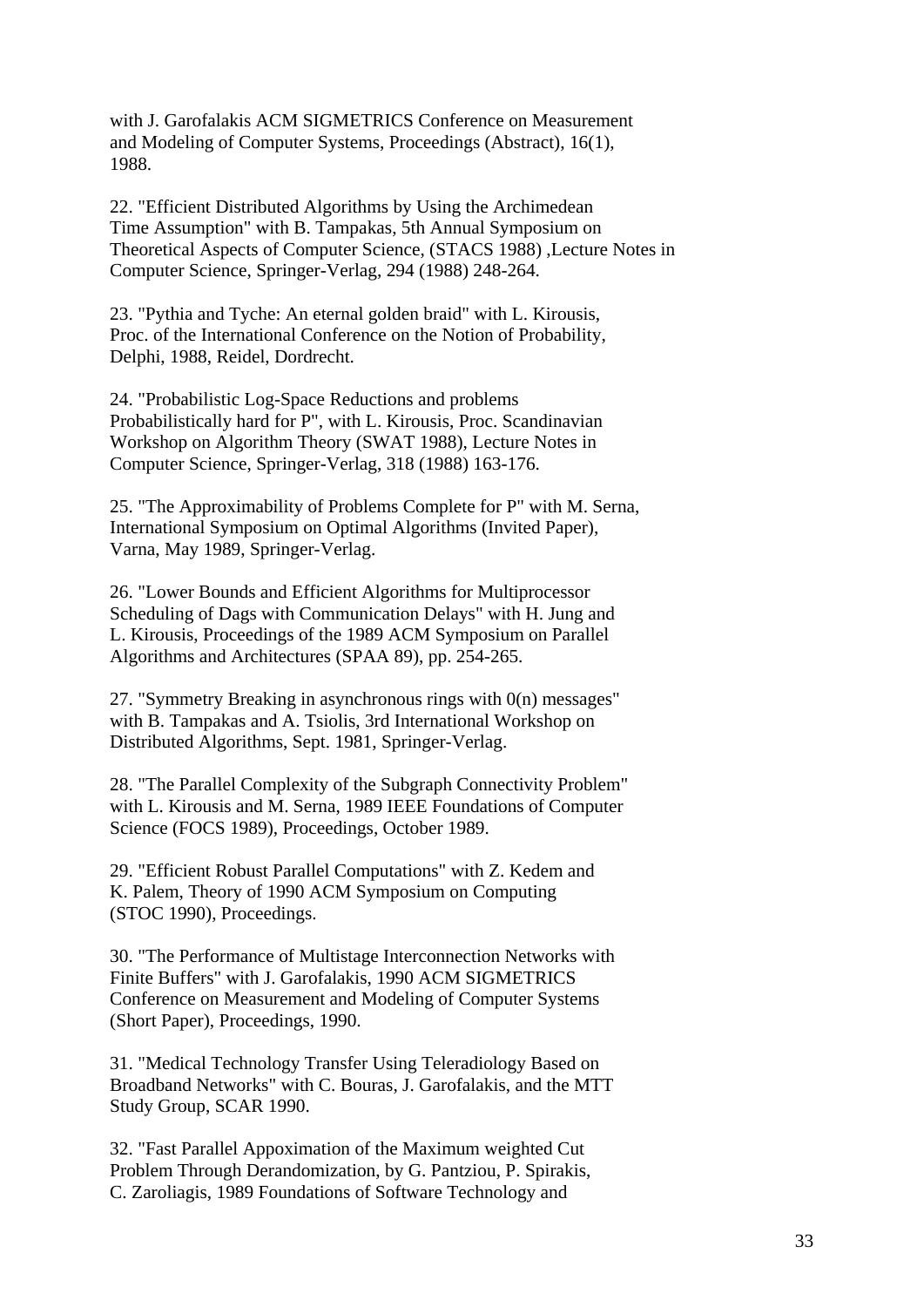with J. Garofalakis ACM SIGMETRICS Conference on Measurement and Modeling of Computer Systems, Proceedings (Abstract), 16(1), 1988.

22. "Efficient Distributed Algorithms by Using the Archimedean Time Assumption" with B. Tampakas, 5th Annual Symposium on Theoretical Aspects of Computer Science, (STACS 1988) ,Lecture Notes in Computer Science, Springer-Verlag, 294 (1988) 248-264.

23. "Pythia and Tyche: An eternal golden braid" with L. Kirousis, Proc. of the International Conference on the Notion of Probability, Delphi, 1988, Reidel, Dordrecht.

24. "Probabilistic Log-Space Reductions and problems Probabilistically hard for P", with L. Kirousis, Proc. Scandinavian Workshop on Algorithm Theory (SWAT 1988), Lecture Notes in Computer Science, Springer-Verlag, 318 (1988) 163-176.

25. "The Approximability of Problems Complete for P" with M. Serna, International Symposium on Optimal Algorithms (Invited Paper), Varna, May 1989, Springer-Verlag.

26. "Lower Bounds and Efficient Algorithms for Multiprocessor Scheduling of Dags with Communication Delays" with H. Jung and L. Kirousis, Proceedings of the 1989 ACM Symposium on Parallel Algorithms and Architectures (SPAA 89), pp. 254-265.

27. "Symmetry Breaking in asynchronous rings with 0(n) messages" with B. Tampakas and A. Tsiolis, 3rd International Workshop on Distributed Algorithms, Sept. 1981, Springer-Verlag.

28. "The Parallel Complexity of the Subgraph Connectivity Problem" with L. Kirousis and M. Serna, 1989 IEEE Foundations of Computer Science (FOCS 1989), Proceedings, October 1989.

29. "Efficient Robust Parallel Computations" with Z. Kedem and K. Palem, Theory of 1990 ACM Symposium on Computing (STOC 1990), Proceedings.

30. "The Performance of Multistage Interconnection Networks with Finite Buffers" with J. Garofalakis, 1990 ACM SIGMETRICS Conference on Measurement and Modeling of Computer Systems (Short Paper), Proceedings, 1990.

31. "Medical Technology Transfer Using Teleradiology Based on Broadband Networks" with C. Bouras, J. Garofalakis, and the MTT Study Group, SCAR 1990.

32. "Fast Parallel Appoximation of the Maximum weighted Cut Problem Through Derandomization, by G. Pantziou, P. Spirakis, C. Zaroliagis, 1989 Foundations of Software Technology and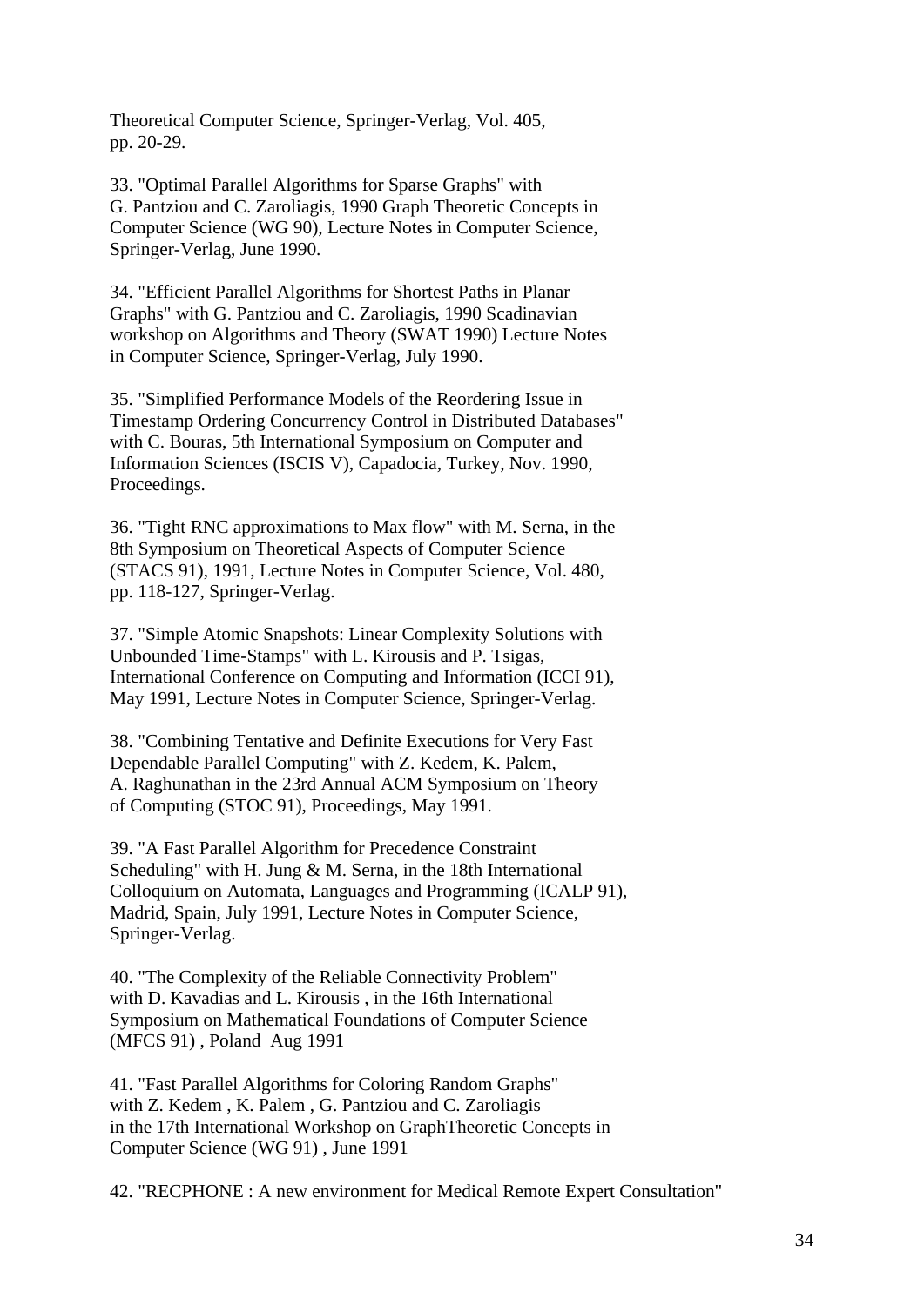Theoretical Computer Science, Springer-Verlag, Vol. 405, pp. 20-29.

33. "Optimal Parallel Algorithms for Sparse Graphs" with G. Pantziou and C. Zaroliagis, 1990 Graph Theoretic Concepts in Computer Science (WG 90), Lecture Notes in Computer Science, Springer-Verlag, June 1990.

34. "Efficient Parallel Algorithms for Shortest Paths in Planar Graphs" with G. Pantziou and C. Zaroliagis, 1990 Scadinavian workshop on Algorithms and Theory (SWAT 1990) Lecture Notes in Computer Science, Springer-Verlag, July 1990.

35. "Simplified Performance Models of the Reordering Issue in Timestamp Ordering Concurrency Control in Distributed Databases" with C. Bouras, 5th International Symposium on Computer and Information Sciences (ISCIS V), Capadocia, Turkey, Nov. 1990, Proceedings.

36. "Tight RNC approximations to Max flow" with M. Serna, in the 8th Symposium on Theoretical Aspects of Computer Science (STACS 91), 1991, Lecture Notes in Computer Science, Vol. 480, pp. 118-127, Springer-Verlag.

37. "Simple Atomic Snapshots: Linear Complexity Solutions with Unbounded Time-Stamps" with L. Kirousis and P. Tsigas, International Conference on Computing and Information (ICCI 91), May 1991, Lecture Notes in Computer Science, Springer-Verlag.

38. "Combining Tentative and Definite Executions for Very Fast Dependable Parallel Computing" with Z. Kedem, K. Palem, A. Raghunathan in the 23rd Annual ACM Symposium on Theory of Computing (STOC 91), Proceedings, May 1991.

39. "A Fast Parallel Algorithm for Precedence Constraint Scheduling" with H. Jung & M. Serna, in the 18th International Colloquium on Automata, Languages and Programming (ICALP 91), Madrid, Spain, July 1991, Lecture Notes in Computer Science, Springer-Verlag.

40. "The Complexity of the Reliable Connectivity Problem" with D. Kavadias and L. Kirousis , in the 16th International Symposium on Mathematical Foundations of Computer Science (MFCS 91) , Poland Aug 1991

41. "Fast Parallel Algorithms for Coloring Random Graphs" with Z. Kedem , K. Palem , G. Pantziou and C. Zaroliagis in the 17th International Workshop on GraphTheoretic Concepts in Computer Science (WG 91) , June 1991

42. "RECPHONE : A new environment for Medical Remote Expert Consultation"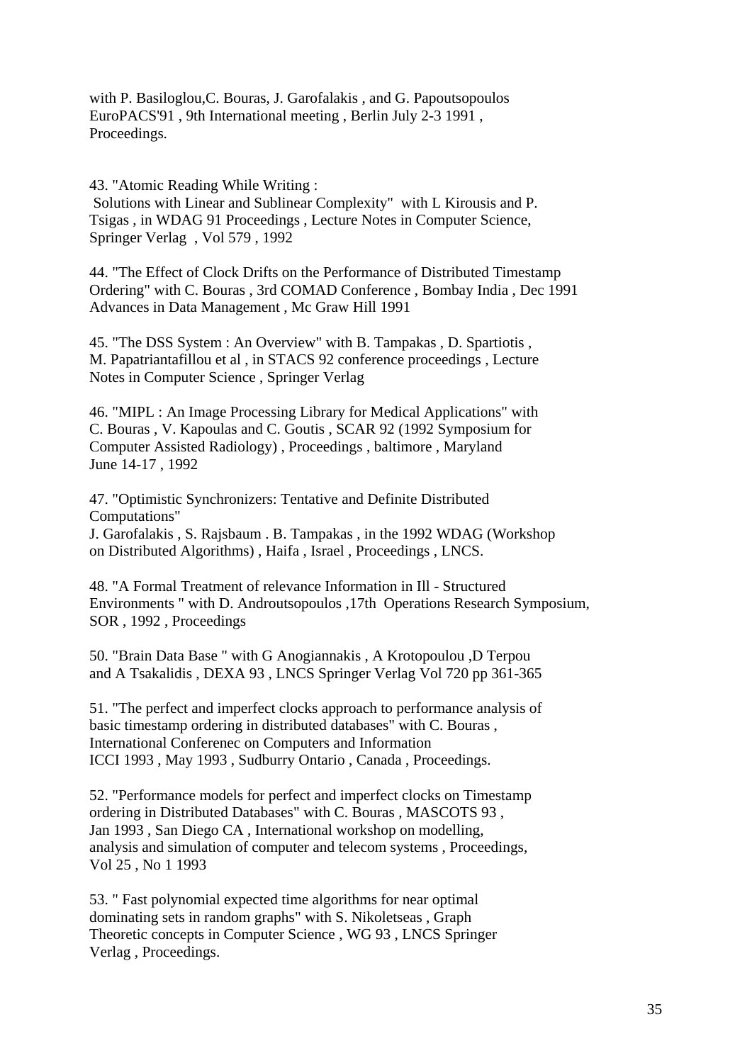with P. Basiloglou,C. Bouras, J. Garofalakis , and G. Papoutsopoulos
EuroPACS'91 , 9th International meeting , Berlin July 2-3 1991 ,
Proceedings.

43. "Atomic Reading While Writing :
Solutions with Linear and Sublinear Complexity" with L Kirousis and P. Tsigas , in WDAG 91 Proceedings , Lecture Notes in Computer Science, Springer Verlag , Vol 579 , 1992

44. "The Effect of Clock Drifts on the Performance of Distributed Timestamp Ordering" with C. Bouras , 3rd COMAD Conference , Bombay India , Dec 1991 Advances in Data Management , Mc Graw Hill 1991

45. "The DSS System : An Overview" with B. Tampakas , D. Spartiotis , M. Papatriantafillou et al , in STACS 92 conference proceedings , Lecture Notes in Computer Science , Springer Verlag

46. "MIPL : An Image Processing Library for Medical Applications" with C. Bouras , V. Kapoulas and C. Goutis , SCAR 92 (1992 Symposium for Computer Assisted Radiology) , Proceedings , baltimore , Maryland June 14-17 , 1992

47. "Optimistic Synchronizers: Tentative and Definite Distributed Computations"
J. Garofalakis , S. Rajsbaum . B. Tampakas , in the 1992 WDAG (Workshop on Distributed Algorithms) , Haifa , Israel , Proceedings , LNCS.

48. "A Formal Treatment of relevance Information in Ill - Structured Environments " with D. Androutsopoulos ,17th Operations Research Symposium, SOR , 1992 , Proceedings

50. "Brain Data Base " with G Anogiannakis , A Krotopoulou ,D Terpou and A Tsakalidis , DEXA 93 , LNCS Springer Verlag Vol 720 pp 361-365

51. "The perfect and imperfect clocks approach to performance analysis of basic timestamp ordering in distributed databases" with C. Bouras , International Conferenec on Computers and Information ICCI 1993 , May 1993 , Sudburry Ontario , Canada , Proceedings.

52. "Performance models for perfect and imperfect clocks on Timestamp ordering in Distributed Databases" with C. Bouras , MASCOTS 93 , Jan 1993 , San Diego CA , International workshop on modelling, analysis and simulation of computer and telecom systems , Proceedings, Vol 25 , No 1 1993

53. " Fast polynomial expected time algorithms for near optimal dominating sets in random graphs" with S. Nikoletseas , Graph Theoretic concepts in Computer Science , WG 93 , LNCS Springer Verlag , Proceedings.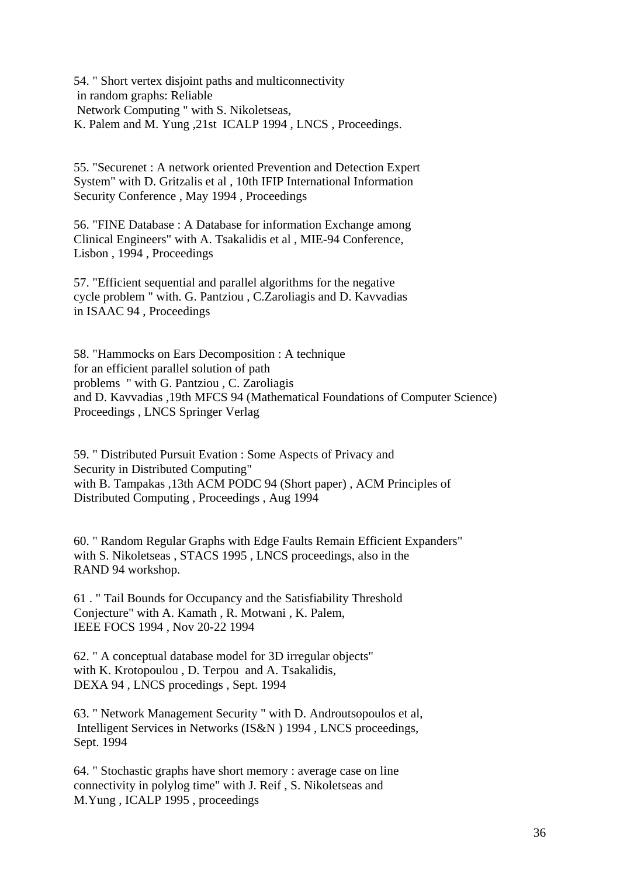54. " Short vertex disjoint paths and multiconnectivity in random graphs: Reliable Network Computing " with S. Nikoletseas, K. Palem and M. Yung ,21st ICALP 1994 , LNCS , Proceedings.

55. "Securenet : A network oriented Prevention and Detection Expert System" with D. Gritzalis et al , 10th IFIP International Information Security Conference , May 1994 , Proceedings

56. "FINE Database : A Database for information Exchange among Clinical Engineers" with A. Tsakalidis et al , MIE-94 Conference, Lisbon , 1994 , Proceedings

57. "Efficient sequential and parallel algorithms for the negative cycle problem " with. G. Pantziou , C.Zaroliagis and D. Kavvadias in ISAAC 94 , Proceedings

58. "Hammocks on Ears Decomposition : A technique for an efficient parallel solution of path problems " with G. Pantziou , C. Zaroliagis and D. Kavvadias ,19th MFCS 94 (Mathematical Foundations of Computer Science) Proceedings , LNCS Springer Verlag

59. " Distributed Pursuit Evation : Some Aspects of Privacy and Security in Distributed Computing" with B. Tampakas ,13th ACM PODC 94 (Short paper) , ACM Principles of Distributed Computing , Proceedings , Aug 1994

60. " Random Regular Graphs with Edge Faults Remain Efficient Expanders" with S. Nikoletseas , STACS 1995 , LNCS proceedings, also in the RAND 94 workshop.

61 . " Tail Bounds for Occupancy and the Satisfiability Threshold Conjecture" with A. Kamath , R. Motwani , K. Palem, IEEE FOCS 1994 , Nov 20-22 1994

62. " A conceptual database model for 3D irregular objects" with K. Krotopoulou , D. Terpou and A. Tsakalidis, DEXA 94 , LNCS procedings , Sept. 1994

63. " Network Management Security " with D. Androutsopoulos et al, Intelligent Services in Networks (IS&N ) 1994 , LNCS proceedings, Sept. 1994

64. " Stochastic graphs have short memory : average case on line connectivity in polylog time" with J. Reif , S. Nikoletseas and M.Yung , ICALP 1995 , proceedings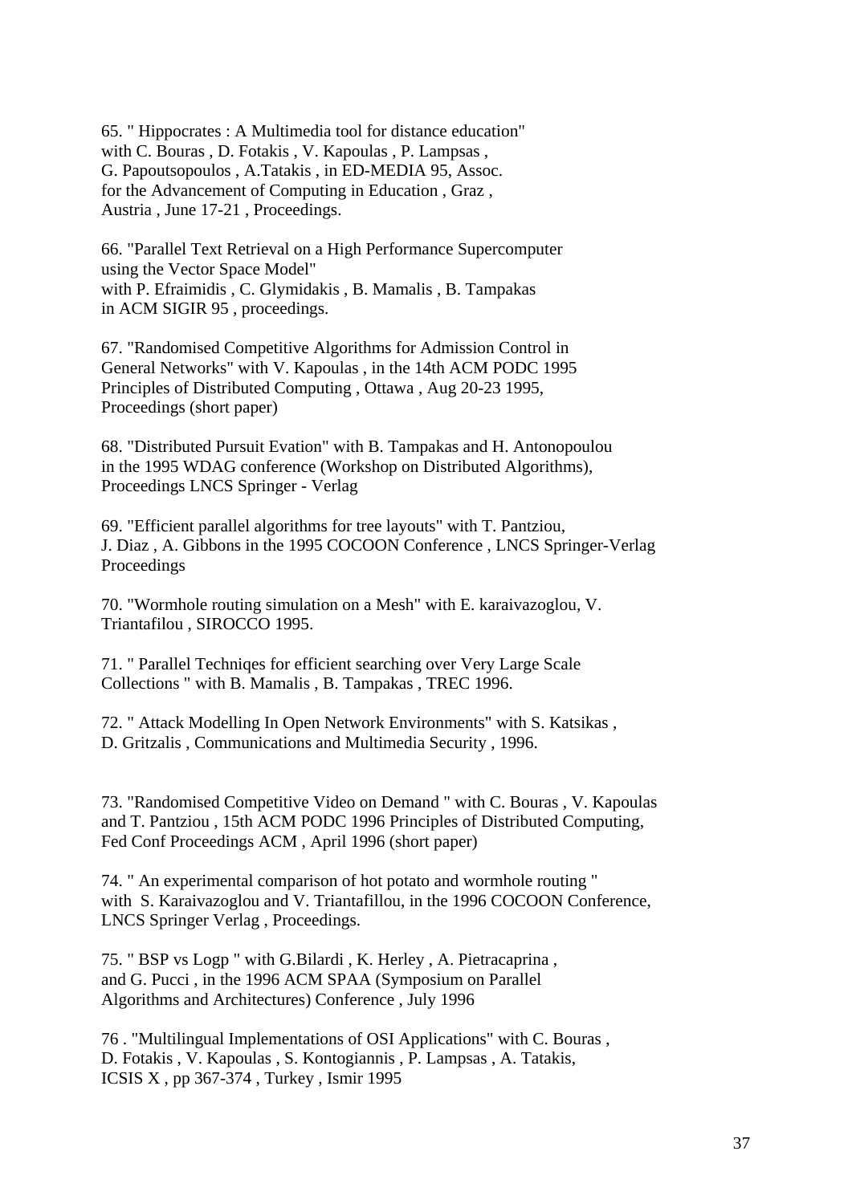65. " Hippocrates : A Multimedia tool for distance education" with C. Bouras , D. Fotakis , V. Kapoulas , P. Lampsas , G. Papoutsopoulos , A.Tatakis , in ED-MEDIA 95, Assoc. for the Advancement of Computing in Education , Graz , Austria , June 17-21 , Proceedings.

66. "Parallel Text Retrieval on a High Performance Supercomputer using the Vector Space Model" with P. Efraimidis , C. Glymidakis , B. Mamalis , B. Tampakas in ACM SIGIR 95 , proceedings.

67. "Randomised Competitive Algorithms for Admission Control in General Networks" with V. Kapoulas , in the 14th ACM PODC 1995 Principles of Distributed Computing , Ottawa , Aug 20-23 1995, Proceedings (short paper)

68. "Distributed Pursuit Evation" with B. Tampakas and H. Antonopoulou in the 1995 WDAG conference (Workshop on Distributed Algorithms), Proceedings LNCS Springer - Verlag

69. "Efficient parallel algorithms for tree layouts" with T. Pantziou, J. Diaz , A. Gibbons in the 1995 COCOON Conference , LNCS Springer-Verlag Proceedings

70. "Wormhole routing simulation on a Mesh" with E. karaivazoglou, V. Triantafilou , SIROCCO 1995.

71. " Parallel Techniqes for efficient searching over Very Large Scale Collections " with B. Mamalis , B. Tampakas , TREC 1996.

72. " Attack Modelling In Open Network Environments" with S. Katsikas , D. Gritzalis , Communications and Multimedia Security , 1996.

73. "Randomised Competitive Video on Demand " with C. Bouras , V. Kapoulas and T. Pantziou , 15th ACM PODC 1996 Principles of Distributed Computing, Fed Conf Proceedings ACM , April 1996 (short paper)

74. " An experimental comparison of hot potato and wormhole routing " with S. Karaivazoglou and V. Triantafillou, in the 1996 COCOON Conference, LNCS Springer Verlag , Proceedings.

75. " BSP vs Logp " with G.Bilardi , K. Herley , A. Pietracaprina , and G. Pucci , in the 1996 ACM SPAA (Symposium on Parallel Algorithms and Architectures) Conference , July 1996

76 . "Multilingual Implementations of OSI Applications" with C. Bouras , D. Fotakis , V. Kapoulas , S. Kontogiannis , P. Lampsas , A. Tatakis, ICSIS X , pp 367-374 , Turkey , Ismir 1995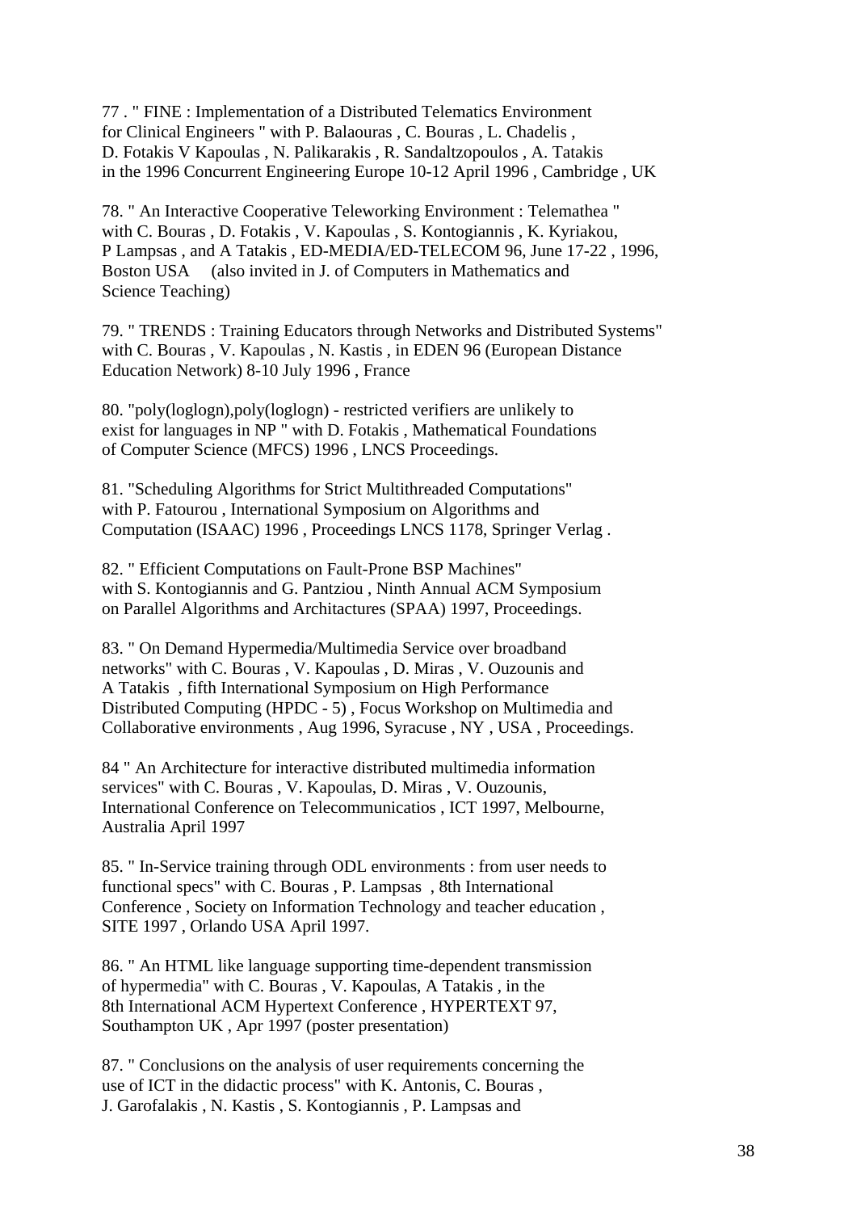77 . " FINE : Implementation of a Distributed Telematics Environment for Clinical Engineers " with P. Balaouras , C. Bouras , L. Chadelis , D. Fotakis V Kapoulas , N. Palikarakis , R. Sandaltzopoulos , A. Tatakis in the 1996 Concurrent Engineering Europe 10-12 April 1996 , Cambridge , UK

78. " An Interactive Cooperative Teleworking Environment : Telemathea " with C. Bouras , D. Fotakis , V. Kapoulas , S. Kontogiannis , K. Kyriakou, P Lampsas , and A Tatakis , ED-MEDIA/ED-TELECOM 96, June 17-22 , 1996, Boston USA (also invited in J. of Computers in Mathematics and Science Teaching)

79. " TRENDS : Training Educators through Networks and Distributed Systems" with C. Bouras , V. Kapoulas , N. Kastis , in EDEN 96 (European Distance Education Network) 8-10 July 1996 , France

80. "poly(loglogn),poly(loglogn) - restricted verifiers are unlikely to exist for languages in NP " with D. Fotakis , Mathematical Foundations of Computer Science (MFCS) 1996 , LNCS Proceedings.

81. "Scheduling Algorithms for Strict Multithreaded Computations" with P. Fatourou , International Symposium on Algorithms and Computation (ISAAC) 1996 , Proceedings LNCS 1178, Springer Verlag .

82. " Efficient Computations on Fault-Prone BSP Machines" with S. Kontogiannis and G. Pantziou , Ninth Annual ACM Symposium on Parallel Algorithms and Architactures (SPAA) 1997, Proceedings.

83. " On Demand Hypermedia/Multimedia Service over broadband networks" with C. Bouras , V. Kapoulas , D. Miras , V. Ouzounis and A Tatakis , fifth International Symposium on High Performance Distributed Computing (HPDC - 5) , Focus Workshop on Multimedia and Collaborative environments , Aug 1996, Syracuse , NY , USA , Proceedings.

84 " An Architecture for interactive distributed multimedia information services" with C. Bouras , V. Kapoulas, D. Miras , V. Ouzounis, International Conference on Telecommunicatios , ICT 1997, Melbourne, Australia April 1997

85. " In-Service training through ODL environments : from user needs to functional specs" with C. Bouras , P. Lampsas , 8th International Conference , Society on Information Technology and teacher education , SITE 1997 , Orlando USA April 1997.

86. " An HTML like language supporting time-dependent transmission of hypermedia" with C. Bouras , V. Kapoulas, A Tatakis , in the 8th International ACM Hypertext Conference , HYPERTEXT 97, Southampton UK , Apr 1997 (poster presentation)

87. " Conclusions on the analysis of user requirements concerning the use of ICT in the didactic process" with K. Antonis, C. Bouras , J. Garofalakis , N. Kastis , S. Kontogiannis , P. Lampsas and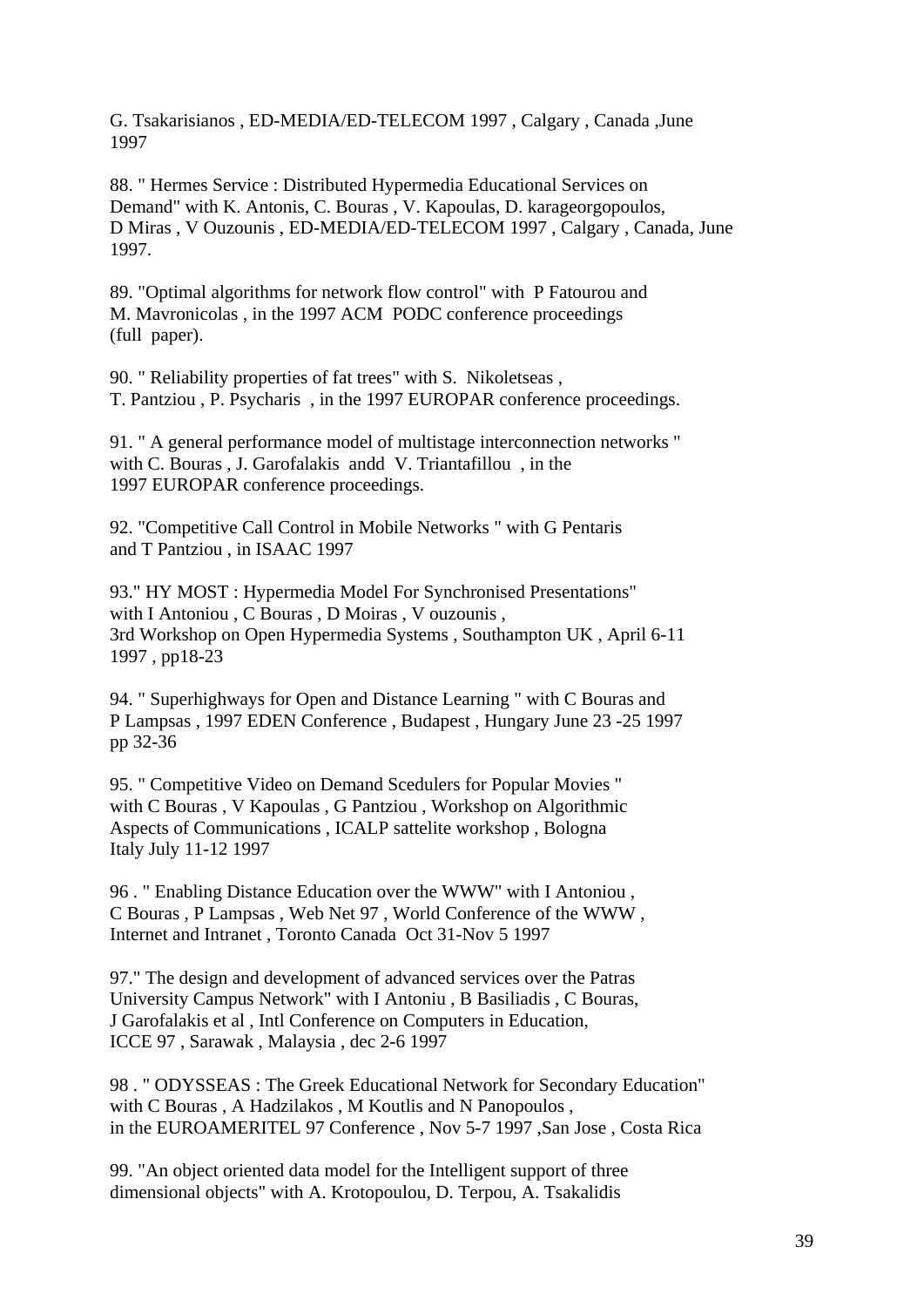G. Tsakarisianos , ED-MEDIA/ED-TELECOM 1997 , Calgary , Canada ,June 1997

88. " Hermes Service : Distributed Hypermedia Educational Services on Demand" with K. Antonis, C. Bouras , V. Kapoulas, D. karageorgopoulos, D Miras , V Ouzounis , ED-MEDIA/ED-TELECOM 1997 , Calgary , Canada, June 1997.

89. "Optimal algorithms for network flow control" with P Fatourou and M. Mavronicolas , in the 1997 ACM PODC conference proceedings (full paper).

90. " Reliability properties of fat trees" with S. Nikoletseas , T. Pantziou , P. Psycharis , in the 1997 EUROPAR conference proceedings.

91. " A general performance model of multistage interconnection networks " with C. Bouras , J. Garofalakis andd V. Triantafillou , in the 1997 EUROPAR conference proceedings.

92. "Competitive Call Control in Mobile Networks " with G Pentaris and T Pantziou , in ISAAC 1997

93." HY MOST : Hypermedia Model For Synchronised Presentations" with I Antoniou , C Bouras , D Moiras , V ouzounis , 3rd Workshop on Open Hypermedia Systems , Southampton UK , April 6-11 1997 , pp18-23

94. " Superhighways for Open and Distance Learning " with C Bouras and P Lampsas , 1997 EDEN Conference , Budapest , Hungary June 23 -25 1997 pp 32-36

95. " Competitive Video on Demand Scedulers for Popular Movies " with C Bouras , V Kapoulas , G Pantziou , Workshop on Algorithmic Aspects of Communications , ICALP sattelite workshop , Bologna Italy July 11-12 1997

96 . " Enabling Distance Education over the WWW" with I Antoniou , C Bouras , P Lampsas , Web Net 97 , World Conference of the WWW , Internet and Intranet , Toronto Canada Oct 31-Nov 5 1997

97." The design and development of advanced services over the Patras University Campus Network" with I Antoniu , B Basiliadis , C Bouras, J Garofalakis et al , Intl Conference on Computers in Education, ICCE 97 , Sarawak , Malaysia , dec 2-6 1997

98 . " ODYSSEAS : The Greek Educational Network for Secondary Education" with C Bouras , A Hadzilakos , M Koutlis and N Panopoulos , in the EUROAMERITEL 97 Conference , Nov 5-7 1997 ,San Jose , Costa Rica

99. "An object oriented data model for the Intelligent support of three dimensional objects" with A. Krotopoulou, D. Terpou, A. Tsakalidis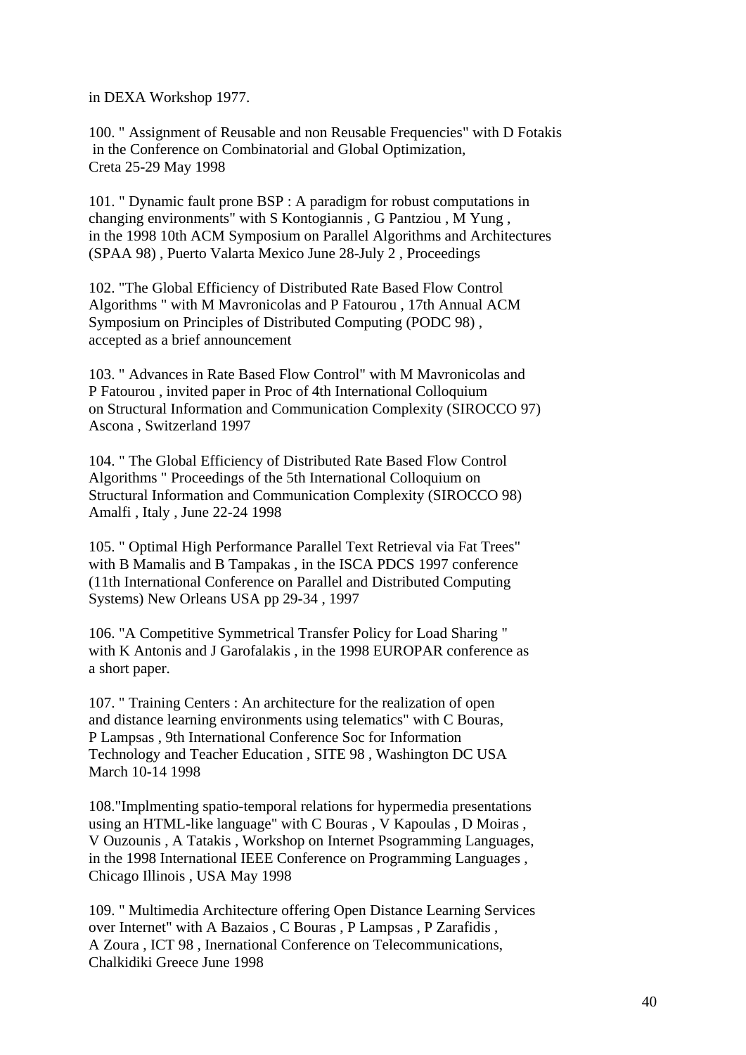in DEXA Workshop 1977.

100. " Assignment of Reusable and non Reusable Frequencies" with D Fotakis
 in the Conference on Combinatorial and Global Optimization,
Creta 25-29 May 1998

101. " Dynamic fault prone BSP : A paradigm for robust computations in
changing environments" with S Kontogiannis , G Pantziou , M Yung ,
in the 1998 10th ACM Symposium on Parallel Algorithms and Architectures
(SPAA 98) , Puerto Valarta Mexico June 28-July 2 , Proceedings

102. "The Global Efficiency of Distributed Rate Based Flow Control
Algorithms " with M Mavronicolas and P Fatourou , 17th Annual ACM
Symposium on Principles of Distributed Computing (PODC 98) ,
accepted as a brief announcement

103. " Advances in Rate Based Flow Control" with M Mavronicolas and
P Fatourou , invited paper in Proc of 4th International Colloquium
on Structural Information and Communication Complexity (SIROCCO 97)
Ascona , Switzerland 1997

104. " The Global Efficiency of Distributed Rate Based Flow Control
Algorithms " Proceedings of the 5th International Colloquium on
Structural Information and Communication Complexity (SIROCCO 98)
Amalfi , Italy , June 22-24 1998

105. " Optimal High Performance Parallel Text Retrieval via Fat Trees"
with B Mamalis and B Tampakas , in the ISCA PDCS 1997 conference
(11th International Conference on Parallel and Distributed Computing
Systems) New Orleans USA pp 29-34 , 1997

106. "A Competitive Symmetrical Transfer Policy for Load Sharing "
with K Antonis and J Garofalakis , in the 1998 EUROPAR conference as
a short paper.

107. " Training Centers : An architecture for the realization of open
and distance learning environments using telematics" with C Bouras,
P Lampsas , 9th International Conference Soc for Information
Technology and Teacher Education , SITE 98 , Washington DC USA
March 10-14 1998

108."Implmenting spatio-temporal relations for hypermedia presentations
using an HTML-like language" with C Bouras , V Kapoulas , D Moiras ,
V Ouzounis , A Tatakis , Workshop on Internet Psogramming Languages,
in the 1998 International IEEE Conference on Programming Languages ,
Chicago Illinois , USA May 1998

109. " Multimedia Architecture offering Open Distance Learning Services
over Internet" with A Bazaios , C Bouras , P Lampsas , P Zarafidis ,
A Zoura , ICT 98 , Inernational Conference on Telecommunications,
Chalkidiki Greece June 1998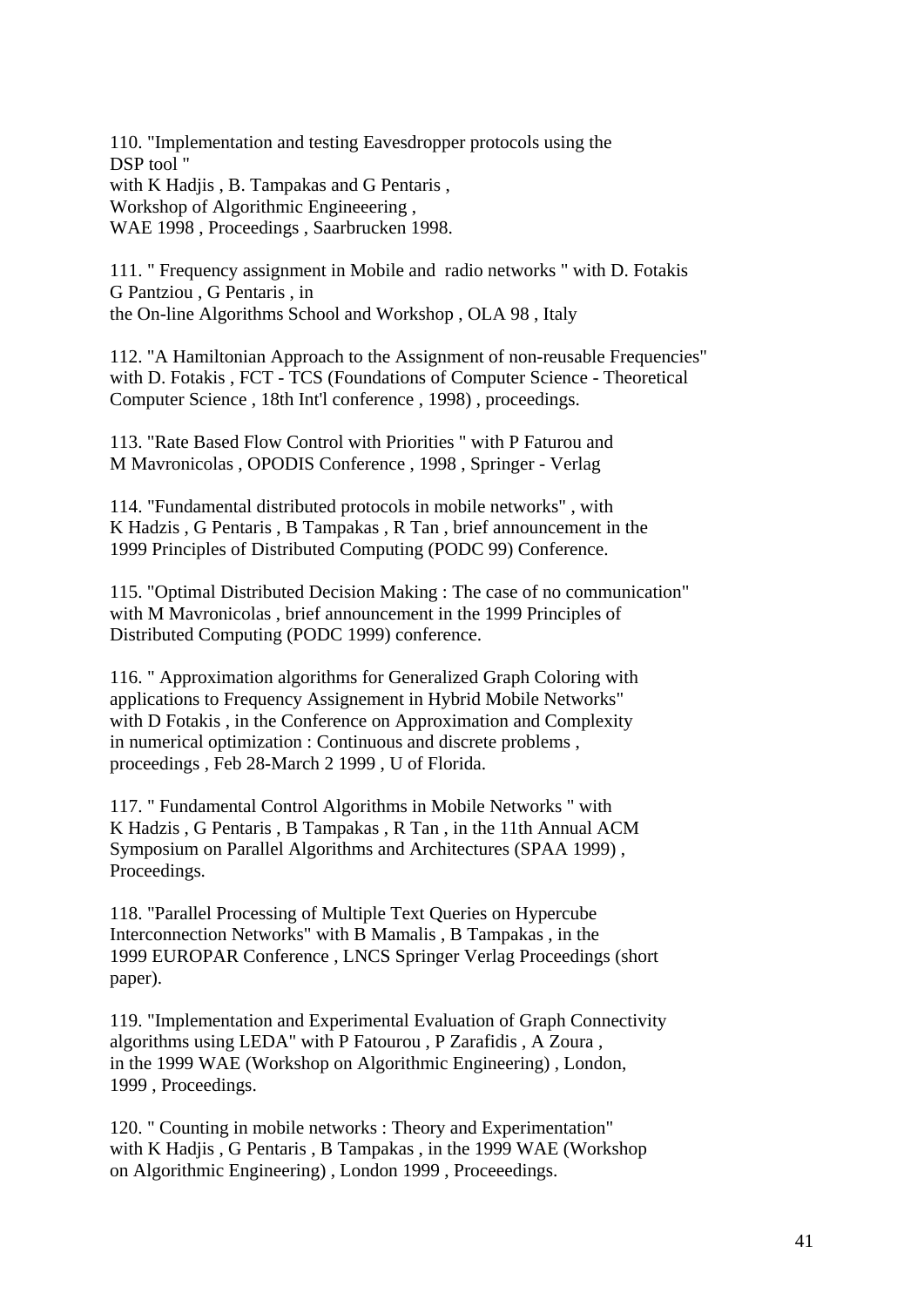110. "Implementation and testing Eavesdropper protocols using the DSP tool " with K Hadjis , B. Tampakas and G Pentaris , Workshop of Algorithmic Engineeering , WAE 1998 , Proceedings , Saarbrucken 1998.

111. " Frequency assignment in Mobile and radio networks " with D. Fotakis G Pantziou , G Pentaris , in the On-line Algorithms School and Workshop , OLA 98 , Italy

112. "A Hamiltonian Approach to the Assignment of non-reusable Frequencies" with D. Fotakis , FCT - TCS (Foundations of Computer Science - Theoretical Computer Science , 18th Int'l conference , 1998) , proceedings.

113. "Rate Based Flow Control with Priorities " with P Faturou and M Mavronicolas , OPODIS Conference , 1998 , Springer - Verlag

114. "Fundamental distributed protocols in mobile networks" , with K Hadzis , G Pentaris , B Tampakas , R Tan , brief announcement in the 1999 Principles of Distributed Computing (PODC 99) Conference.

115. "Optimal Distributed Decision Making : The case of no communication" with M Mavronicolas , brief announcement in the 1999 Principles of Distributed Computing (PODC 1999) conference.

116. " Approximation algorithms for Generalized Graph Coloring with applications to Frequency Assignement in Hybrid Mobile Networks" with D Fotakis , in the Conference on Approximation and Complexity in numerical optimization : Continuous and discrete problems , proceedings , Feb 28-March 2 1999 , U of Florida.

117. " Fundamental Control Algorithms in Mobile Networks " with K Hadzis , G Pentaris , B Tampakas , R Tan , in the 11th Annual ACM Symposium on Parallel Algorithms and Architectures (SPAA 1999) , Proceedings.

118. "Parallel Processing of Multiple Text Queries on Hypercube Interconnection Networks" with B Mamalis , B Tampakas , in the 1999 EUROPAR Conference , LNCS Springer Verlag Proceedings (short paper).

119. "Implementation and Experimental Evaluation of Graph Connectivity algorithms using LEDA" with P Fatourou , P Zarafidis , A Zoura , in the 1999 WAE (Workshop on Algorithmic Engineering) , London, 1999 , Proceedings.

120. " Counting in mobile networks : Theory and Experimentation" with K Hadjis , G Pentaris , B Tampakas , in the 1999 WAE (Workshop on Algorithmic Engineering) , London 1999 , Proceeedings.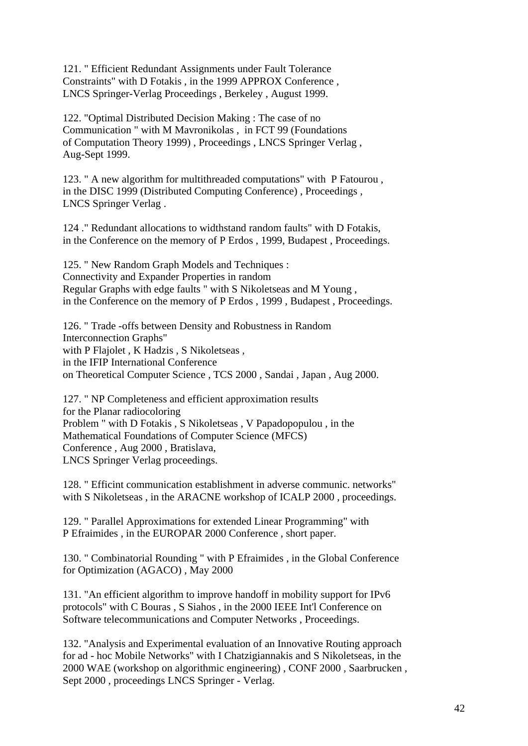121. " Efficient Redundant Assignments under Fault Tolerance Constraints" with D Fotakis , in the 1999 APPROX Conference , LNCS Springer-Verlag Proceedings , Berkeley , August 1999.

122. "Optimal Distributed Decision Making : The case of no Communication " with M Mavronikolas , in FCT 99 (Foundations of Computation Theory 1999) , Proceedings , LNCS Springer Verlag , Aug-Sept 1999.

123. " A new algorithm for multithreaded computations" with P Fatourou , in the DISC 1999 (Distributed Computing Conference) , Proceedings , LNCS Springer Verlag .

124 ." Redundant allocations to widthstand random faults" with D Fotakis, in the Conference on the memory of P Erdos , 1999, Budapest , Proceedings.

125. " New Random Graph Models and Techniques : Connectivity and Expander Properties in random Regular Graphs with edge faults " with S Nikoletseas and M Young , in the Conference on the memory of P Erdos , 1999 , Budapest , Proceedings.

126. " Trade -offs between Density and Robustness in Random Interconnection Graphs" with P Flajolet , K Hadzis , S Nikoletseas , in the IFIP International Conference on Theoretical Computer Science , TCS 2000 , Sandai , Japan , Aug 2000.

127. " NP Completeness and efficient approximation results for the Planar radiocoloring Problem " with D Fotakis , S Nikoletseas , V Papadopopulou , in the Mathematical Foundations of Computer Science (MFCS) Conference , Aug 2000 , Bratislava, LNCS Springer Verlag proceedings.

128. " Efficint communication establishment in adverse communic. networks" with S Nikoletseas , in the ARACNE workshop of ICALP 2000 , proceedings.

129. " Parallel Approximations for extended Linear Programming" with P Efraimides , in the EUROPAR 2000 Conference , short paper.

130. " Combinatorial Rounding " with P Efraimides , in the Global Conference for Optimization (AGACO) , May 2000

131. "An efficient algorithm to improve handoff in mobility support for IPv6 protocols" with C Bouras , S Siahos , in the 2000 IEEE Int'l Conference on Software telecommunications and Computer Networks , Proceedings.

132. "Analysis and Experimental evaluation of an Innovative Routing approach for ad - hoc Mobile Networks" with I Chatzigiannakis and S Nikoletseas, in the 2000 WAE (workshop on algorithmic engineering) , CONF 2000 , Saarbrucken , Sept 2000 , proceedings LNCS Springer - Verlag.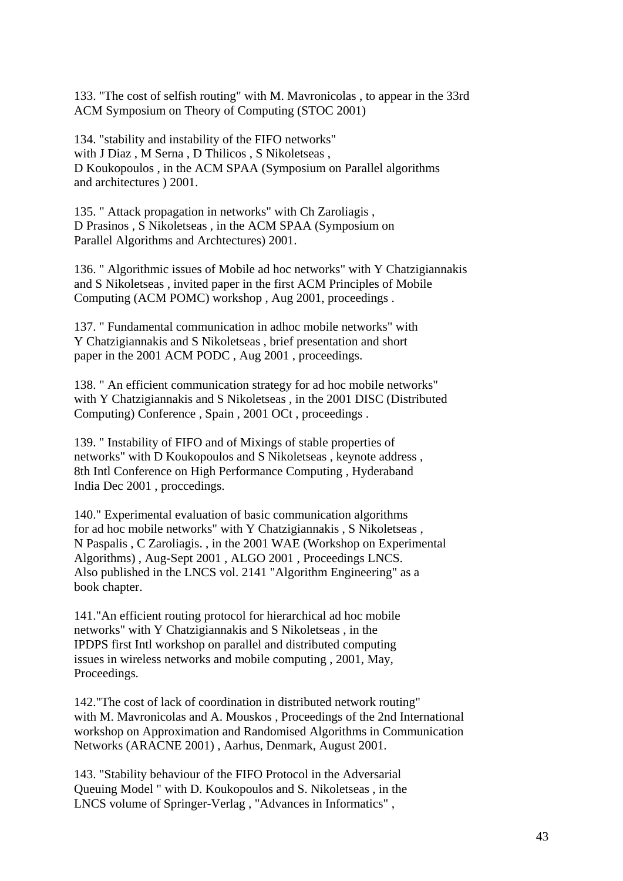133. "The cost of selfish routing" with M. Mavronicolas , to appear in the 33rd ACM Symposium on Theory of Computing (STOC 2001)

134. "stability and instability of the FIFO networks" with J Diaz , M Serna , D Thilicos , S Nikoletseas , D Koukopoulos , in the ACM SPAA (Symposium on Parallel algorithms and architectures ) 2001.

135. " Attack propagation in networks" with Ch Zaroliagis , D Prasinos , S Nikoletseas , in the ACM SPAA (Symposium on Parallel Algorithms and Archtectures) 2001.

136. " Algorithmic issues of Mobile ad hoc networks" with Y Chatzigiannakis and S Nikoletseas , invited paper in the first ACM Principles of Mobile Computing (ACM POMC) workshop , Aug 2001, proceedings .

137. " Fundamental communication in adhoc mobile networks" with Y Chatzigiannakis and S Nikoletseas , brief presentation and short paper in the 2001 ACM PODC , Aug 2001 , proceedings.

138. " An efficient communication strategy for ad hoc mobile networks" with Y Chatzigiannakis and S Nikoletseas , in the 2001 DISC (Distributed Computing) Conference , Spain , 2001 OCt , proceedings .

139. " Instability of FIFO and of Mixings of stable properties of networks" with D Koukopoulos and S Nikoletseas , keynote address , 8th Intl Conference on High Performance Computing , Hyderaband India Dec 2001 , proccedings.

140." Experimental evaluation of basic communication algorithms for ad hoc mobile networks" with Y Chatzigiannakis , S Nikoletseas , N Paspalis , C Zaroliagis. , in the 2001 WAE (Workshop on Experimental Algorithms) , Aug-Sept 2001 , ALGO 2001 , Proceedings LNCS. Also published in the LNCS vol. 2141 "Algorithm Engineering" as a book chapter.

141."An efficient routing protocol for hierarchical ad hoc mobile networks" with Y Chatzigiannakis and S Nikoletseas , in the IPDPS first Intl workshop on parallel and distributed computing issues in wireless networks and mobile computing , 2001, May, Proceedings.

142."The cost of lack of coordination in distributed network routing" with M. Mavronicolas and A. Mouskos , Proceedings of the 2nd International workshop on Approximation and Randomised Algorithms in Communication Networks (ARACNE 2001) , Aarhus, Denmark, August 2001.

143. "Stability behaviour of the FIFO Protocol in the Adversarial Queuing Model " with D. Koukopoulos and S. Nikoletseas , in the LNCS volume of Springer-Verlag , "Advances in Informatics" ,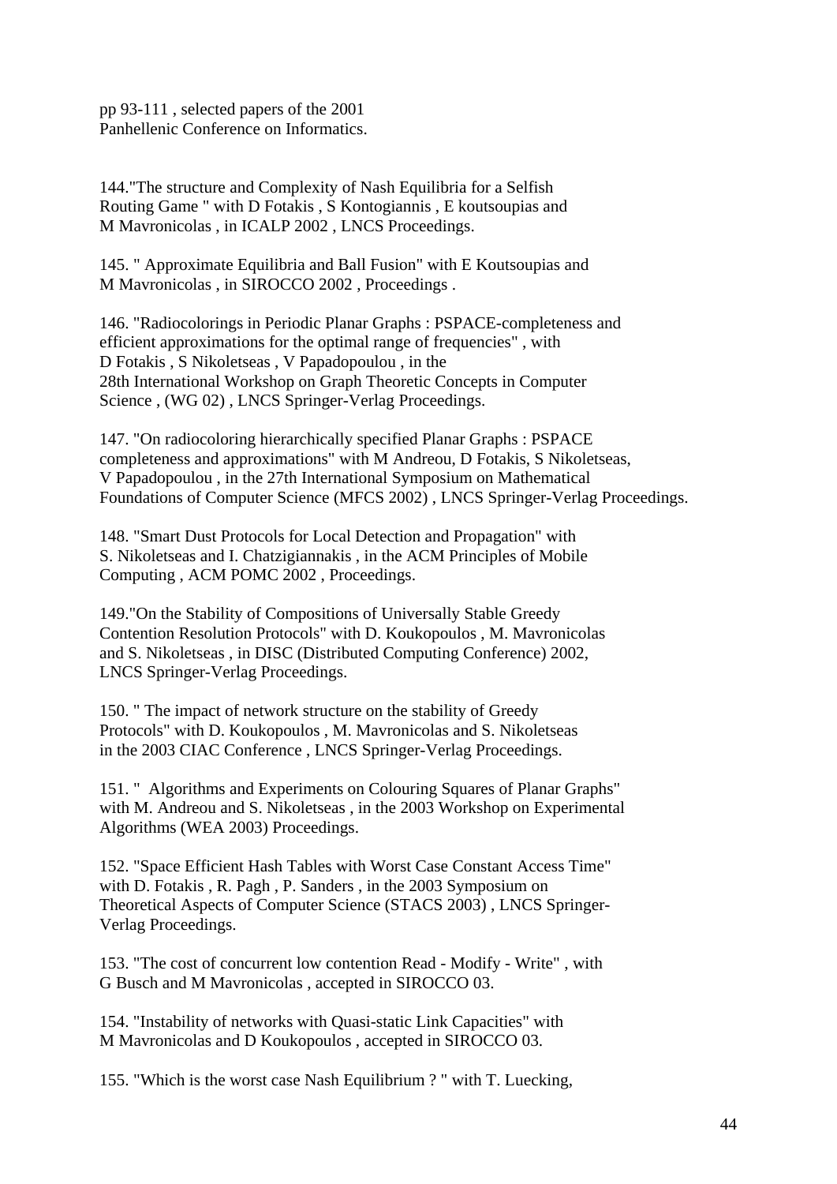pp 93-111 , selected papers of the 2001 Panhellenic Conference on Informatics.

144."The structure and Complexity of Nash Equilibria for a Selfish Routing Game " with D Fotakis , S Kontogiannis , E koutsoupias and M Mavronicolas , in ICALP 2002 , LNCS Proceedings.

145. " Approximate Equilibria and Ball Fusion" with E Koutsoupias and M Mavronicolas , in SIROCCO 2002 , Proceedings .

146. "Radiocolorings in Periodic Planar Graphs : PSPACE-completeness and efficient approximations for the optimal range of frequencies" , with D Fotakis , S Nikoletseas , V Papadopoulou , in the 28th International Workshop on Graph Theoretic Concepts in Computer Science , (WG 02) , LNCS Springer-Verlag Proceedings.

147. "On radiocoloring hierarchically specified Planar Graphs : PSPACE completeness and approximations" with M Andreou, D Fotakis, S Nikoletseas, V Papadopoulou , in the 27th International Symposium on Mathematical Foundations of Computer Science (MFCS 2002) , LNCS Springer-Verlag Proceedings.

148. "Smart Dust Protocols for Local Detection and Propagation" with S. Nikoletseas and I. Chatzigiannakis , in the ACM Principles of Mobile Computing , ACM POMC 2002 , Proceedings.

149."On the Stability of Compositions of Universally Stable Greedy Contention Resolution Protocols" with D. Koukopoulos , M. Mavronicolas and S. Nikoletseas , in DISC (Distributed Computing Conference) 2002, LNCS Springer-Verlag Proceedings.

150. " The impact of network structure on the stability of Greedy Protocols" with D. Koukopoulos , M. Mavronicolas and S. Nikoletseas in the 2003 CIAC Conference , LNCS Springer-Verlag Proceedings.

151. " Algorithms and Experiments on Colouring Squares of Planar Graphs" with M. Andreou and S. Nikoletseas , in the 2003 Workshop on Experimental Algorithms (WEA 2003) Proceedings.

152. "Space Efficient Hash Tables with Worst Case Constant Access Time" with D. Fotakis , R. Pagh , P. Sanders , in the 2003 Symposium on Theoretical Aspects of Computer Science (STACS 2003) , LNCS Springer-Verlag Proceedings.

153. "The cost of concurrent low contention Read - Modify - Write" , with G Busch and M Mavronicolas , accepted in SIROCCO 03.

154. "Instability of networks with Quasi-static Link Capacities" with M Mavronicolas and D Koukopoulos , accepted in SIROCCO 03.

155. "Which is the worst case Nash Equilibrium ? " with T. Luecking,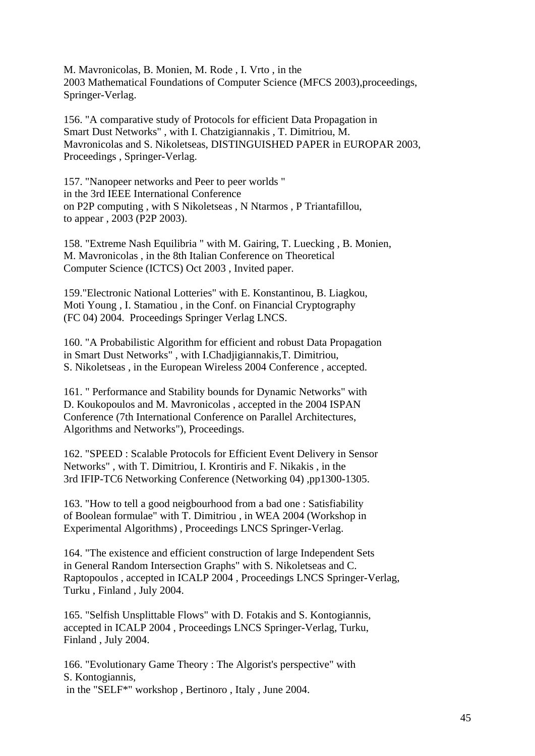M. Mavronicolas, B. Monien, M. Rode , I. Vrto , in the
2003 Mathematical Foundations of Computer Science (MFCS 2003),proceedings,
Springer-Verlag.

156. "A comparative study of Protocols for efficient Data Propagation in
Smart Dust Networks" , with I. Chatzigiannakis , T. Dimitriou, M.
Mavronicolas and S. Nikoletseas, DISTINGUISHED PAPER in EUROPAR 2003,
Proceedings , Springer-Verlag.

157. "Nanopeer networks and Peer to peer worlds "
in the 3rd IEEE International Conference
on P2P computing , with S Nikoletseas , N Ntarmos , P Triantafillou,
to appear , 2003 (P2P 2003).

158. "Extreme Nash Equilibria " with M. Gairing, T. Luecking , B. Monien,
M. Mavronicolas , in the 8th Italian Conference on Theoretical
Computer Science (ICTCS) Oct 2003 , Invited paper.

159."Electronic National Lotteries" with E. Konstantinou, B. Liagkou,
Moti Young , I. Stamatiou , in the Conf. on Financial Cryptography
(FC 04) 2004. Proceedings Springer Verlag LNCS.

160. "A Probabilistic Algorithm for efficient and robust Data Propagation
in Smart Dust Networks" , with I.Chadjigiannakis,T. Dimitriou,
S. Nikoletseas , in the European Wireless 2004 Conference , accepted.

161. " Performance and Stability bounds for Dynamic Networks" with
D. Koukopoulos and M. Mavronicolas , accepted in the 2004 ISPAN
Conference (7th International Conference on Parallel Architectures,
Algorithms and Networks"), Proceedings.

162. "SPEED : Scalable Protocols for Efficient Event Delivery in Sensor
Networks" , with T. Dimitriou, I. Krontiris and F. Nikakis , in the
3rd IFIP-TC6 Networking Conference (Networking 04) ,pp1300-1305.

163. "How to tell a good neigbourhood from a bad one : Satisfiability
of Boolean formulae" with T. Dimitriou , in WEA 2004 (Workshop in
Experimental Algorithms) , Proceedings LNCS Springer-Verlag.

164. "The existence and efficient construction of large Independent Sets
in General Random Intersection Graphs" with S. Nikoletseas and C.
Raptopoulos , accepted in ICALP 2004 , Proceedings LNCS Springer-Verlag,
Turku , Finland , July 2004.

165. "Selfish Unsplittable Flows" with D. Fotakis and S. Kontogiannis,
accepted in ICALP 2004 , Proceedings LNCS Springer-Verlag, Turku,
Finland , July 2004.

166. "Evolutionary Game Theory : The Algorist's perspective" with
S. Kontogiannis,
in the "SELF*" workshop , Bertinoro , Italy , June 2004.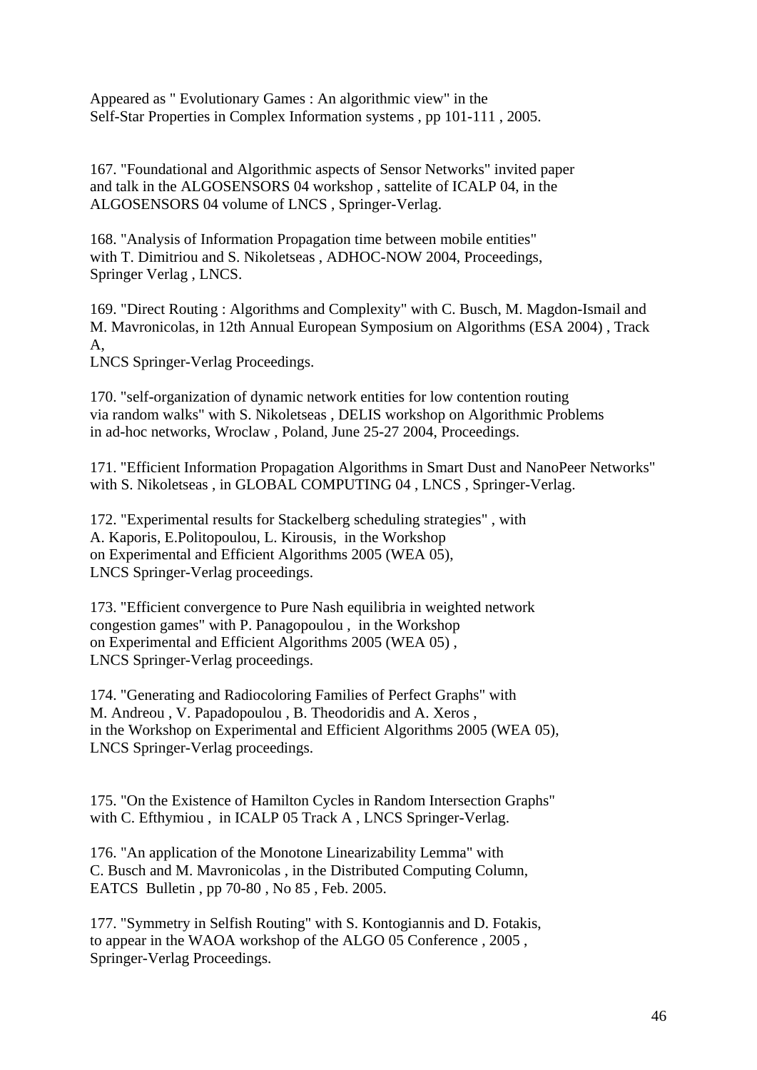Appeared as " Evolutionary Games : An algorithmic view" in the
Self-Star Properties in Complex Information systems , pp 101-111 , 2005.

167. "Foundational and Algorithmic aspects of Sensor Networks" invited paper
and talk in the ALGOSENSORS 04 workshop , sattelite of ICALP 04, in the
ALGOSENSORS 04 volume of LNCS , Springer-Verlag.

168. "Analysis of Information Propagation time between mobile entities"
with T. Dimitriou and S. Nikoletseas , ADHOC-NOW 2004, Proceedings,
Springer Verlag , LNCS.

169. "Direct Routing : Algorithms and Complexity" with C. Busch, M. Magdon-Ismail and
M. Mavronicolas, in 12th Annual European Symposium on Algorithms (ESA 2004) , Track
A,
LNCS Springer-Verlag Proceedings.

170. "self-organization of dynamic network entities for low contention routing
via random walks" with S. Nikoletseas , DELIS workshop on Algorithmic Problems
in ad-hoc networks, Wroclaw , Poland, June 25-27 2004, Proceedings.

171. "Efficient Information Propagation Algorithms in Smart Dust and NanoPeer Networks"
with S. Nikoletseas , in GLOBAL COMPUTING 04 , LNCS , Springer-Verlag.

172. "Experimental results for Stackelberg scheduling strategies" , with
A. Kaporis, E.Politopoulou, L. Kirousis, in the Workshop
on Experimental and Efficient Algorithms 2005 (WEA 05),
LNCS Springer-Verlag proceedings.

173. "Efficient convergence to Pure Nash equilibria in weighted network
congestion games" with P. Panagopoulou , in the Workshop
on Experimental and Efficient Algorithms 2005 (WEA 05) ,
LNCS Springer-Verlag proceedings.

174. "Generating and Radiocoloring Families of Perfect Graphs" with
M. Andreou , V. Papadopoulou , B. Theodoridis and A. Xeros ,
in the Workshop on Experimental and Efficient Algorithms 2005 (WEA 05),
LNCS Springer-Verlag proceedings.

175. "On the Existence of Hamilton Cycles in Random Intersection Graphs"
with C. Efthymiou , in ICALP 05 Track A , LNCS Springer-Verlag.

176. "An application of the Monotone Linearizability Lemma" with
C. Busch and M. Mavronicolas , in the Distributed Computing Column,
EATCS Bulletin , pp 70-80 , No 85 , Feb. 2005.

177. "Symmetry in Selfish Routing" with S. Kontogiannis and D. Fotakis,
to appear in the WAOA workshop of the ALGO 05 Conference , 2005 ,
Springer-Verlag Proceedings.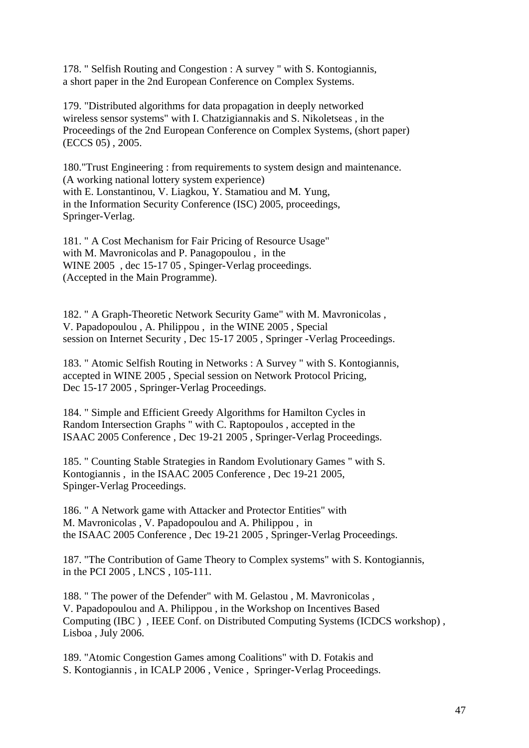178. " Selfish Routing and Congestion : A survey " with S. Kontogiannis, a short paper in the 2nd European Conference on Complex Systems.

179. "Distributed algorithms for data propagation in deeply networked wireless sensor systems" with I. Chatzigiannakis and S. Nikoletseas , in the Proceedings of the 2nd European Conference on Complex Systems, (short paper) (ECCS 05) , 2005.

180."Trust Engineering : from requirements to system design and maintenance. (A working national lottery system experience) with E. Lonstantinou, V. Liagkou, Y. Stamatiou and M. Yung, in the Information Security Conference (ISC) 2005, proceedings, Springer-Verlag.

181. " A Cost Mechanism for Fair Pricing of Resource Usage" with M. Mavronicolas and P. Panagopoulou , in the WINE 2005 , dec 15-17 05 , Spinger-Verlag proceedings. (Accepted in the Main Programme).

182. " A Graph-Theoretic Network Security Game" with M. Mavronicolas , V. Papadopoulou , A. Philippou , in the WINE 2005 , Special session on Internet Security , Dec 15-17 2005 , Springer -Verlag Proceedings.

183. " Atomic Selfish Routing in Networks : A Survey " with S. Kontogiannis, accepted in WINE 2005 , Special session on Network Protocol Pricing, Dec 15-17 2005 , Springer-Verlag Proceedings.

184. " Simple and Efficient Greedy Algorithms for Hamilton Cycles in Random Intersection Graphs " with C. Raptopoulos , accepted in the ISAAC 2005 Conference , Dec 19-21 2005 , Springer-Verlag Proceedings.

185. " Counting Stable Strategies in Random Evolutionary Games " with S. Kontogiannis , in the ISAAC 2005 Conference , Dec 19-21 2005, Spinger-Verlag Proceedings.

186. " A Network game with Attacker and Protector Entities" with M. Mavronicolas , V. Papadopoulou and A. Philippou , in the ISAAC 2005 Conference , Dec 19-21 2005 , Springer-Verlag Proceedings.

187. "The Contribution of Game Theory to Complex systems" with S. Kontogiannis, in the PCI 2005 , LNCS , 105-111.

188. " The power of the Defender" with M. Gelastou , M. Mavronicolas , V. Papadopoulou and A. Philippou , in the Workshop on Incentives Based Computing (IBC ) , IEEE Conf. on Distributed Computing Systems (ICDCS workshop) , Lisboa , July 2006.

189. "Atomic Congestion Games among Coalitions" with D. Fotakis and S. Kontogiannis , in ICALP 2006 , Venice , Springer-Verlag Proceedings.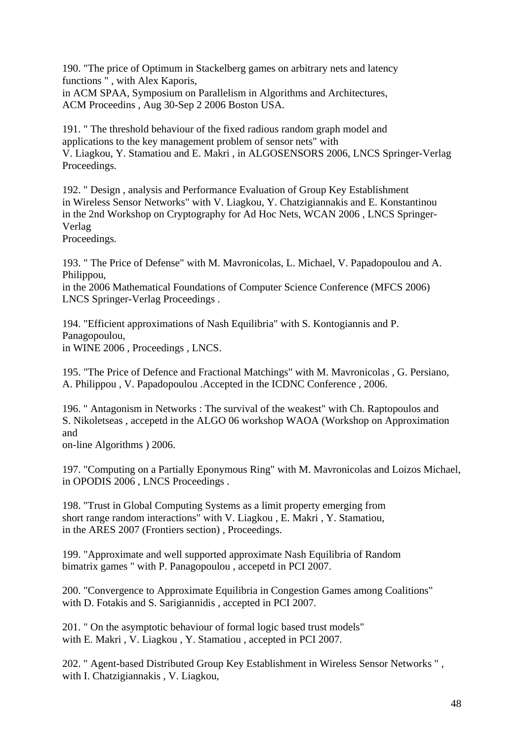190. "The price of Optimum in Stackelberg games on arbitrary nets and latency functions " , with Alex Kaporis,
in ACM SPAA, Symposium on Parallelism in Algorithms and Architectures, ACM Proceedins , Aug 30-Sep 2 2006 Boston USA.

191. " The threshold behaviour of the fixed radious random graph model and applications to the key management problem of sensor nets" with V. Liagkou, Y. Stamatiou and E. Makri , in ALGOSENSORS 2006, LNCS Springer-Verlag Proceedings.

192. " Design , analysis and Performance Evaluation of Group Key Establishment in Wireless Sensor Networks" with V. Liagkou, Y. Chatzigiannakis and E. Konstantinou in the 2nd Workshop on Cryptography for Ad Hoc Nets, WCAN 2006 , LNCS Springer-Verlag
Proceedings.

193. " The Price of Defense" with M. Mavronicolas, L. Michael, V. Papadopoulou and A. Philippou,
in the 2006 Mathematical Foundations of Computer Science Conference (MFCS 2006) LNCS Springer-Verlag Proceedings .

194. "Efficient approximations of Nash Equilibria" with S. Kontogiannis and P. Panagopoulou,
in WINE 2006 , Proceedings , LNCS.

195. "The Price of Defence and Fractional Matchings" with M. Mavronicolas , G. Persiano, A. Philippou , V. Papadopoulou .Accepted in the ICDNC Conference , 2006.

196. " Antagonism in Networks : The survival of the weakest" with Ch. Raptopoulos and S. Nikoletseas , accepetd in the ALGO 06 workshop WAOA (Workshop on Approximation and
on-line Algorithms ) 2006.

197. "Computing on a Partially Eponymous Ring" with M. Mavronicolas and Loizos Michael, in OPODIS 2006 , LNCS Proceedings .

198. "Trust in Global Computing Systems as a limit property emerging from short range random interactions" with V. Liagkou , E. Makri , Y. Stamatiou, in the ARES 2007 (Frontiers section) , Proceedings.

199. "Approximate and well supported approximate Nash Equilibria of Random bimatrix games " with P. Panagopoulou , accepetd in PCI 2007.

200. "Convergence to Approximate Equilibria in Congestion Games among Coalitions" with D. Fotakis and S. Sarigiannidis , accepted in PCI 2007.

201. " On the asymptotic behaviour of formal logic based trust models" with E. Makri , V. Liagkou , Y. Stamatiou , accepted in PCI 2007.

202. " Agent-based Distributed Group Key Establishment in Wireless Sensor Networks " , with I. Chatzigiannakis , V. Liagkou,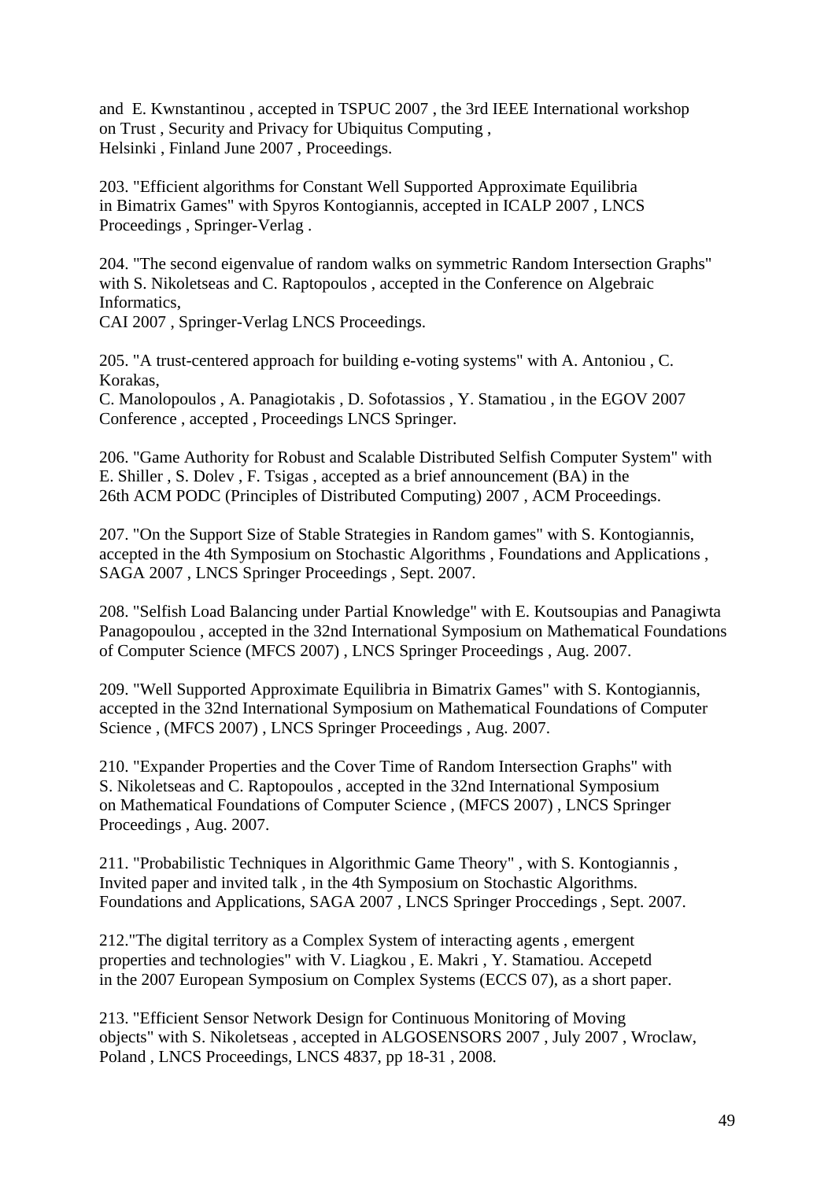and E. Kwnstantinou , accepted in TSPUC 2007 , the 3rd IEEE International workshop on Trust , Security and Privacy for Ubiquitus Computing , Helsinki , Finland June 2007 , Proceedings.

203. "Efficient algorithms for Constant Well Supported Approximate Equilibria in Bimatrix Games" with Spyros Kontogiannis, accepted in ICALP 2007 , LNCS Proceedings , Springer-Verlag .

204. "The second eigenvalue of random walks on symmetric Random Intersection Graphs" with S. Nikoletseas and C. Raptopoulos , accepted in the Conference on Algebraic Informatics, CAI 2007 , Springer-Verlag LNCS Proceedings.

205. "A trust-centered approach for building e-voting systems" with A. Antoniou , C. Korakas, C. Manolopoulos , A. Panagiotakis , D. Sofotassios , Y. Stamatiou , in the EGOV 2007 Conference , accepted , Proceedings LNCS Springer.

206. "Game Authority for Robust and Scalable Distributed Selfish Computer System" with E. Shiller , S. Dolev , F. Tsigas , accepted as a brief announcement (BA) in the 26th ACM PODC (Principles of Distributed Computing) 2007 , ACM Proceedings.

207. "On the Support Size of Stable Strategies in Random games" with S. Kontogiannis, accepted in the 4th Symposium on Stochastic Algorithms , Foundations and Applications , SAGA 2007 , LNCS Springer Proceedings , Sept. 2007.

208. "Selfish Load Balancing under Partial Knowledge" with E. Koutsoupias and Panagiwta Panagopoulou , accepted in the 32nd International Symposium on Mathematical Foundations of Computer Science (MFCS 2007) , LNCS Springer Proceedings , Aug. 2007.

209. "Well Supported Approximate Equilibria in Bimatrix Games" with S. Kontogiannis, accepted in the 32nd International Symposium on Mathematical Foundations of Computer Science , (MFCS 2007) , LNCS Springer Proceedings , Aug. 2007.

210. "Expander Properties and the Cover Time of Random Intersection Graphs" with S. Nikoletseas and C. Raptopoulos , accepted in the 32nd International Symposium on Mathematical Foundations of Computer Science , (MFCS 2007) , LNCS Springer Proceedings , Aug. 2007.

211. "Probabilistic Techniques in Algorithmic Game Theory" , with S. Kontogiannis , Invited paper and invited talk , in the 4th Symposium on Stochastic Algorithms. Foundations and Applications, SAGA 2007 , LNCS Springer Proccedings , Sept. 2007.

212."The digital territory as a Complex System of interacting agents , emergent properties and technologies" with V. Liagkou , E. Makri , Y. Stamatiou. Accepetd in the 2007 European Symposium on Complex Systems (ECCS 07), as a short paper.

213. "Efficient Sensor Network Design for Continuous Monitoring of Moving objects" with S. Nikoletseas , accepted in ALGOSENSORS 2007 , July 2007 , Wroclaw, Poland , LNCS Proceedings, LNCS 4837, pp 18-31 , 2008.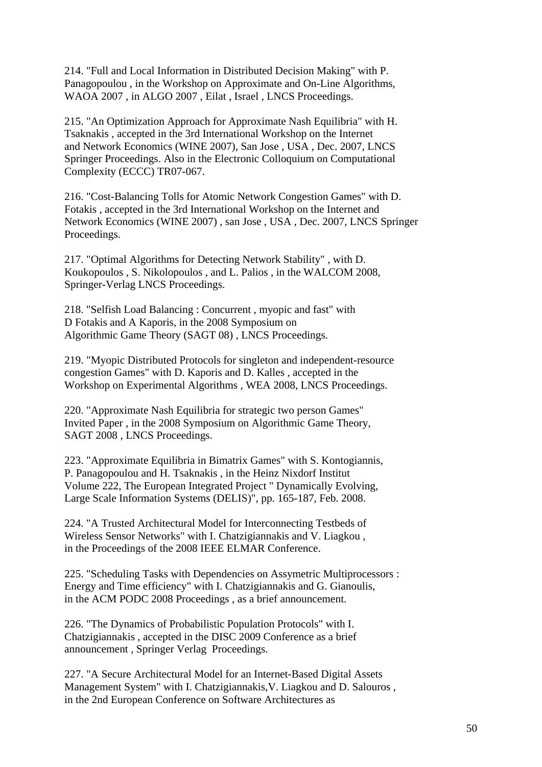214. "Full and Local Information in Distributed Decision Making" with P. Panagopoulou , in the Workshop on Approximate and On-Line Algorithms, WAOA 2007 , in ALGO 2007 , Eilat , Israel , LNCS Proceedings.

215. "An Optimization Approach for Approximate Nash Equilibria" with H. Tsaknakis , accepted in the 3rd International Workshop on the Internet and Network Economics (WINE 2007), San Jose , USA , Dec. 2007, LNCS Springer Proceedings. Also in the Electronic Colloquium on Computational Complexity (ECCC) TR07-067.

216. "Cost-Balancing Tolls for Atomic Network Congestion Games" with D. Fotakis , accepted in the 3rd International Workshop on the Internet and Network Economics (WINE 2007) , san Jose , USA , Dec. 2007, LNCS Springer Proceedings.

217. "Optimal Algorithms for Detecting Network Stability" , with D. Koukopoulos , S. Nikolopoulos , and L. Palios , in the WALCOM 2008, Springer-Verlag LNCS Proceedings.

218. "Selfish Load Balancing : Concurrent , myopic and fast" with D Fotakis and A Kaporis, in the 2008 Symposium on Algorithmic Game Theory (SAGT 08) , LNCS Proceedings.

219. "Myopic Distributed Protocols for singleton and independent-resource congestion Games" with D. Kaporis and D. Kalles , accepted in the Workshop on Experimental Algorithms , WEA 2008, LNCS Proceedings.

220. "Approximate Nash Equilibria for strategic two person Games" Invited Paper , in the 2008 Symposium on Algorithmic Game Theory, SAGT 2008 , LNCS Proceedings.

223. "Approximate Equilibria in Bimatrix Games" with S. Kontogiannis, P. Panagopoulou and H. Tsaknakis , in the Heinz Nixdorf Institut Volume 222, The European Integrated Project " Dynamically Evolving, Large Scale Information Systems (DELIS)", pp. 165-187, Feb. 2008.

224. "A Trusted Architectural Model for Interconnecting Testbeds of Wireless Sensor Networks" with I. Chatzigiannakis and V. Liagkou , in the Proceedings of the 2008 IEEE ELMAR Conference.

225. "Scheduling Tasks with Dependencies on Assymetric Multiprocessors : Energy and Time efficiency" with I. Chatzigiannakis and G. Gianoulis, in the ACM PODC 2008 Proceedings , as a brief announcement.

226. "The Dynamics of Probabilistic Population Protocols" with I. Chatzigiannakis , accepted in the DISC 2009 Conference as a brief announcement , Springer Verlag Proceedings.

227. "A Secure Architectural Model for an Internet-Based Digital Assets Management System" with I. Chatzigiannakis,V. Liagkou and D. Salouros , in the 2nd European Conference on Software Architectures as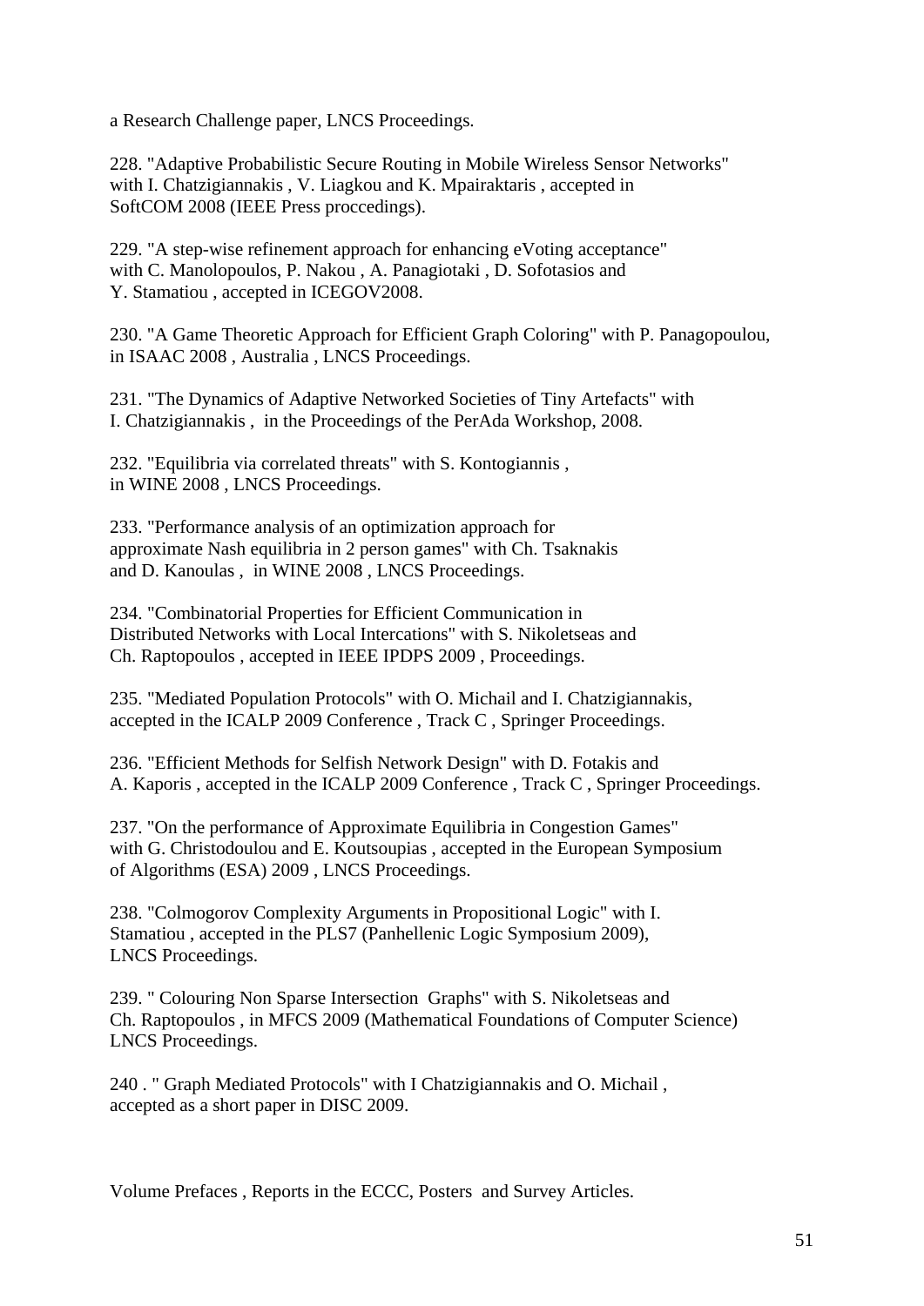a Research Challenge paper, LNCS Proceedings.

228. "Adaptive Probabilistic Secure Routing in Mobile Wireless Sensor Networks" with I. Chatzigiannakis , V. Liagkou and K. Mpairaktaris , accepted in SoftCOM 2008 (IEEE Press proccedings).

229. "A step-wise refinement approach for enhancing eVoting acceptance" with C. Manolopoulos, P. Nakou , A. Panagiotaki , D. Sofotasios and Y. Stamatiou , accepted in ICEGOV2008.

230. "A Game Theoretic Approach for Efficient Graph Coloring" with P. Panagopoulou, in ISAAC 2008 , Australia , LNCS Proceedings.

231. "The Dynamics of Adaptive Networked Societies of Tiny Artefacts" with I. Chatzigiannakis , in the Proceedings of the PerAda Workshop, 2008.

232. "Equilibria via correlated threats" with S. Kontogiannis , in WINE 2008 , LNCS Proceedings.

233. "Performance analysis of an optimization approach for approximate Nash equilibria in 2 person games" with Ch. Tsaknakis and D. Kanoulas , in WINE 2008 , LNCS Proceedings.

234. "Combinatorial Properties for Efficient Communication in Distributed Networks with Local Intercations" with S. Nikoletseas and Ch. Raptopoulos , accepted in IEEE IPDPS 2009 , Proceedings.

235. "Mediated Population Protocols" with O. Michail and I. Chatzigiannakis, accepted in the ICALP 2009 Conference , Track C , Springer Proceedings.

236. "Efficient Methods for Selfish Network Design" with D. Fotakis and A. Kaporis , accepted in the ICALP 2009 Conference , Track C , Springer Proceedings.

237. "On the performance of Approximate Equilibria in Congestion Games" with G. Christodoulou and E. Koutsoupias , accepted in the European Symposium of Algorithms (ESA) 2009 , LNCS Proceedings.

238. "Colmogorov Complexity Arguments in Propositional Logic" with I. Stamatiou , accepted in the PLS7 (Panhellenic Logic Symposium 2009), LNCS Proceedings.

239. " Colouring Non Sparse Intersection Graphs" with S. Nikoletseas and Ch. Raptopoulos , in MFCS 2009 (Mathematical Foundations of Computer Science) LNCS Proceedings.

240 . " Graph Mediated Protocols" with I Chatzigiannakis and O. Michail , accepted as a short paper in DISC 2009.

Volume Prefaces , Reports in the ECCC, Posters and Survey Articles.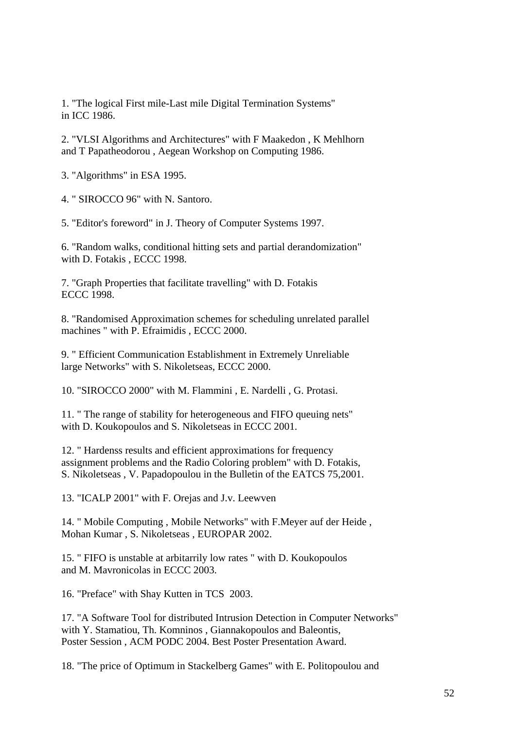1. "The logical First mile-Last mile Digital Termination Systems" in ICC 1986.

2. "VLSI Algorithms and Architectures" with F Maakedon , K Mehlhorn and T Papatheodorou , Aegean Workshop on Computing 1986.

3. "Algorithms" in ESA 1995.

4. " SIROCCO 96" with N. Santoro.

5. "Editor's foreword" in J. Theory of Computer Systems 1997.

6. "Random walks, conditional hitting sets and partial derandomization" with D. Fotakis , ECCC 1998.

7. "Graph Properties that facilitate travelling" with D. Fotakis ECCC 1998.

8. "Randomised Approximation schemes for scheduling unrelated parallel machines " with P. Efraimidis , ECCC 2000.

9. " Efficient Communication Establishment in Extremely Unreliable large Networks" with S. Nikoletseas, ECCC 2000.

10. "SIROCCO 2000" with M. Flammini , E. Nardelli , G. Protasi.

11. " The range of stability for heterogeneous and FIFO queuing nets" with D. Koukopoulos and S. Nikoletseas in ECCC 2001.

12. " Hardenss results and efficient approximations for frequency assignment problems and the Radio Coloring problem" with D. Fotakis, S. Nikoletseas , V. Papadopoulou in the Bulletin of the EATCS 75,2001.

13. "ICALP 2001" with F. Orejas and J.v. Leewven

14. " Mobile Computing , Mobile Networks" with F.Meyer auf der Heide , Mohan Kumar , S. Nikoletseas , EUROPAR 2002.

15. " FIFO is unstable at arbitarrily low rates " with D. Koukopoulos and M. Mavronicolas in ECCC 2003.

16. "Preface" with Shay Kutten in TCS 2003.

17. "A Software Tool for distributed Intrusion Detection in Computer Networks" with Y. Stamatiou, Th. Komninos , Giannakopoulos and Baleontis, Poster Session , ACM PODC 2004. Best Poster Presentation Award.

18. "The price of Optimum in Stackelberg Games" with E. Politopoulou and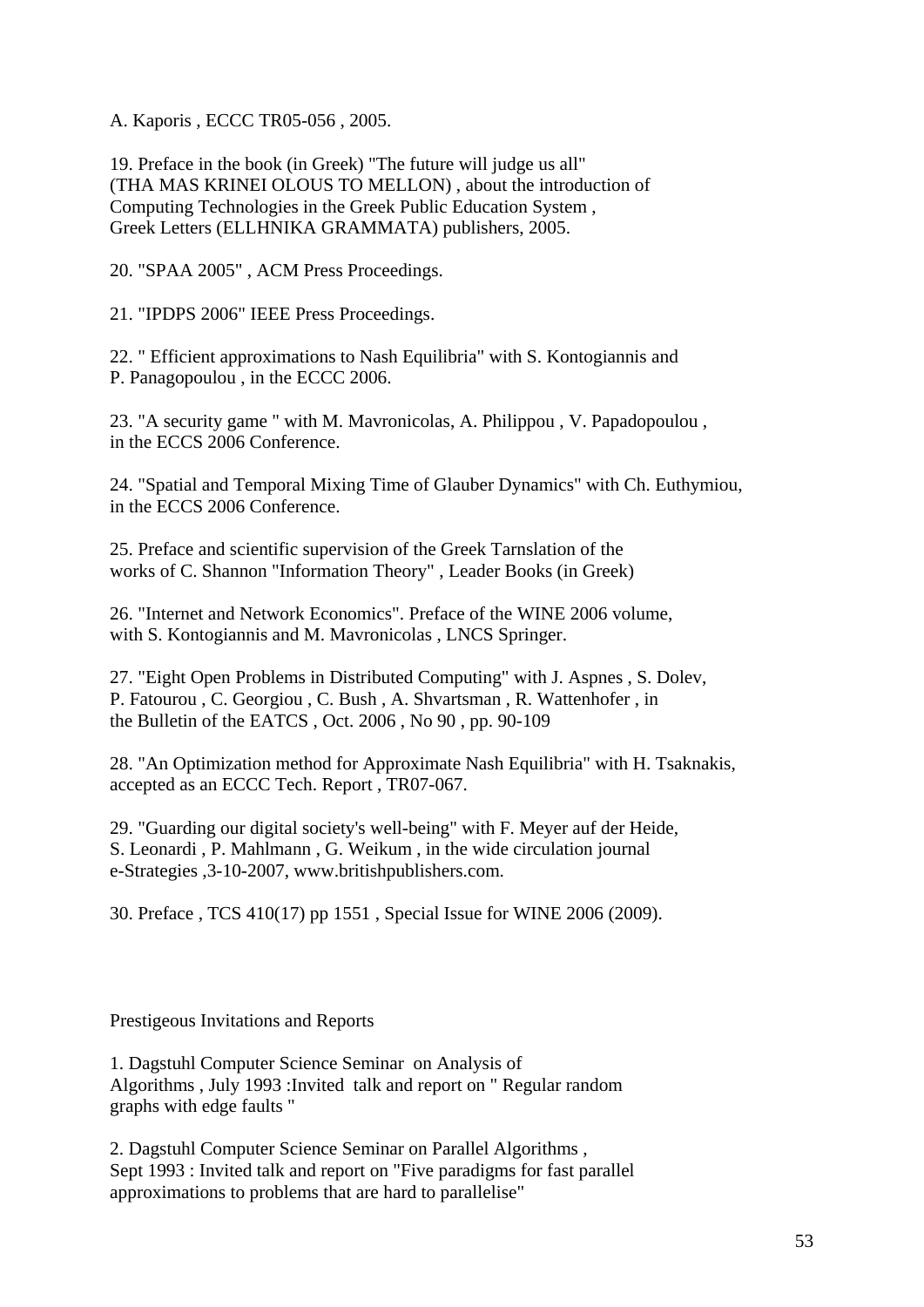A. Kaporis , ECCC TR05-056 , 2005.

19. Preface in the book (in Greek) "The future will judge us all" (THA MAS KRINEI OLOUS TO MELLON) , about the introduction of Computing Technologies in the Greek Public Education System , Greek Letters (ELLHNIKA GRAMMATA) publishers, 2005.

20. "SPAA 2005" , ACM Press Proceedings.

21. "IPDPS 2006" IEEE Press Proceedings.

22. " Efficient approximations to Nash Equilibria" with S. Kontogiannis and P. Panagopoulou , in the ECCC 2006.

23. "A security game " with M. Mavronicolas, A. Philippou , V. Papadopoulou , in the ECCS 2006 Conference.

24. "Spatial and Temporal Mixing Time of Glauber Dynamics" with Ch. Euthymiou, in the ECCS 2006 Conference.

25. Preface and scientific supervision of the Greek Tarnslation of the works of C. Shannon "Information Theory" , Leader Books (in Greek)

26. "Internet and Network Economics". Preface of the WINE 2006 volume, with S. Kontogiannis and M. Mavronicolas , LNCS Springer.

27. "Eight Open Problems in Distributed Computing" with J. Aspnes , S. Dolev, P. Fatourou , C. Georgiou , C. Bush , A. Shvartsman , R. Wattenhofer , in the Bulletin of the EATCS , Oct. 2006 , No 90 , pp. 90-109

28. "An Optimization method for Approximate Nash Equilibria" with H. Tsaknakis, accepted as an ECCC Tech. Report , TR07-067.

29. "Guarding our digital society's well-being" with F. Meyer auf der Heide, S. Leonardi , P. Mahlmann , G. Weikum , in the wide circulation journal e-Strategies ,3-10-2007, www.britishpublishers.com.

30. Preface , TCS 410(17) pp 1551 , Special Issue for WINE 2006 (2009).

Prestigeous Invitations and Reports

1. Dagstuhl Computer Science Seminar on Analysis of Algorithms , July 1993 :Invited talk and report on " Regular random graphs with edge faults "

2. Dagstuhl Computer Science Seminar on Parallel Algorithms , Sept 1993 : Invited talk and report on "Five paradigms for fast parallel approximations to problems that are hard to parallelise"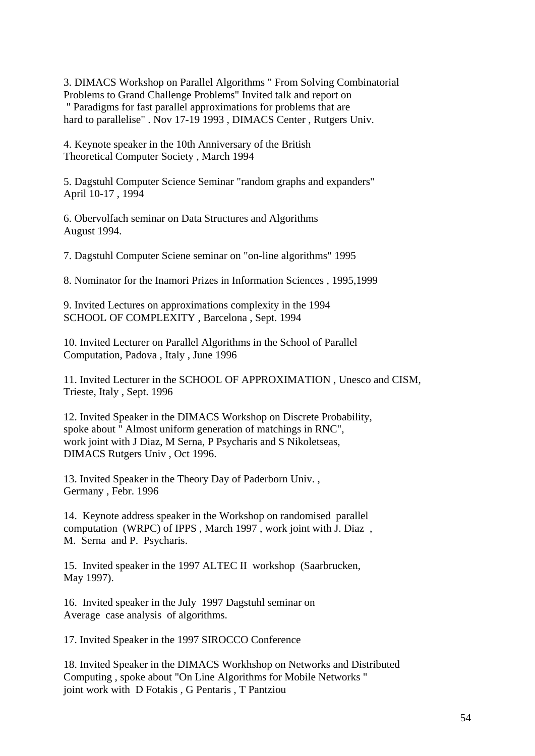3. DIMACS Workshop on Parallel Algorithms " From Solving Combinatorial Problems to Grand Challenge Problems" Invited talk and report on " Paradigms for fast parallel approximations for problems that are hard to parallelise" . Nov 17-19 1993 , DIMACS Center , Rutgers Univ.

4. Keynote speaker in the 10th Anniversary of the British Theoretical Computer Society , March 1994

5. Dagstuhl Computer Science Seminar "random graphs and expanders" April 10-17 , 1994

6. Obervolfach seminar on Data Structures and Algorithms August 1994.

7. Dagstuhl Computer Sciene seminar on "on-line algorithms" 1995

8. Nominator for the Inamori Prizes in Information Sciences , 1995,1999

9. Invited Lectures on approximations complexity in the 1994 SCHOOL OF COMPLEXITY , Barcelona , Sept. 1994

10. Invited Lecturer on Parallel Algorithms in the School of Parallel Computation, Padova , Italy , June 1996

11. Invited Lecturer in the SCHOOL OF APPROXIMATION , Unesco and CISM, Trieste, Italy , Sept. 1996

12. Invited Speaker in the DIMACS Workshop on Discrete Probability, spoke about " Almost uniform generation of matchings in RNC", work joint with J Diaz, M Serna, P Psycharis and S Nikoletseas, DIMACS Rutgers Univ , Oct 1996.

13. Invited Speaker in the Theory Day of Paderborn Univ. , Germany , Febr. 1996

14. Keynote address speaker in the Workshop on randomised parallel computation (WRPC) of IPPS , March 1997 , work joint with J. Diaz , M. Serna and P. Psycharis.

15. Invited speaker in the 1997 ALTEC II workshop (Saarbrucken, May 1997).

16. Invited speaker in the July 1997 Dagstuhl seminar on Average case analysis of algorithms.

17. Invited Speaker in the 1997 SIROCCO Conference

18. Invited Speaker in the DIMACS Workhshop on Networks and Distributed Computing , spoke about "On Line Algorithms for Mobile Networks " joint work with D Fotakis , G Pentaris , T Pantziou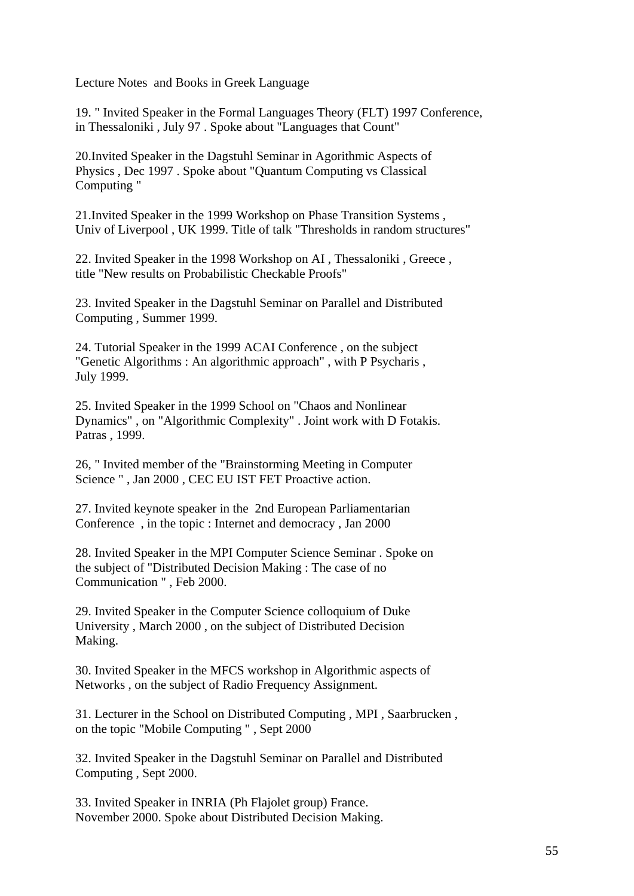Lecture Notes and Books in Greek Language

19. " Invited Speaker in the Formal Languages Theory (FLT) 1997 Conference, in Thessaloniki , July 97 . Spoke about "Languages that Count"

20.Invited Speaker in the Dagstuhl Seminar in Agorithmic Aspects of Physics , Dec 1997 . Spoke about "Quantum Computing vs Classical Computing "

21.Invited Speaker in the 1999 Workshop on Phase Transition Systems , Univ of Liverpool , UK 1999. Title of talk "Thresholds in random structures"

22. Invited Speaker in the 1998 Workshop on AI , Thessaloniki , Greece , title "New results on Probabilistic Checkable Proofs"

23. Invited Speaker in the Dagstuhl Seminar on Parallel and Distributed Computing , Summer 1999.

24. Tutorial Speaker in the 1999 ACAI Conference , on the subject "Genetic Algorithms : An algorithmic approach" , with P Psycharis , July 1999.

25. Invited Speaker in the 1999 School on "Chaos and Nonlinear Dynamics" , on "Algorithmic Complexity" . Joint work with D Fotakis. Patras , 1999.

26, " Invited member of the "Brainstorming Meeting in Computer Science " , Jan 2000 , CEC EU IST FET Proactive action.

27. Invited keynote speaker in the 2nd European Parliamentarian Conference , in the topic : Internet and democracy , Jan 2000

28. Invited Speaker in the MPI Computer Science Seminar . Spoke on the subject of "Distributed Decision Making : The case of no Communication " , Feb 2000.

29. Invited Speaker in the Computer Science colloquium of Duke University , March 2000 , on the subject of Distributed Decision Making.

30. Invited Speaker in the MFCS workshop in Algorithmic aspects of Networks , on the subject of Radio Frequency Assignment.

31. Lecturer in the School on Distributed Computing , MPI , Saarbrucken , on the topic "Mobile Computing " , Sept 2000

32. Invited Speaker in the Dagstuhl Seminar on Parallel and Distributed Computing , Sept 2000.

33. Invited Speaker in INRIA (Ph Flajolet group) France. November 2000. Spoke about Distributed Decision Making.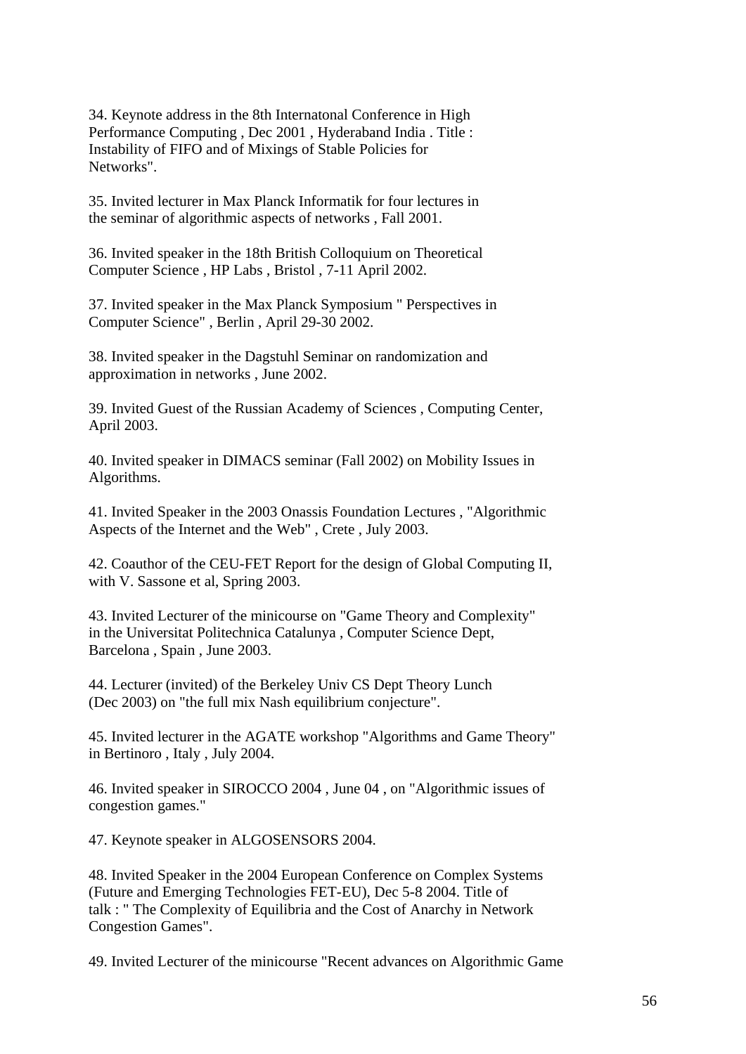34. Keynote address in the 8th Internatonal Conference in High Performance Computing , Dec 2001 , Hyderaband India . Title : Instability of FIFO and of Mixings of Stable Policies for Networks".

35. Invited lecturer in Max Planck Informatik for four lectures in the seminar of algorithmic aspects of networks , Fall 2001.

36. Invited speaker in the 18th British Colloquium on Theoretical Computer Science , HP Labs , Bristol , 7-11 April 2002.

37. Invited speaker in the Max Planck Symposium " Perspectives in Computer Science" , Berlin , April 29-30 2002.

38. Invited speaker in the Dagstuhl Seminar on randomization and approximation in networks , June 2002.

39. Invited Guest of the Russian Academy of Sciences , Computing Center, April 2003.

40. Invited speaker in DIMACS seminar (Fall 2002) on Mobility Issues in Algorithms.

41. Invited Speaker in the 2003 Onassis Foundation Lectures , "Algorithmic Aspects of the Internet and the Web" , Crete , July 2003.

42. Coauthor of the CEU-FET Report for the design of Global Computing II, with V. Sassone et al, Spring 2003.

43. Invited Lecturer of the minicourse on "Game Theory and Complexity" in the Universitat Politechnica Catalunya , Computer Science Dept, Barcelona , Spain , June 2003.

44. Lecturer (invited) of the Berkeley Univ CS Dept Theory Lunch (Dec 2003) on "the full mix Nash equilibrium conjecture".

45. Invited lecturer in the AGATE workshop "Algorithms and Game Theory" in Bertinoro , Italy , July 2004.

46. Invited speaker in SIROCCO 2004 , June 04 , on "Algorithmic issues of congestion games."

47. Keynote speaker in ALGOSENSORS 2004.

48. Invited Speaker in the 2004 European Conference on Complex Systems (Future and Emerging Technologies FET-EU), Dec 5-8 2004. Title of talk : " The Complexity of Equilibria and the Cost of Anarchy in Network Congestion Games".

49. Invited Lecturer of the minicourse "Recent advances on Algorithmic Game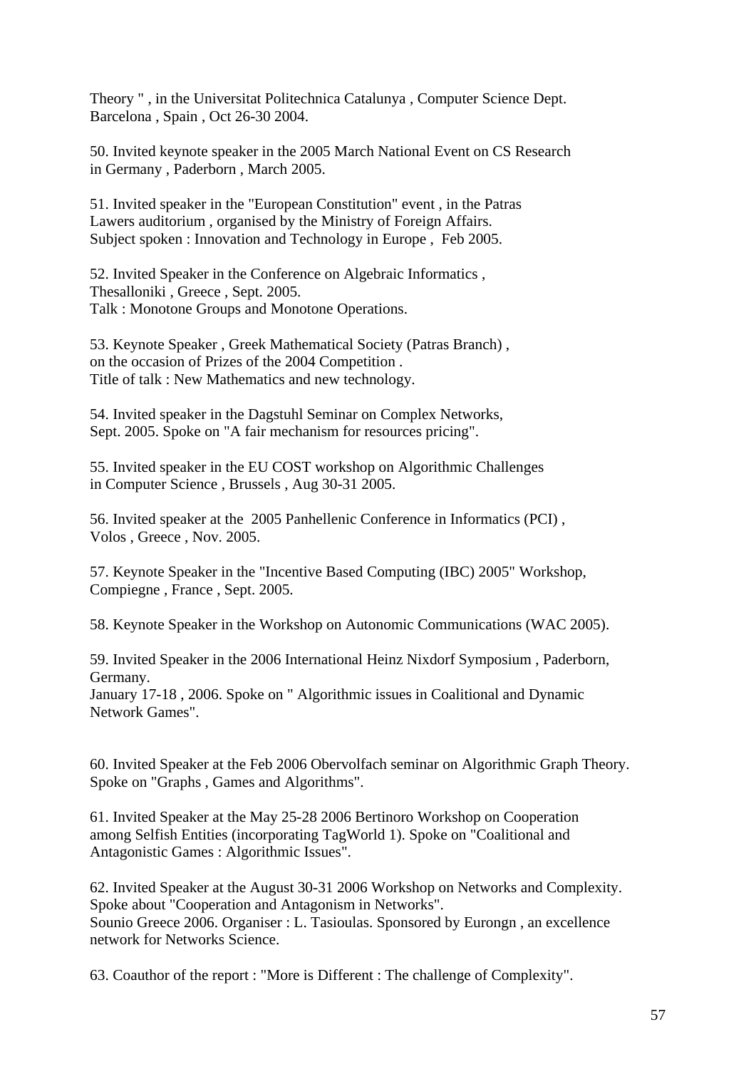Theory " , in the Universitat Politechnica Catalunya , Computer Science Dept. Barcelona , Spain , Oct 26-30 2004.

50. Invited keynote speaker in the 2005 March National Event on CS Research in Germany , Paderborn , March 2005.

51. Invited speaker in the "European Constitution" event , in the Patras Lawers auditorium , organised by the Ministry of Foreign Affairs. Subject spoken : Innovation and Technology in Europe , Feb 2005.

52. Invited Speaker in the Conference on Algebraic Informatics , Thesalloniki , Greece , Sept. 2005. Talk : Monotone Groups and Monotone Operations.

53. Keynote Speaker , Greek Mathematical Society (Patras Branch) , on the occasion of Prizes of the 2004 Competition . Title of talk : New Mathematics and new technology.

54. Invited speaker in the Dagstuhl Seminar on Complex Networks, Sept. 2005. Spoke on "A fair mechanism for resources pricing".

55. Invited speaker in the EU COST workshop on Algorithmic Challenges in Computer Science , Brussels , Aug 30-31 2005.

56. Invited speaker at the 2005 Panhellenic Conference in Informatics (PCI) , Volos , Greece , Nov. 2005.

57. Keynote Speaker in the "Incentive Based Computing (IBC) 2005" Workshop, Compiegne , France , Sept. 2005.

58. Keynote Speaker in the Workshop on Autonomic Communications (WAC 2005).

59. Invited Speaker in the 2006 International Heinz Nixdorf Symposium , Paderborn, Germany. January 17-18 , 2006. Spoke on " Algorithmic issues in Coalitional and Dynamic Network Games".

60. Invited Speaker at the Feb 2006 Obervolfach seminar on Algorithmic Graph Theory. Spoke on "Graphs , Games and Algorithms".

61. Invited Speaker at the May 25-28 2006 Bertinoro Workshop on Cooperation among Selfish Entities (incorporating TagWorld 1). Spoke on "Coalitional and Antagonistic Games : Algorithmic Issues".

62. Invited Speaker at the August 30-31 2006 Workshop on Networks and Complexity. Spoke about "Cooperation and Antagonism in Networks". Sounio Greece 2006. Organiser : L. Tasioulas. Sponsored by Eurongn , an excellence network for Networks Science.

63. Coauthor of the report : "More is Different : The challenge of Complexity".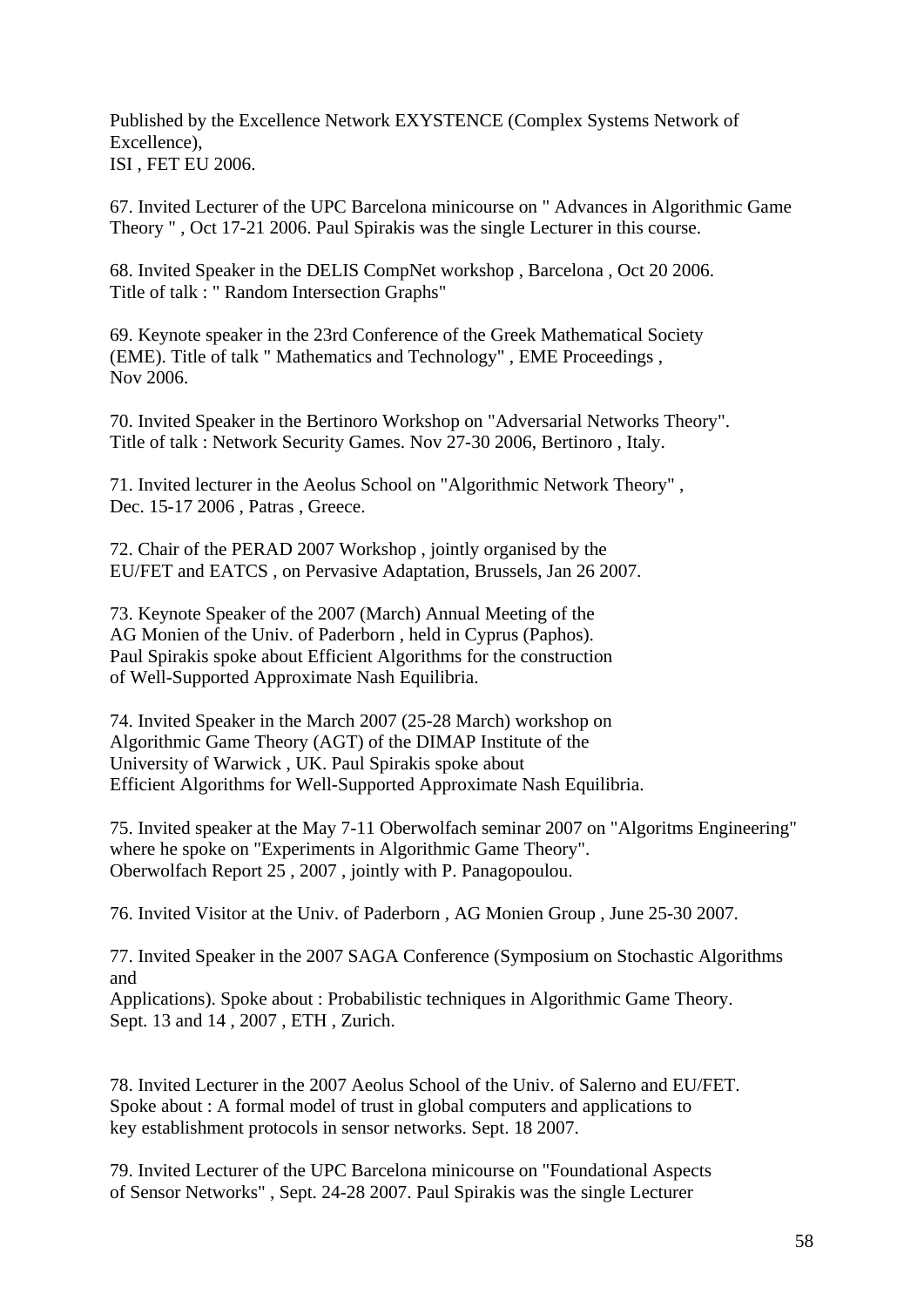Published by the Excellence Network EXYSTENCE (Complex Systems Network of Excellence),
ISI , FET EU 2006.

67. Invited Lecturer of the UPC Barcelona minicourse on " Advances in Algorithmic Game Theory " , Oct 17-21 2006. Paul Spirakis was the single Lecturer in this course.

68. Invited Speaker in the DELIS CompNet workshop , Barcelona , Oct 20 2006.
Title of talk : " Random Intersection Graphs"

69. Keynote speaker in the 23rd Conference of the Greek Mathematical Society (EME). Title of talk " Mathematics and Technology" , EME Proceedings , Nov 2006.

70. Invited Speaker in the Bertinoro Workshop on "Adversarial Networks Theory".
Title of talk : Network Security Games. Nov 27-30 2006, Bertinoro , Italy.

71. Invited lecturer in the Aeolus School on "Algorithmic Network Theory" , Dec. 15-17 2006 , Patras , Greece.

72. Chair of the PERAD 2007 Workshop , jointly organised by the EU/FET and EATCS , on Pervasive Adaptation, Brussels, Jan 26 2007.

73. Keynote Speaker of the 2007 (March) Annual Meeting of the AG Monien of the Univ. of Paderborn , held in Cyprus (Paphos).
Paul Spirakis spoke about Efficient Algorithms for the construction of Well-Supported Approximate Nash Equilibria.

74. Invited Speaker in the March 2007 (25-28 March) workshop on Algorithmic Game Theory (AGT) of the DIMAP Institute of the University of Warwick , UK. Paul Spirakis spoke about Efficient Algorithms for Well-Supported Approximate Nash Equilibria.

75. Invited speaker at the May 7-11 Oberwolfach seminar 2007 on "Algoritms Engineering" where he spoke on "Experiments in Algorithmic Game Theory".
Oberwolfach Report 25 , 2007 , jointly with P. Panagopoulou.

76. Invited Visitor at the Univ. of Paderborn , AG Monien Group , June 25-30 2007.

77. Invited Speaker in the 2007 SAGA Conference (Symposium on Stochastic Algorithms and
Applications). Spoke about : Probabilistic techniques in Algorithmic Game Theory.
Sept. 13 and 14 , 2007 , ETH , Zurich.

78. Invited Lecturer in the 2007 Aeolus School of the Univ. of Salerno and EU/FET.
Spoke about : A formal model of trust in global computers and applications to key establishment protocols in sensor networks. Sept. 18 2007.

79. Invited Lecturer of the UPC Barcelona minicourse on "Foundational Aspects of Sensor Networks" , Sept. 24-28 2007. Paul Spirakis was the single Lecturer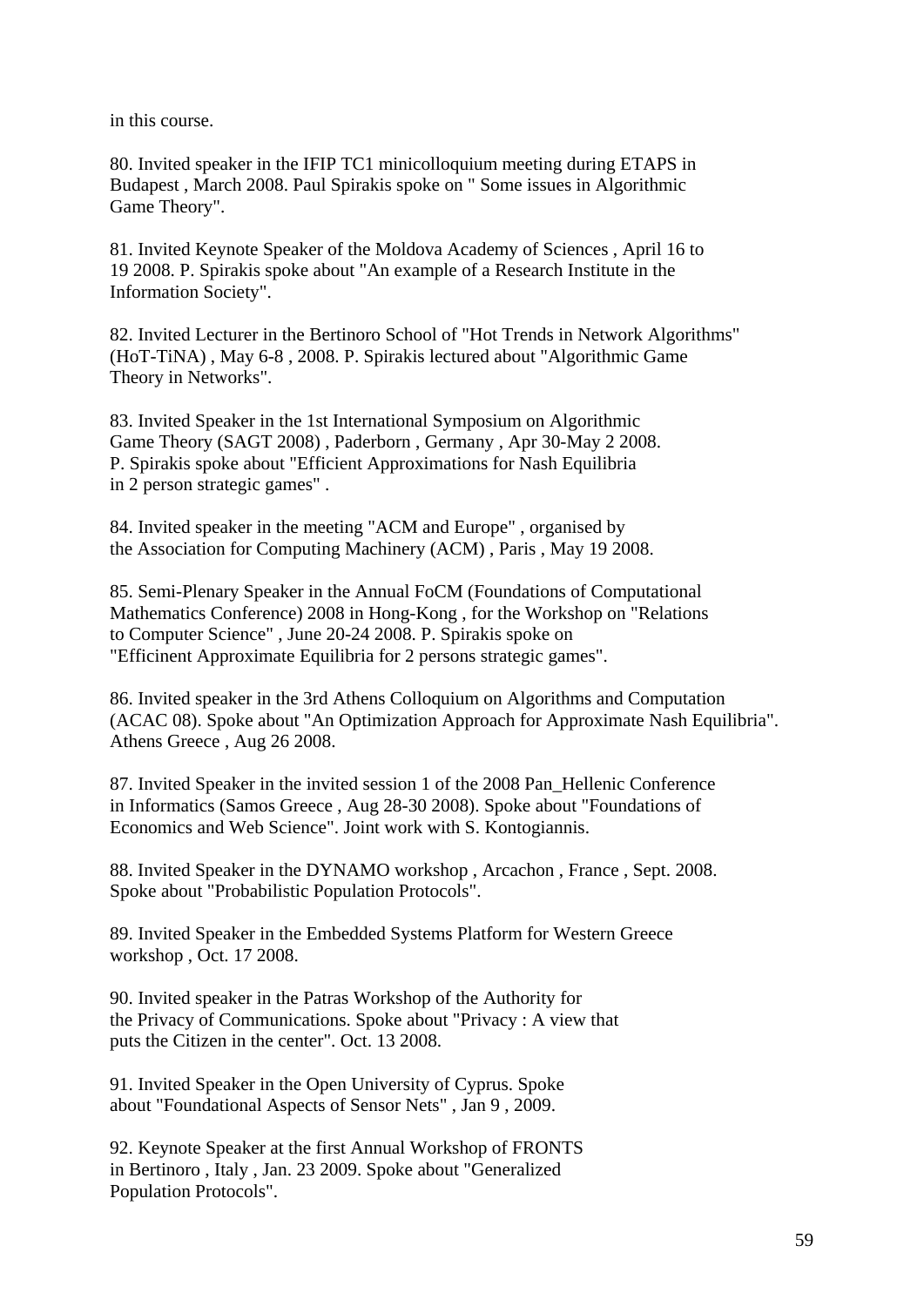in this course.

80. Invited speaker in the IFIP TC1 minicolloquium meeting during ETAPS in Budapest , March 2008. Paul Spirakis spoke on " Some issues in Algorithmic Game Theory".

81. Invited Keynote Speaker of the Moldova Academy of Sciences , April 16 to 19 2008. P. Spirakis spoke about "An example of a Research Institute in the Information Society".

82. Invited Lecturer in the Bertinoro School of "Hot Trends in Network Algorithms" (HoT-TiNA) , May 6-8 , 2008. P. Spirakis lectured about "Algorithmic Game Theory in Networks".

83. Invited Speaker in the 1st International Symposium on Algorithmic Game Theory (SAGT 2008) , Paderborn , Germany , Apr 30-May 2 2008. P. Spirakis spoke about "Efficient Approximations for Nash Equilibria in 2 person strategic games" .

84. Invited speaker in the meeting "ACM and Europe" , organised by the Association for Computing Machinery (ACM) , Paris , May 19 2008.

85. Semi-Plenary Speaker in the Annual FoCM (Foundations of Computational Mathematics Conference) 2008 in Hong-Kong , for the Workshop on "Relations to Computer Science" , June 20-24 2008. P. Spirakis spoke on "Efficinent Approximate Equilibria for 2 persons strategic games".

86. Invited speaker in the 3rd Athens Colloquium on Algorithms and Computation (ACAC 08). Spoke about "An Optimization Approach for Approximate Nash Equilibria". Athens Greece , Aug 26 2008.

87. Invited Speaker in the invited session 1 of the 2008 Pan_Hellenic Conference in Informatics (Samos Greece , Aug 28-30 2008). Spoke about "Foundations of Economics and Web Science". Joint work with S. Kontogiannis.

88. Invited Speaker in the DYNAMO workshop , Arcachon , France , Sept. 2008. Spoke about "Probabilistic Population Protocols".

89. Invited Speaker in the Embedded Systems Platform for Western Greece workshop , Oct. 17 2008.

90. Invited speaker in the Patras Workshop of the Authority for the Privacy of Communications. Spoke about "Privacy : A view that puts the Citizen in the center". Oct. 13 2008.

91. Invited Speaker in the Open University of Cyprus. Spoke about "Foundational Aspects of Sensor Nets" , Jan 9 , 2009.

92. Keynote Speaker at the first Annual Workshop of FRONTS in Bertinoro , Italy , Jan. 23 2009. Spoke about "Generalized Population Protocols".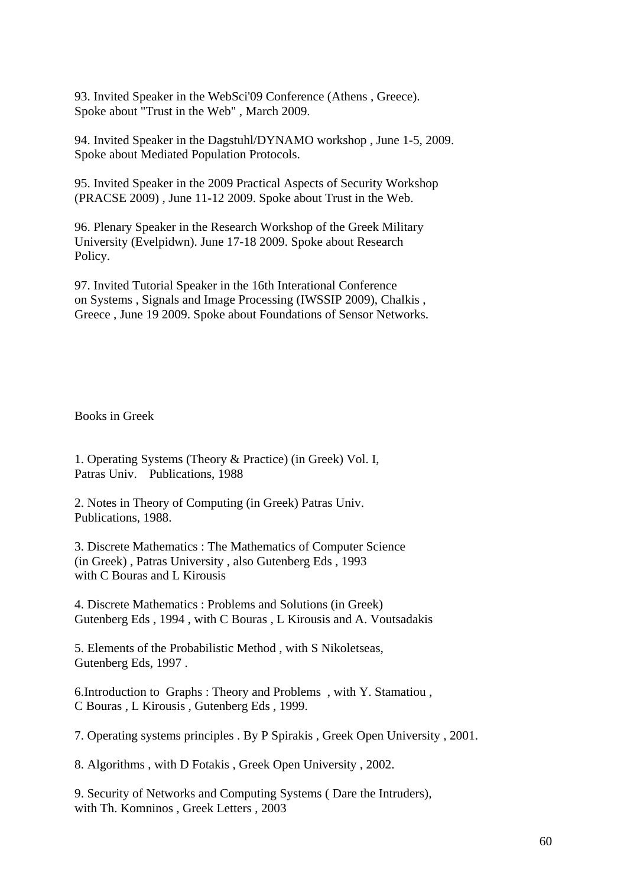93. Invited Speaker in the WebSci'09 Conference (Athens , Greece). Spoke about "Trust in the Web" , March 2009.

94. Invited Speaker in the Dagstuhl/DYNAMO workshop , June 1-5, 2009. Spoke about Mediated Population Protocols.

95. Invited Speaker in the 2009 Practical Aspects of Security Workshop (PRACSE 2009) , June 11-12 2009. Spoke about Trust in the Web.

96. Plenary Speaker in the Research Workshop of the Greek Military University (Evelpidwn). June 17-18 2009. Spoke about Research Policy.

97. Invited Tutorial Speaker in the 16th Interational Conference on Systems , Signals and Image Processing (IWSSIP 2009), Chalkis , Greece , June 19 2009. Spoke about Foundations of Sensor Networks.

## Books in Greek

1. Operating Systems (Theory & Practice) (in Greek) Vol. I, Patras Univ. Publications, 1988

2. Notes in Theory of Computing (in Greek) Patras Univ. Publications, 1988.

3. Discrete Mathematics : The Mathematics of Computer Science (in Greek) , Patras University , also Gutenberg Eds , 1993 with C Bouras and L Kirousis

4. Discrete Mathematics : Problems and Solutions (in Greek) Gutenberg Eds , 1994 , with C Bouras , L Kirousis and A. Voutsadakis

5. Elements of the Probabilistic Method , with S Nikoletseas, Gutenberg Eds, 1997 .

6.Introduction to Graphs : Theory and Problems , with Y. Stamatiou , C Bouras , L Kirousis , Gutenberg Eds , 1999.

7. Operating systems principles . By P Spirakis , Greek Open University , 2001.

8. Algorithms , with D Fotakis , Greek Open University , 2002.

9. Security of Networks and Computing Systems ( Dare the Intruders), with Th. Komninos , Greek Letters , 2003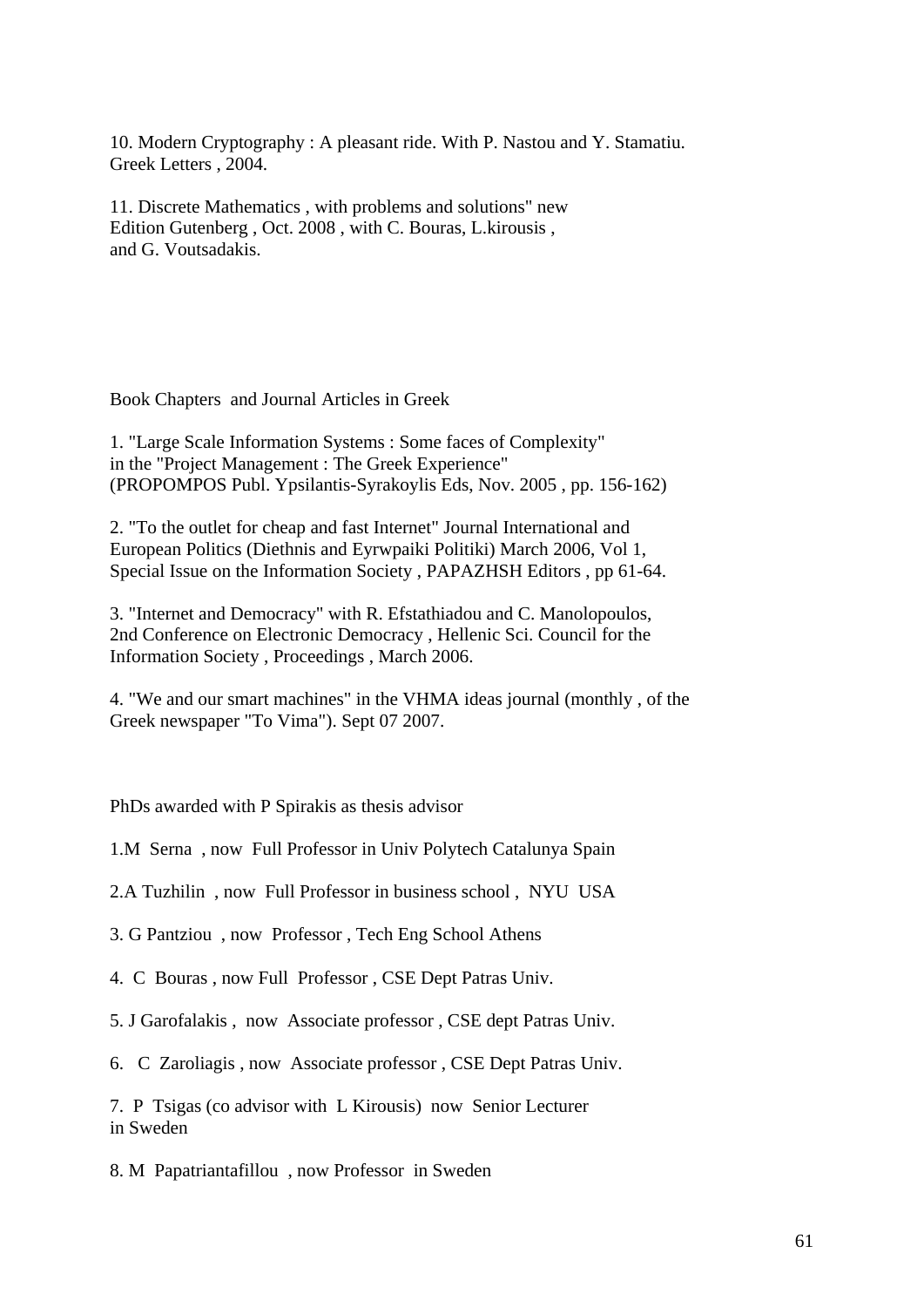10. Modern Cryptography : A pleasant ride. With P. Nastou and Y. Stamatiu. Greek Letters , 2004.

11. Discrete Mathematics , with problems and solutions" new Edition Gutenberg , Oct. 2008 , with C. Bouras, L.kirousis , and G. Voutsadakis.

## Book Chapters and Journal Articles in Greek

1. "Large Scale Information Systems : Some faces of Complexity" in the "Project Management : The Greek Experience" (PROPOMPOS Publ. Ypsilantis-Syrakoylis Eds, Nov. 2005 , pp. 156-162)

2. "To the outlet for cheap and fast Internet" Journal International and European Politics (Diethnis and Eyrwpaiki Politiki) March 2006, Vol 1, Special Issue on the Information Society , PAPAZHSH Editors , pp 61-64.

3. "Internet and Democracy" with R. Efstathiadou and C. Manolopoulos, 2nd Conference on Electronic Democracy , Hellenic Sci. Council for the Information Society , Proceedings , March 2006.

4. "We and our smart machines" in the VHMA ideas journal (monthly , of the Greek newspaper "To Vima"). Sept 07 2007.

## PhDs awarded with P Spirakis as thesis advisor

1. M Serna , now Full Professor in Univ Polytech Catalunya Spain

2. A Tuzhilin , now Full Professor in business school , NYU USA

3. G Pantziou , now Professor , Tech Eng School Athens

4. C Bouras , now Full Professor , CSE Dept Patras Univ.

5. J Garofalakis , now Associate professor , CSE dept Patras Univ.

6. C Zaroliagis , now Associate professor , CSE Dept Patras Univ.

7. P Tsigas (co advisor with L Kirousis) now Senior Lecturer in Sweden

8. M Papatriantafillou , now Professor in Sweden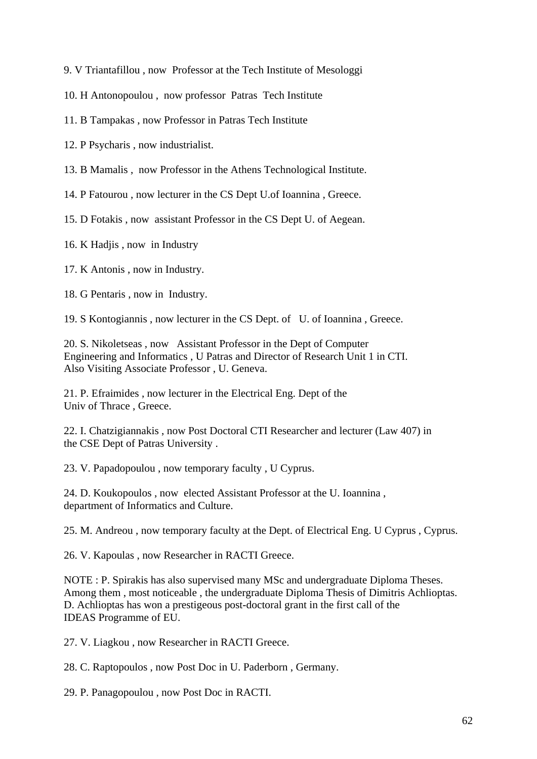9. V Triantafillou , now Professor at the Tech Institute of Mesologgi

10. H Antonopoulou , now professor Patras Tech Institute

11. B Tampakas , now Professor in Patras Tech Institute

12. P Psycharis , now industrialist.

13. B Mamalis , now Professor in the Athens Technological Institute.

14. P Fatourou , now lecturer in the CS Dept U.of Ioannina , Greece.

15. D Fotakis , now assistant Professor in the CS Dept U. of Aegean.

16. K Hadjis , now in Industry

17. K Antonis , now in Industry.

18. G Pentaris , now in Industry.

19. S Kontogiannis , now lecturer in the CS Dept. of U. of Ioannina , Greece.

20. S. Nikoletseas , now Assistant Professor in the Dept of Computer Engineering and Informatics , U Patras and Director of Research Unit 1 in CTI. Also Visiting Associate Professor , U. Geneva.

21. P. Efraimides , now lecturer in the Electrical Eng. Dept of the Univ of Thrace , Greece.

22. I. Chatzigiannakis , now Post Doctoral CTI Researcher and lecturer (Law 407) in the CSE Dept of Patras University .

23. V. Papadopoulou , now temporary faculty , U Cyprus.

24. D. Koukopoulos , now elected Assistant Professor at the U. Ioannina , department of Informatics and Culture.

25. M. Andreou , now temporary faculty at the Dept. of Electrical Eng. U Cyprus , Cyprus.

26. V. Kapoulas , now Researcher in RACTI Greece.

NOTE : P. Spirakis has also supervised many MSc and undergraduate Diploma Theses. Among them , most noticeable , the undergraduate Diploma Thesis of Dimitris Achlioptas. D. Achlioptas has won a prestigeous post-doctoral grant in the first call of the IDEAS Programme of EU.

27. V. Liagkou , now Researcher in RACTI Greece.

28. C. Raptopoulos , now Post Doc in U. Paderborn , Germany.

29. P. Panagopoulou , now Post Doc in RACTI.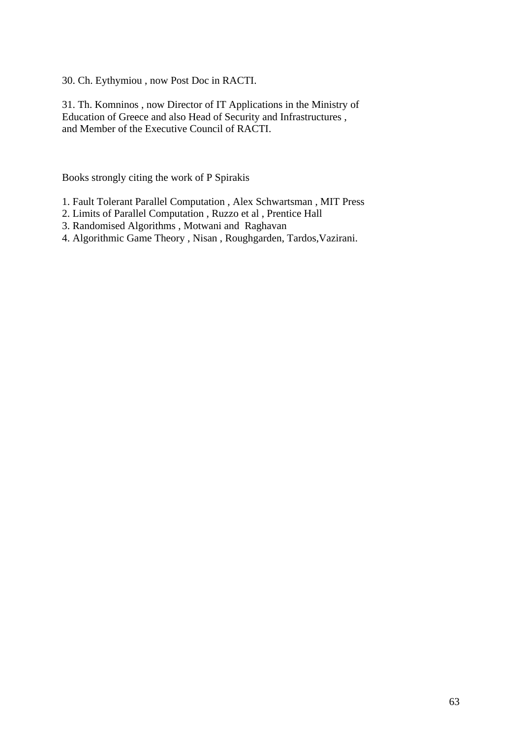30. Ch. Eythymiou , now Post Doc in RACTI.

31. Th. Komninos , now Director of IT Applications in the Ministry of Education of Greece and also Head of Security and Infrastructures , and Member of the Executive Council of RACTI.

Books strongly citing the work of P Spirakis

1. Fault Tolerant Parallel Computation , Alex Schwartsman , MIT Press
2. Limits of Parallel Computation , Ruzzo et al , Prentice Hall
3. Randomised Algorithms , Motwani and Raghavan
4. Algorithmic Game Theory , Nisan , Roughgarden, Tardos,Vazirani.